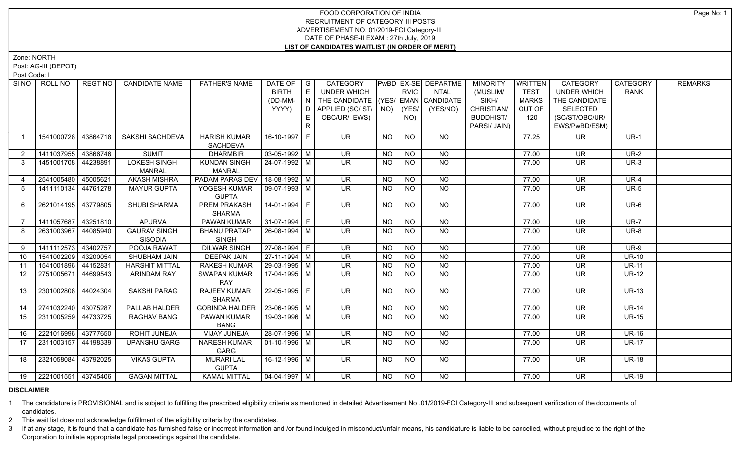# FOOD CORPORATION OF INDIA
## RECRUITMENT OF CATEGORY III POSTS
## ADVERTISEMENT NO. 01/2019-FCI Category-III
## DATE OF PHASE-II EXAM : 27th July, 2019
## LIST OF CANDIDATES WAITLIST (IN ORDER OF MERIT)

Zone: NORTH

Post: AG-III (DEPOT)

Post Code: I

| SI NO | ROLL NO | REGT NO | CANDIDATE NAME | FATHER'S NAME | DATE OF BIRTH (DD-MM-YYYY) | GENDER | CATEGORY UNDER WHICH THE CANDIDATE APPLIED (SC/ ST/ OBC/UR/ EWS) | PwBD (YES/ NO) | EX-SERVICEMAN (YES/ NO) | DEPARTMENTAL CANDIDATE (YES/NO) | MINORITY (MUSLIM/ SIKH/ CHRISTIAN/ BUDDHIST/ PARSI/ JAIN) | WRITTEN TEST MARKS OUT OF 120 | CATEGORY UNDER WHICH THE CANDIDATE SELECTED (SC/ST/OBC/UR/ EWS/PwBD/ESM) | CATEGORY RANK | REMARKS |
|---|---|---|---|---|---|---|---|---|---|---|---|---|---|---|---|
| 1 | 1541000728 | 43864718 | SAKSHI SACHDEVA | HARISH KUMAR SACHDEVA | 16-10-1997 | F | UR | NO | NO | NO | | 77.25 | UR | UR-1 | |
| 2 | 1411037955 | 43866746 | SUMIT | DHARMBIR | 03-05-1992 | M | UR | NO | NO | NO | | 77.00 | UR | UR-2 | |
| 3 | 1451001708 | 44238891 | LOKESH SINGH MANRAL | KUNDAN SINGH MANRAL | 24-07-1992 | M | UR | NO | NO | NO | | 77.00 | UR | UR-3 | |
| 4 | 2541005480 | 45005621 | AKASH MISHRA | PADAM PARAS DEV | 18-08-1992 | M | UR | NO | NO | NO | | 77.00 | UR | UR-4 | |
| 5 | 1411110134 | 44761278 | MAYUR GUPTA | YOGESH KUMAR GUPTA | 09-07-1993 | M | UR | NO | NO | NO | | 77.00 | UR | UR-5 | |
| 6 | 2621014195 | 43779805 | SHUBI SHARMA | PREM PRAKASH SHARMA | 14-01-1994 | F | UR | NO | NO | NO | | 77.00 | UR | UR-6 | |
| 7 | 1411057687 | 43251810 | APURVA | PAWAN KUMAR | 31-07-1994 | F | UR | NO | NO | NO | | 77.00 | UR | UR-7 | |
| 8 | 2631003967 | 44085940 | GAURAV SINGH SISODIA | BHANU PRATAP SINGH | 26-08-1994 | M | UR | NO | NO | NO | | 77.00 | UR | UR-8 | |
| 9 | 1411112573 | 43402757 | POOJA RAWAT | DILWAR SINGH | 27-08-1994 | F | UR | NO | NO | NO | | 77.00 | UR | UR-9 | |
| 10 | 1541002209 | 43200054 | SHUBHAM JAIN | DEEPAK JAIN | 27-11-1994 | M | UR | NO | NO | NO | | 77.00 | UR | UR-10 | |
| 11 | 1541001896 | 44152831 | HARSHIT MITTAL | RAKESH KUMAR | 29-03-1995 | M | UR | NO | NO | NO | | 77.00 | UR | UR-11 | |
| 12 | 2751005671 | 44699543 | ARINDAM RAY | SWAPAN KUMAR RAY | 17-04-1995 | M | UR | NO | NO | NO | | 77.00 | UR | UR-12 | |
| 13 | 2301002808 | 44024304 | SAKSHI PARAG | RAJEEV KUMAR SHARMA | 22-05-1995 | F | UR | NO | NO | NO | | 77.00 | UR | UR-13 | |
| 14 | 2741032240 | 43075287 | PALLAB HALDER | GOBINDA HALDER | 23-06-1995 | M | UR | NO | NO | NO | | 77.00 | UR | UR-14 | |
| 15 | 2311005259 | 44733725 | RAGHAV BANG | PAWAN KUMAR BANG | 19-03-1996 | M | UR | NO | NO | NO | | 77.00 | UR | UR-15 | |
| 16 | 2221016996 | 43777650 | ROHIT JUNEJA | VIJAY JUNEJA | 28-07-1996 | M | UR | NO | NO | NO | | 77.00 | UR | UR-16 | |
| 17 | 2311003157 | 44198339 | UPANSHU GARG | NARESH KUMAR GARG | 01-10-1996 | M | UR | NO | NO | NO | | 77.00 | UR | UR-17 | |
| 18 | 2321058084 | 43792025 | VIKAS GUPTA | MURARI LAL GUPTA | 16-12-1996 | M | UR | NO | NO | NO | | 77.00 | UR | UR-18 | |
| 19 | 2221001551 | 43745406 | GAGAN MITTAL | KAMAL MITTAL | 04-04-1997 | M | UR | NO | NO | NO | | 77.00 | UR | UR-19 | |

**DISCLAIMER**

1 The candidature is PROVISIONAL and is subject to fulfilling the prescribed eligibility criteria as mentioned in detailed Advertisement No .01/2019-FCI Category-III and subsequent verification of the documents of candidates.

2 This wait list does not acknowledge fulfillment of the eligibility criteria by the candidates.

3 If at any stage, it is found that a candidate has furnished false or incorrect information and /or found indulged in misconduct/unfair means, his candidature is liable to be cancelled, without prejudice to the right of the Corporation to initiate appropriate legal proceedings against the candidate.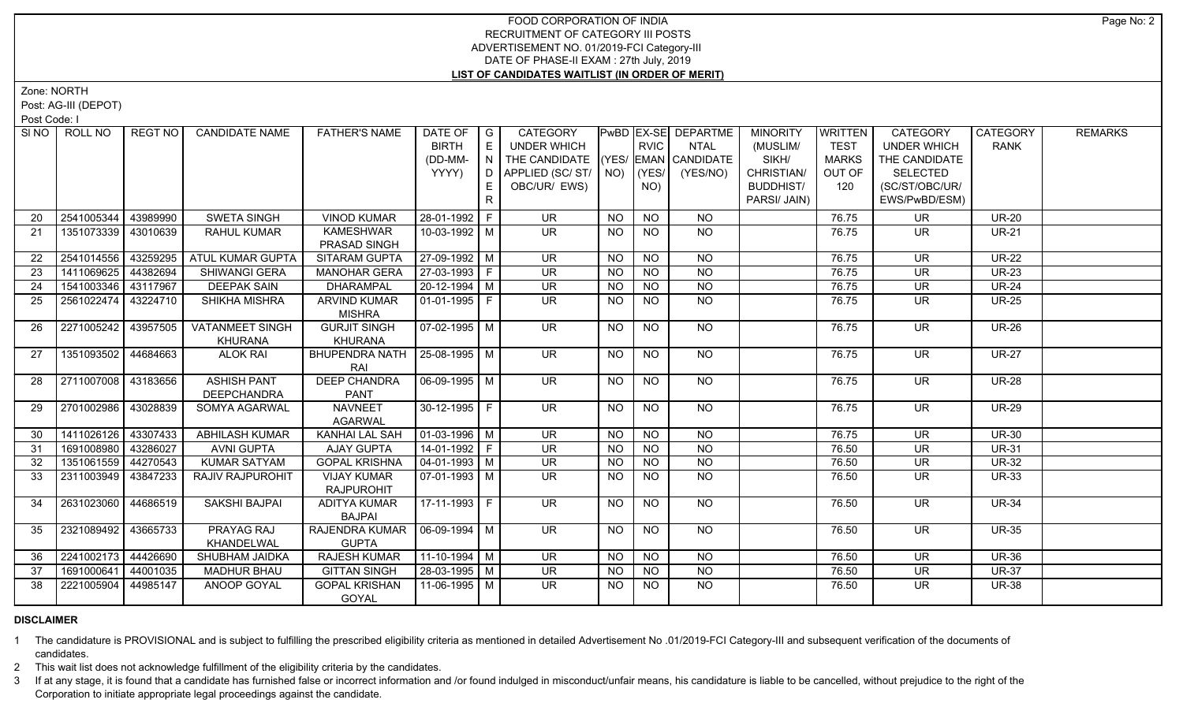# FOOD CORPORATION OF INDIA
## RECRUITMENT OF CATEGORY III POSTS
## ADVERTISEMENT NO. 01/2019-FCI Category-III
## DATE OF PHASE-II EXAM : 27th July, 2019
## LIST OF CANDIDATES WAITLIST (IN ORDER OF MERIT)

Zone: NORTH

Post: AG-III (DEPOT)

Post Code: I

| SI NO | ROLL NO | REGT NO | CANDIDATE NAME | FATHER'S NAME | DATE OF BIRTH (DD-MM-YYYY) | GENDER | CATEGORY UNDER WHICH THE CANDIDATE APPLIED (SC/ST/OBC/UR/ EWS) | PwBD (YES/NO) | EX-SERVICEMAN (YES/NO) | DEPARTMENTAL CANDIDATE (YES/NO) | MINORITY (MUSLIM/SIKH/CHRISTIAN/BUDDHIST/PARSI/JAIN) | WRITTEN TEST MARKS OUT OF 120 | CATEGORY UNDER WHICH THE CANDIDATE SELECTED (SC/ST/OBC/UR/EWS/PwBD/ESM) | CATEGORY RANK | REMARKS |
|---|---|---|---|---|---|---|---|---|---|---|---|---|---|---|---|
| 20 | 2541005344 | 43989990 | SWETA SINGH | VINOD KUMAR | 28-01-1992 | F | UR | NO | NO | NO | | 76.75 | UR | UR-20 | |
| 21 | 1351073339 | 43010639 | RAHUL KUMAR | KAMESHWAR PRASAD SINGH | 10-03-1992 | M | UR | NO | NO | NO | | 76.75 | UR | UR-21 | |
| 22 | 2541014556 | 43259295 | ATUL KUMAR GUPTA | SITARAM GUPTA | 27-09-1992 | M | UR | NO | NO | NO | | 76.75 | UR | UR-22 | |
| 23 | 1411069625 | 44382694 | SHIWANGI GERA | MANOHAR GERA | 27-03-1993 | F | UR | NO | NO | NO | | 76.75 | UR | UR-23 | |
| 24 | 1541003346 | 43117967 | DEEPAK SAIN | DHARAMPAL | 20-12-1994 | M | UR | NO | NO | NO | | 76.75 | UR | UR-24 | |
| 25 | 2561022474 | 43224710 | SHIKHA MISHRA | ARVIND KUMAR MISHRA | 01-01-1995 | F | UR | NO | NO | NO | | 76.75 | UR | UR-25 | |
| 26 | 2271005242 | 43957505 | VATANMEET SINGH KHURANA | GURJIT SINGH KHURANA | 07-02-1995 | M | UR | NO | NO | NO | | 76.75 | UR | UR-26 | |
| 27 | 1351093502 | 44684663 | ALOK RAI | BHUPENDRA NATH RAI | 25-08-1995 | M | UR | NO | NO | NO | | 76.75 | UR | UR-27 | |
| 28 | 2711007008 | 43183656 | ASHISH PANT DEEPCHANDRA | DEEP CHANDRA PANT | 06-09-1995 | M | UR | NO | NO | NO | | 76.75 | UR | UR-28 | |
| 29 | 2701002986 | 43028839 | SOMYA AGARWAL | NAVNEET AGARWAL | 30-12-1995 | F | UR | NO | NO | NO | | 76.75 | UR | UR-29 | |
| 30 | 1411026126 | 43307433 | ABHILASH KUMAR | KANHAI LAL SAH | 01-03-1996 | M | UR | NO | NO | NO | | 76.75 | UR | UR-30 | |
| 31 | 1691008980 | 43286027 | AVNI GUPTA | AJAY GUPTA | 14-01-1992 | F | UR | NO | NO | NO | | 76.50 | UR | UR-31 | |
| 32 | 1351061559 | 44270543 | KUMAR SATYAM | GOPAL KRISHNA | 04-01-1993 | M | UR | NO | NO | NO | | 76.50 | UR | UR-32 | |
| 33 | 2311003949 | 43847233 | RAJIV RAJPUROHIT | VIJAY KUMAR RAJPUROHIT | 07-01-1993 | M | UR | NO | NO | NO | | 76.50 | UR | UR-33 | |
| 34 | 2631023060 | 44686519 | SAKSHI BAJPAI | ADITYA KUMAR BAJPAI | 17-11-1993 | F | UR | NO | NO | NO | | 76.50 | UR | UR-34 | |
| 35 | 2321089492 | 43665733 | PRAYAG RAJ KHANDELWAL | RAJENDRA KUMAR GUPTA | 06-09-1994 | M | UR | NO | NO | NO | | 76.50 | UR | UR-35 | |
| 36 | 2241002173 | 44426690 | SHUBHAM JAIDKA | RAJESH KUMAR | 11-10-1994 | M | UR | NO | NO | NO | | 76.50 | UR | UR-36 | |
| 37 | 1691000641 | 44001035 | MADHUR BHAU | GITTAN SINGH | 28-03-1995 | M | UR | NO | NO | NO | | 76.50 | UR | UR-37 | |
| 38 | 2221005904 | 44985147 | ANOOP GOYAL | GOPAL KRISHAN GOYAL | 11-06-1995 | M | UR | NO | NO | NO | | 76.50 | UR | UR-38 | |

**DISCLAIMER**

1 The candidature is PROVISIONAL and is subject to fulfilling the prescribed eligibility criteria as mentioned in detailed Advertisement No .01/2019-FCI Category-III and subsequent verification of the documents of candidates.

2 This wait list does not acknowledge fulfillment of the eligibility criteria by the candidates.

3 If at any stage, it is found that a candidate has furnished false or incorrect information and /or found indulged in misconduct/unfair means, his candidature is liable to be cancelled, without prejudice to the right of the Corporation to initiate appropriate legal proceedings against the candidate.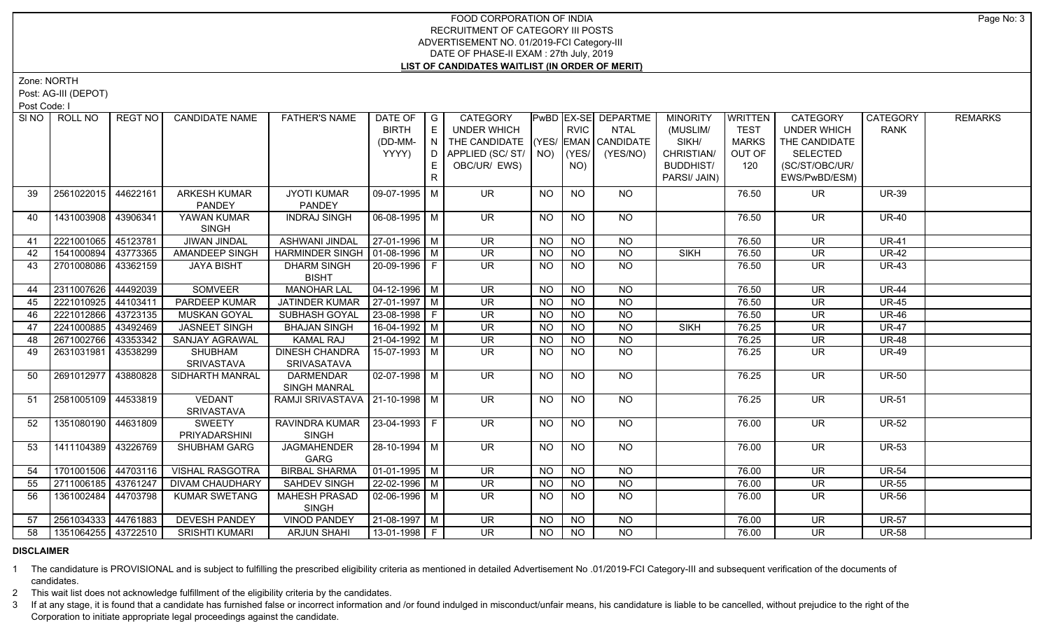# FOOD CORPORATION OF INDIA
## RECRUITMENT OF CATEGORY III POSTS
## ADVERTISEMENT NO. 01/2019-FCI Category-III
## DATE OF PHASE-II EXAM : 27th July, 2019
## LIST OF CANDIDATES WAITLIST (IN ORDER OF MERIT)

Zone: NORTH

Post: AG-III (DEPOT)

Post Code: I

| Sl NO | ROLL NO | REGT NO | CANDIDATE NAME | FATHER'S NAME | DATE OF BIRTH (DD-MM-YYYY) | GENDER | CATEGORY UNDER WHICH THE CANDIDATE APPLIED (SC/ ST/ OBC/UR/ EWS) | PwBD (YES/ NO) | EX-SERVICEMAN (YES/ NO) | DEPARTMENTAL CANDIDATE (YES/NO) | MINORITY (MUSLIM/ SIKH/ CHRISTIAN/ BUDDHIST/ PARSI/ JAIN) | WRITTEN TEST MARKS OUT OF 120 | CATEGORY UNDER WHICH THE CANDIDATE SELECTED (SC/ST/OBC/UR/ EWS/PwBD/ESM) | CATEGORY RANK | REMARKS |
|---|---|---|---|---|---|---|---|---|---|---|---|---|---|---|---|
| 39 | 2561022015 | 44622161 | ARKESH KUMAR PANDEY | JYOTI KUMAR PANDEY | 09-07-1995 | M | UR | NO | NO | NO | | 76.50 | UR | UR-39 | |
| 40 | 1431003908 | 43906341 | YAWAN KUMAR SINGH | INDRAJ SINGH | 06-08-1995 | M | UR | NO | NO | NO | | 76.50 | UR | UR-40 | |
| 41 | 2221001065 | 45123781 | JIWAN JINDAL | ASHWANI JINDAL | 27-01-1996 | M | UR | NO | NO | NO | | 76.50 | UR | UR-41 | |
| 42 | 1541000894 | 43773365 | AMANDEEP SINGH | HARMINDER SINGH | 01-08-1996 | M | UR | NO | NO | NO | SIKH | 76.50 | UR | UR-42 | |
| 43 | 2701008086 | 43362159 | JAYA BISHT | DHARM SINGH BISHT | 20-09-1996 | F | UR | NO | NO | NO | | 76.50 | UR | UR-43 | |
| 44 | 2311007626 | 44492039 | SOMVEER | MANOHAR LAL | 04-12-1996 | M | UR | NO | NO | NO | | 76.50 | UR | UR-44 | |
| 45 | 2221010925 | 44103411 | PARDEEP KUMAR | JATINDER KUMAR | 27-01-1997 | M | UR | NO | NO | NO | | 76.50 | UR | UR-45 | |
| 46 | 2221012866 | 43723135 | MUSKAN GOYAL | SUBHASH GOYAL | 23-08-1998 | F | UR | NO | NO | NO | | 76.50 | UR | UR-46 | |
| 47 | 2241000885 | 43492469 | JASNEET SINGH | BHAJAN SINGH | 16-04-1992 | M | UR | NO | NO | NO | SIKH | 76.25 | UR | UR-47 | |
| 48 | 2671002766 | 43353342 | SANJAY AGRAWAL | KAMAL RAJ | 21-04-1992 | M | UR | NO | NO | NO | | 76.25 | UR | UR-48 | |
| 49 | 2631031981 | 43538299 | SHUBHAM SRIVASTAVA | DINESH CHANDRA SRIVASATAVA | 15-07-1993 | M | UR | NO | NO | NO | | 76.25 | UR | UR-49 | |
| 50 | 2691012977 | 43880828 | SIDHARTH MANRAL | DARMENDAR SINGH MANRAL | 02-07-1998 | M | UR | NO | NO | NO | | 76.25 | UR | UR-50 | |
| 51 | 2581005109 | 44533819 | VEDANT SRIVASTAVA | RAMJI SRIVASTAVA | 21-10-1998 | M | UR | NO | NO | NO | | 76.25 | UR | UR-51 | |
| 52 | 1351080190 | 44631809 | SWEETY PRIYADARSHINI | RAVINDRA KUMAR SINGH | 23-04-1993 | F | UR | NO | NO | NO | | 76.00 | UR | UR-52 | |
| 53 | 1411104389 | 43226769 | SHUBHAM GARG | JAGMAHENDER GARG | 28-10-1994 | M | UR | NO | NO | NO | | 76.00 | UR | UR-53 | |
| 54 | 1701001506 | 44703116 | VISHAL RASGOTRA | BIRBAL SHARMA | 01-01-1995 | M | UR | NO | NO | NO | | 76.00 | UR | UR-54 | |
| 55 | 2711006185 | 43761247 | DIVAM CHAUDHARY | SAHDEV SINGH | 22-02-1996 | M | UR | NO | NO | NO | | 76.00 | UR | UR-55 | |
| 56 | 1361002484 | 44703798 | KUMAR SWETANG | MAHESH PRASAD SINGH | 02-06-1996 | M | UR | NO | NO | NO | | 76.00 | UR | UR-56 | |
| 57 | 2561034333 | 44761883 | DEVESH PANDEY | VINOD PANDEY | 21-08-1997 | M | UR | NO | NO | NO | | 76.00 | UR | UR-57 | |
| 58 | 1351064255 | 43722510 | SRISHTI KUMARI | ARJUN SHAHI | 13-01-1998 | F | UR | NO | NO | NO | | 76.00 | UR | UR-58 | |

**DISCLAIMER**

1 The candidature is PROVISIONAL and is subject to fulfilling the prescribed eligibility criteria as mentioned in detailed Advertisement No .01/2019-FCI Category-III and subsequent verification of the documents of candidates.

2 This wait list does not acknowledge fulfillment of the eligibility criteria by the candidates.

3 If at any stage, it is found that a candidate has furnished false or incorrect information and /or found indulged in misconduct/unfair means, his candidature is liable to be cancelled, without prejudice to the right of the Corporation to initiate appropriate legal proceedings against the candidate.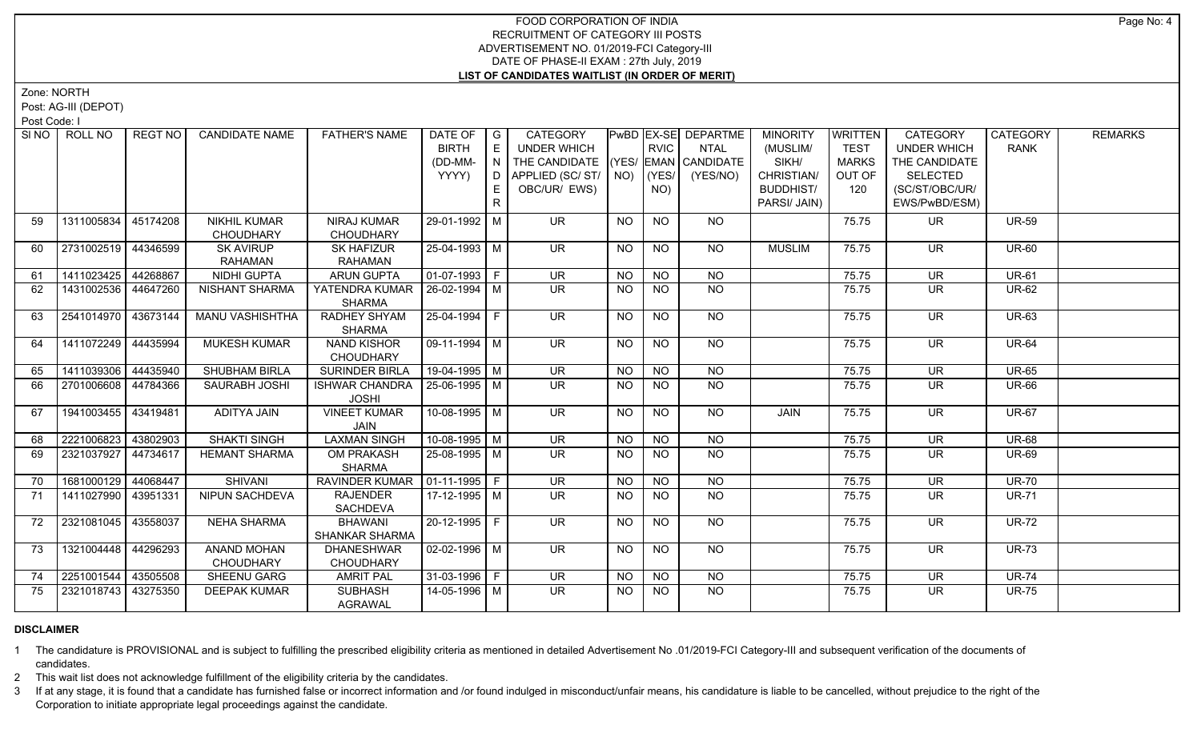# FOOD CORPORATION OF INDIA
## RECRUITMENT OF CATEGORY III POSTS
## ADVERTISEMENT NO. 01/2019-FCI Category-III
## DATE OF PHASE-II EXAM : 27th July, 2019
## LIST OF CANDIDATES WAITLIST (IN ORDER OF MERIT)

Zone: NORTH

Post: AG-III (DEPOT)

Post Code: I

| SI NO | ROLL NO | REGT NO | CANDIDATE NAME | FATHER'S NAME | DATE OF BIRTH (DD-MM-YYYY) | GENDER | CATEGORY UNDER WHICH THE CANDIDATE APPLIED (SC/ ST/ OBC/UR/ EWS) | PwBD (YES/ NO) | EX-SERVICEMAN (YES/ NO) | DEPARTMENTAL CANDIDATE (YES/NO) | MINORITY (MUSLIM/ SIKH/ CHRISTIAN/ BUDDHIST/ PARSI/ JAIN) | WRITTEN TEST MARKS OUT OF 120 | CATEGORY UNDER WHICH THE CANDIDATE SELECTED (SC/ST/OBC/UR/ EWS/PwBD/ESM) | CATEGORY RANK | REMARKS |
|---|---|---|---|---|---|---|---|---|---|---|---|---|---|---|---|
| 59 | 1311005834 | 45174208 | NIKHIL KUMAR CHOUDHARY | NIRAJ KUMAR CHOUDHARY | 29-01-1992 | M | UR | NO | NO | NO | | 75.75 | UR | UR-59 | |
| 60 | 2731002519 | 44346599 | SK AVIRUP RAHAMAN | SK HAFIZUR RAHAMAN | 25-04-1993 | M | UR | NO | NO | NO | MUSLIM | 75.75 | UR | UR-60 | |
| 61 | 1411023425 | 44268867 | NIDHI GUPTA | ARUN GUPTA | 01-07-1993 | F | UR | NO | NO | NO | | 75.75 | UR | UR-61 | |
| 62 | 1431002536 | 44647260 | NISHANT SHARMA | YATENDRA KUMAR SHARMA | 26-02-1994 | M | UR | NO | NO | NO | | 75.75 | UR | UR-62 | |
| 63 | 2541014970 | 43673144 | MANU VASHISHTHA | RADHEY SHYAM SHARMA | 25-04-1994 | F | UR | NO | NO | NO | | 75.75 | UR | UR-63 | |
| 64 | 1411072249 | 44435994 | MUKESH KUMAR | NAND KISHOR CHOUDHARY | 09-11-1994 | M | UR | NO | NO | NO | | 75.75 | UR | UR-64 | |
| 65 | 1411039306 | 44435940 | SHUBHAM BIRLA | SURINDER BIRLA | 19-04-1995 | M | UR | NO | NO | NO | | 75.75 | UR | UR-65 | |
| 66 | 2701006608 | 44784366 | SAURABH JOSHI | ISHWAR CHANDRA JOSHI | 25-06-1995 | M | UR | NO | NO | NO | | 75.75 | UR | UR-66 | |
| 67 | 1941003455 | 43419481 | ADITYA JAIN | VINEET KUMAR JAIN | 10-08-1995 | M | UR | NO | NO | NO | JAIN | 75.75 | UR | UR-67 | |
| 68 | 2221006823 | 43802903 | SHAKTI SINGH | LAXMAN SINGH | 10-08-1995 | M | UR | NO | NO | NO | | 75.75 | UR | UR-68 | |
| 69 | 2321037927 | 44734617 | HEMANT SHARMA | OM PRAKASH SHARMA | 25-08-1995 | M | UR | NO | NO | NO | | 75.75 | UR | UR-69 | |
| 70 | 1681000129 | 44068447 | SHIVANI | RAVINDER KUMAR | 01-11-1995 | F | UR | NO | NO | NO | | 75.75 | UR | UR-70 | |
| 71 | 1411027990 | 43951331 | NIPUN SACHDEVA | RAJENDER SACHDEVA | 17-12-1995 | M | UR | NO | NO | NO | | 75.75 | UR | UR-71 | |
| 72 | 2321081045 | 43558037 | NEHA SHARMA | BHAWANI SHANKAR SHARMA | 20-12-1995 | F | UR | NO | NO | NO | | 75.75 | UR | UR-72 | |
| 73 | 1321004448 | 44296293 | ANAND MOHAN CHOUDHARY | DHANESHWAR CHOUDHARY | 02-02-1996 | M | UR | NO | NO | NO | | 75.75 | UR | UR-73 | |
| 74 | 2251001544 | 43505508 | SHEENU GARG | AMRIT PAL | 31-03-1996 | F | UR | NO | NO | NO | | 75.75 | UR | UR-74 | |
| 75 | 2321018743 | 43275350 | DEEPAK KUMAR | SUBHASH AGRAWAL | 14-05-1996 | M | UR | NO | NO | NO | | 75.75 | UR | UR-75 | |

**DISCLAIMER**

1 The candidature is PROVISIONAL and is subject to fulfilling the prescribed eligibility criteria as mentioned in detailed Advertisement No .01/2019-FCI Category-III and subsequent verification of the documents of candidates.

2 This wait list does not acknowledge fulfillment of the eligibility criteria by the candidates.

3 If at any stage, it is found that a candidate has furnished false or incorrect information and /or found indulged in misconduct/unfair means, his candidature is liable to be cancelled, without prejudice to the right of the Corporation to initiate appropriate legal proceedings against the candidate.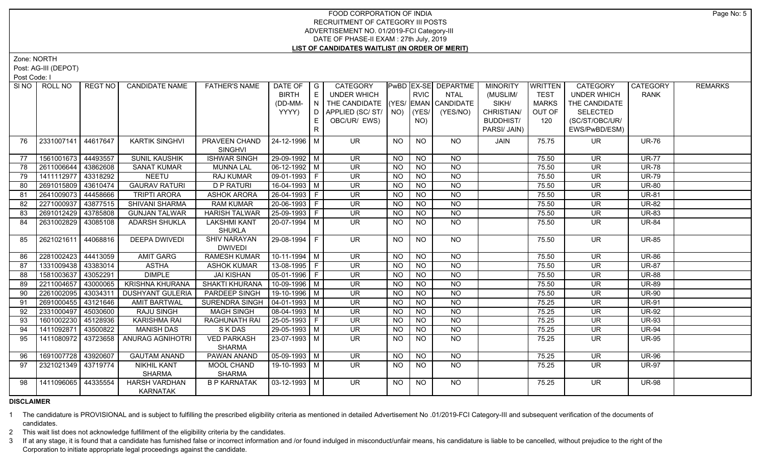# FOOD CORPORATION OF INDIA
## RECRUITMENT OF CATEGORY III POSTS
## ADVERTISEMENT NO. 01/2019-FCI Category-III
## DATE OF PHASE-II EXAM : 27th July, 2019
## LIST OF CANDIDATES WAITLIST (IN ORDER OF MERIT)

Zone: NORTH

Post: AG-III (DEPOT)

Post Code: I

| SI NO | ROLL NO | REGT NO | CANDIDATE NAME | FATHER'S NAME | DATE OF BIRTH (DD-MM-YYYY) | GENDER | CATEGORY UNDER WHICH THE CANDIDATE APPLIED (SC/ ST/ OBC/UR/ EWS) | PwBD (YES/ NO) | EX-SERVICEMAN (YES/ NO) | DEPARTMENTAL CANDIDATE (YES/NO) | MINORITY (MUSLIM/ SIKH/ CHRISTIAN/ BUDDHIST/ PARSI/ JAIN) | WRITTEN TEST MARKS OUT OF 120 | CATEGORY UNDER WHICH THE CANDIDATE SELECTED (SC/ST/OBC/UR/ EWS/PwBD/ESM) | CATEGORY RANK | REMARKS |
|---|---|---|---|---|---|---|---|---|---|---|---|---|---|---|---|
| 76 | 2331007141 | 44617647 | KARTIK SINGHVI | PRAVEEN CHAND SINGHVI | 24-12-1996 | M | UR | NO | NO | NO | JAIN | 75.75 | UR | UR-76 | |
| 77 | 1561001673 | 44493557 | SUNIL KAUSHIK | ISHWAR SINGH | 29-09-1992 | M | UR | NO | NO | NO | | 75.50 | UR | UR-77 | |
| 78 | 2611006644 | 43862608 | SANAT KUMAR | MUNNA LAL | 06-12-1992 | M | UR | NO | NO | NO | | 75.50 | UR | UR-78 | |
| 79 | 1411112977 | 43318292 | NEETU | RAJ KUMAR | 09-01-1993 | F | UR | NO | NO | NO | | 75.50 | UR | UR-79 | |
| 80 | 2691015809 | 43610474 | GAURAV RATURI | D P RATURI | 16-04-1993 | M | UR | NO | NO | NO | | 75.50 | UR | UR-80 | |
| 81 | 2641009073 | 44458666 | TRIPTI ARORA | ASHOK ARORA | 26-04-1993 | F | UR | NO | NO | NO | | 75.50 | UR | UR-81 | |
| 82 | 2271000937 | 43877515 | SHIVANI SHARMA | RAM KUMAR | 20-06-1993 | F | UR | NO | NO | NO | | 75.50 | UR | UR-82 | |
| 83 | 2691012429 | 43785808 | GUNJAN TALWAR | HARISH TALWAR | 25-09-1993 | F | UR | NO | NO | NO | | 75.50 | UR | UR-83 | |
| 84 | 2631002829 | 43085108 | ADARSH SHUKLA | LAKSHMI KANT SHUKLA | 20-07-1994 | M | UR | NO | NO | NO | | 75.50 | UR | UR-84 | |
| 85 | 2621021611 | 44068816 | DEEPA DWIVEDI | SHIV NARAYAN DWIVEDI | 29-08-1994 | F | UR | NO | NO | NO | | 75.50 | UR | UR-85 | |
| 86 | 2281002423 | 44413059 | AMIT GARG | RAMESH KUMAR | 10-11-1994 | M | UR | NO | NO | NO | | 75.50 | UR | UR-86 | |
| 87 | 1331009438 | 43383014 | ASTHA | ASHOK KUMAR | 13-08-1995 | F | UR | NO | NO | NO | | 75.50 | UR | UR-87 | |
| 88 | 1581003637 | 43052291 | DIMPLE | JAI KISHAN | 05-01-1996 | F | UR | NO | NO | NO | | 75.50 | UR | UR-88 | |
| 89 | 2211004657 | 43000065 | KRISHNA KHURANA | SHAKTI KHURANA | 10-09-1996 | M | UR | NO | NO | NO | | 75.50 | UR | UR-89 | |
| 90 | 2261002095 | 43034311 | DUSHYANT GULERIA | PARDEEP SINGH | 19-10-1996 | M | UR | NO | NO | NO | | 75.50 | UR | UR-90 | |
| 91 | 2691000455 | 43121646 | AMIT BARTWAL | SURENDRA SINGH | 04-01-1993 | M | UR | NO | NO | NO | | 75.25 | UR | UR-91 | |
| 92 | 2331000497 | 45030600 | RAJU SINGH | MAGH SINGH | 08-04-1993 | M | UR | NO | NO | NO | | 75.25 | UR | UR-92 | |
| 93 | 1601002230 | 45128936 | KARISHMA RAI | RAGHUNATH RAI | 25-05-1993 | F | UR | NO | NO | NO | | 75.25 | UR | UR-93 | |
| 94 | 1411092871 | 43500822 | MANISH DAS | S K DAS | 29-05-1993 | M | UR | NO | NO | NO | | 75.25 | UR | UR-94 | |
| 95 | 1411080972 | 43723658 | ANURAG AGNIHOTRI | VED PARKASH SHARMA | 23-07-1993 | M | UR | NO | NO | NO | | 75.25 | UR | UR-95 | |
| 96 | 1691007728 | 43920607 | GAUTAM ANAND | PAWAN ANAND | 05-09-1993 | M | UR | NO | NO | NO | | 75.25 | UR | UR-96 | |
| 97 | 2321021349 | 43719774 | NIKHIL KANT SHARMA | MOOL CHAND SHARMA | 19-10-1993 | M | UR | NO | NO | NO | | 75.25 | UR | UR-97 | |
| 98 | 1411096065 | 44335554 | HARSH VARDHAN KARNATAK | B P KARNATAK | 03-12-1993 | M | UR | NO | NO | NO | | 75.25 | UR | UR-98 | |

**DISCLAIMER**

1 The candidature is PROVISIONAL and is subject to fulfilling the prescribed eligibility criteria as mentioned in detailed Advertisement No .01/2019-FCI Category-III and subsequent verification of the documents of candidates.

2 This wait list does not acknowledge fulfillment of the eligibility criteria by the candidates.

3 If at any stage, it is found that a candidate has furnished false or incorrect information and /or found indulged in misconduct/unfair means, his candidature is liable to be cancelled, without prejudice to the right of the Corporation to initiate appropriate legal proceedings against the candidate.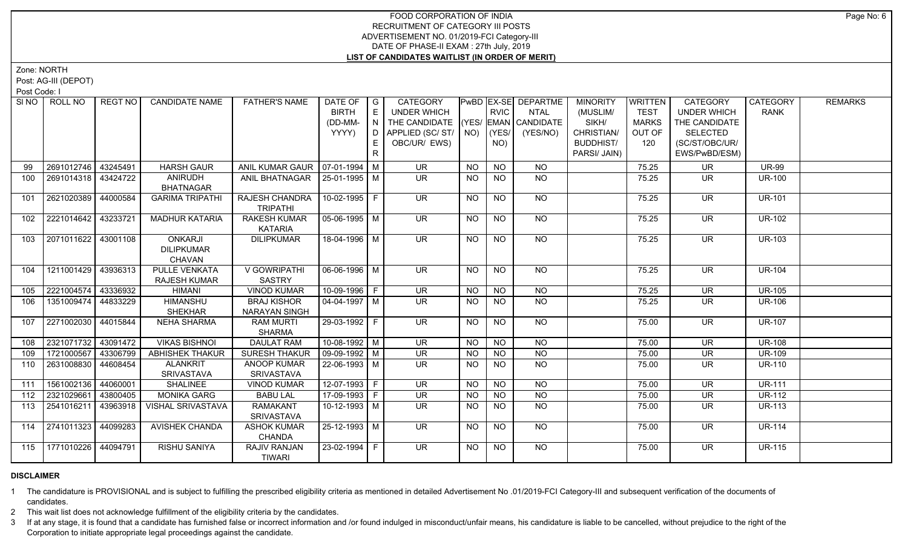# FOOD CORPORATION OF INDIA
## RECRUITMENT OF CATEGORY III POSTS
### ADVERTISEMENT NO. 01/2019-FCI Category-III
### DATE OF PHASE-II EXAM : 27th July, 2019
### LIST OF CANDIDATES WAITLIST (IN ORDER OF MERIT)

Zone: NORTH

Post: AG-III (DEPOT)

Post Code: I

| SI NO | ROLL NO | REGT NO | CANDIDATE NAME | FATHER'S NAME | DATE OF BIRTH (DD-MM-YYYY) | GENDER | CATEGORY UNDER WHICH THE CANDIDATE APPLIED (SC/ ST/ OBC/UR/ EWS) | PwBD (YES/ NO) | EX-SERVICEMAN (YES/ NO) | DEPARTMENTAL CANDIDATE (YES/NO) | MINORITY (MUSLIM/ SIKH/ CHRISTIAN/ BUDDHIST/ PARSI/ JAIN) | WRITTEN TEST MARKS OUT OF 120 | CATEGORY UNDER WHICH THE CANDIDATE SELECTED (SC/ST/OBC/UR/ EWS/PwBD/ESM) | CATEGORY RANK | REMARKS |
|---|---|---|---|---|---|---|---|---|---|---|---|---|---|---|---|
| 99 | 2691012746 | 43245491 | HARSH GAUR | ANIL KUMAR GAUR | 07-01-1994 | M | UR | NO | NO | NO | | 75.25 | UR | UR-99 | |
| 100 | 2691014318 | 43424722 | ANIRUDH BHATNAGAR | ANIL BHATNAGAR | 25-01-1995 | M | UR | NO | NO | NO | | 75.25 | UR | UR-100 | |
| 101 | 2621020389 | 44000584 | GARIMA TRIPATHI | RAJESH CHANDRA TRIPATHI | 10-02-1995 | F | UR | NO | NO | NO | | 75.25 | UR | UR-101 | |
| 102 | 2221014642 | 43233721 | MADHUR KATARIA | RAKESH KUMAR KATARIA | 05-06-1995 | M | UR | NO | NO | NO | | 75.25 | UR | UR-102 | |
| 103 | 2071011622 | 43001108 | ONKARJI DILIPKUMAR CHAVAN | DILIPKUMAR | 18-04-1996 | M | UR | NO | NO | NO | | 75.25 | UR | UR-103 | |
| 104 | 1211001429 | 43936313 | PULLE VENKATA RAJESH KUMAR | V GOWRIPATHI SASTRY | 06-06-1996 | M | UR | NO | NO | NO | | 75.25 | UR | UR-104 | |
| 105 | 2221004574 | 43336932 | HIMANI | VINOD KUMAR | 10-09-1996 | F | UR | NO | NO | NO | | 75.25 | UR | UR-105 | |
| 106 | 1351009474 | 44833229 | HIMANSHU SHEKHAR | BRAJ KISHOR NARAYAN SINGH | 04-04-1997 | M | UR | NO | NO | NO | | 75.25 | UR | UR-106 | |
| 107 | 2271002030 | 44015844 | NEHA SHARMA | RAM MURTI SHARMA | 29-03-1992 | F | UR | NO | NO | NO | | 75.00 | UR | UR-107 | |
| 108 | 2321071732 | 43091472 | VIKAS BISHNOI | DAULAT RAM | 10-08-1992 | M | UR | NO | NO | NO | | 75.00 | UR | UR-108 | |
| 109 | 1721000567 | 43306799 | ABHISHEK THAKUR | SURESH THAKUR | 09-09-1992 | M | UR | NO | NO | NO | | 75.00 | UR | UR-109 | |
| 110 | 2631008830 | 44608454 | ALANKRIT SRIVASTAVA | ANOOP KUMAR SRIVASTAVA | 22-06-1993 | M | UR | NO | NO | NO | | 75.00 | UR | UR-110 | |
| 111 | 1561002136 | 44060001 | SHALINEE | VINOD KUMAR | 12-07-1993 | F | UR | NO | NO | NO | | 75.00 | UR | UR-111 | |
| 112 | 2321029661 | 43800405 | MONIKA GARG | BABU LAL | 17-09-1993 | F | UR | NO | NO | NO | | 75.00 | UR | UR-112 | |
| 113 | 2541016211 | 43963918 | VISHAL SRIVASTAVA | RAMAKANT SRIVASTAVA | 10-12-1993 | M | UR | NO | NO | NO | | 75.00 | UR | UR-113 | |
| 114 | 2741011323 | 44099283 | AVISHEK CHANDA | ASHOK KUMAR CHANDA | 25-12-1993 | M | UR | NO | NO | NO | | 75.00 | UR | UR-114 | |
| 115 | 1771010226 | 44094791 | RISHU SANIYA | RAJIV RANJAN TIWARI | 23-02-1994 | F | UR | NO | NO | NO | | 75.00 | UR | UR-115 | |

**DISCLAIMER**

1. The candidature is PROVISIONAL and is subject to fulfilling the prescribed eligibility criteria as mentioned in detailed Advertisement No .01/2019-FCI Category-III and subsequent verification of the documents of candidates.
2. This wait list does not acknowledge fulfillment of the eligibility criteria by the candidates.
3. If at any stage, it is found that a candidate has furnished false or incorrect information and /or found indulged in misconduct/unfair means, his candidature is liable to be cancelled, without prejudice to the right of the Corporation to initiate appropriate legal proceedings against the candidate.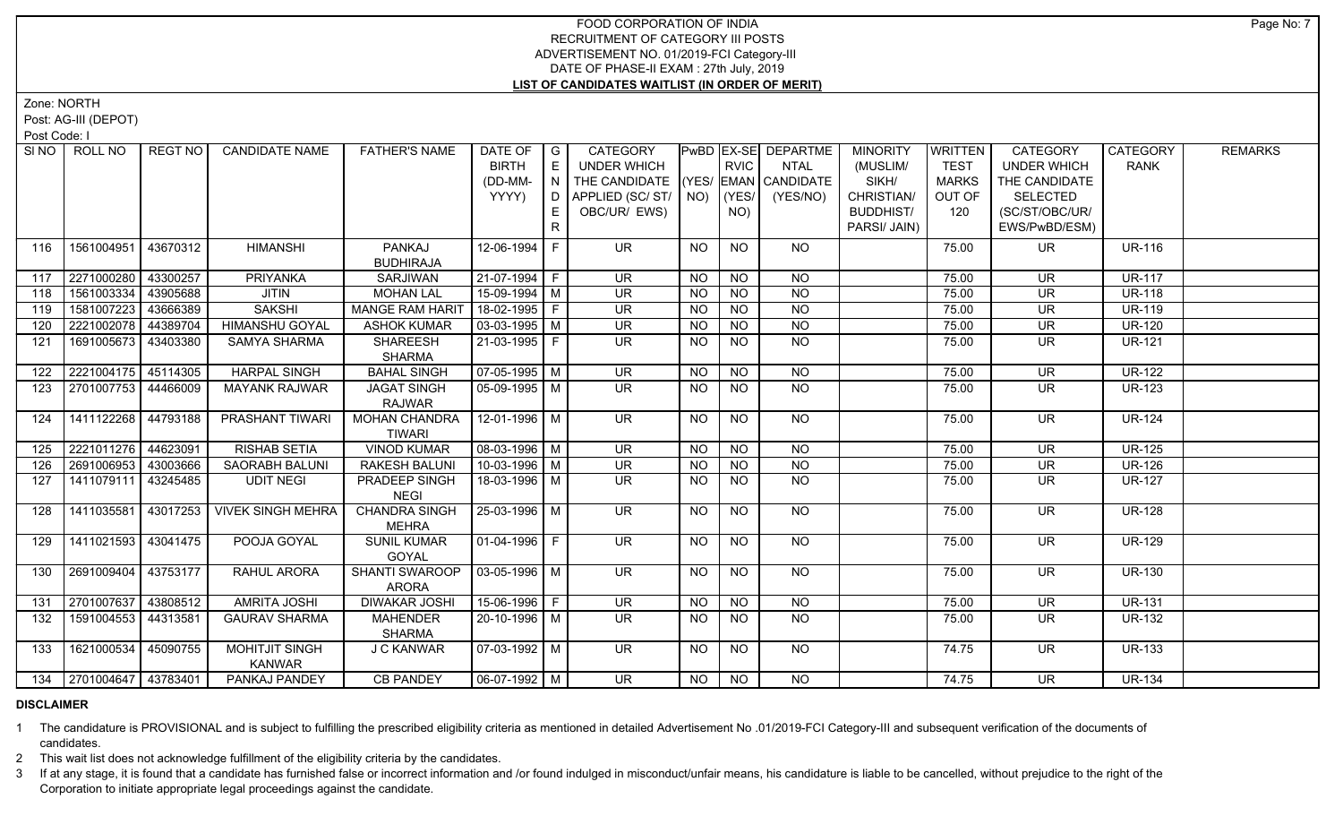# FOOD CORPORATION OF INDIA
## RECRUITMENT OF CATEGORY III POSTS
### ADVERTISEMENT NO. 01/2019-FCI Category-III
### DATE OF PHASE-II EXAM : 27th July, 2019
### LIST OF CANDIDATES WAITLIST (IN ORDER OF MERIT)

Zone: NORTH

Post: AG-III (DEPOT)

Post Code: I

| Sl NO | ROLL NO | REGT NO | CANDIDATE NAME | FATHER'S NAME | DATE OF BIRTH (DD-MM-YYYY) | GENDER | CATEGORY UNDER WHICH THE CANDIDATE APPLIED (SC/ ST/ OBC/UR/ EWS) | PwBD (YES/ NO) | EX-SERVICEMAN (YES/ NO) | DEPARTMENTAL CANDIDATE (YES/NO) | MINORITY (MUSLIM/ SIKH/ CHRISTIAN/ BUDDHIST/ PARSI/ JAIN) | WRITTEN TEST MARKS OUT OF 120 | CATEGORY UNDER WHICH THE CANDIDATE SELECTED (SC/ST/OBC/UR/ EWS/PwBD/ESM) | CATEGORY RANK | REMARKS |
|---|---|---|---|---|---|---|---|---|---|---|---|---|---|---|---|
| 116 | 1561004951 | 43670312 | HIMANSHI | PANKAJ BUDHIRAJA | 12-06-1994 | F | UR | NO | NO | NO | | 75.00 | UR | UR-116 | |
| 117 | 2271000280 | 43300257 | PRIYANKA | SARJIWAN | 21-07-1994 | F | UR | NO | NO | NO | | 75.00 | UR | UR-117 | |
| 118 | 1561003334 | 43905688 | JITIN | MOHAN LAL | 15-09-1994 | M | UR | NO | NO | NO | | 75.00 | UR | UR-118 | |
| 119 | 1581007223 | 43666389 | SAKSHI | MANGE RAM HARIT | 18-02-1995 | F | UR | NO | NO | NO | | 75.00 | UR | UR-119 | |
| 120 | 2221002078 | 44389704 | HIMANSHU GOYAL | ASHOK KUMAR | 03-03-1995 | M | UR | NO | NO | NO | | 75.00 | UR | UR-120 | |
| 121 | 1691005673 | 43403380 | SAMYA SHARMA | SHAREESH SHARMA | 21-03-1995 | F | UR | NO | NO | NO | | 75.00 | UR | UR-121 | |
| 122 | 2221004175 | 45114305 | HARPAL SINGH | BAHAL SINGH | 07-05-1995 | M | UR | NO | NO | NO | | 75.00 | UR | UR-122 | |
| 123 | 2701007753 | 44466009 | MAYANK RAJWAR | JAGAT SINGH RAJWAR | 05-09-1995 | M | UR | NO | NO | NO | | 75.00 | UR | UR-123 | |
| 124 | 1411122268 | 44793188 | PRASHANT TIWARI | MOHAN CHANDRA TIWARI | 12-01-1996 | M | UR | NO | NO | NO | | 75.00 | UR | UR-124 | |
| 125 | 2221011276 | 44623091 | RISHAB SETIA | VINOD KUMAR | 08-03-1996 | M | UR | NO | NO | NO | | 75.00 | UR | UR-125 | |
| 126 | 2691006953 | 43003666 | SAORABH BALUNI | RAKESH BALUNI | 10-03-1996 | M | UR | NO | NO | NO | | 75.00 | UR | UR-126 | |
| 127 | 1411079111 | 43245485 | UDIT NEGI | PRADEEP SINGH NEGI | 18-03-1996 | M | UR | NO | NO | NO | | 75.00 | UR | UR-127 | |
| 128 | 1411035581 | 43017253 | VIVEK SINGH MEHRA | CHANDRA SINGH MEHRA | 25-03-1996 | M | UR | NO | NO | NO | | 75.00 | UR | UR-128 | |
| 129 | 1411021593 | 43041475 | POOJA GOYAL | SUNIL KUMAR GOYAL | 01-04-1996 | F | UR | NO | NO | NO | | 75.00 | UR | UR-129 | |
| 130 | 2691009404 | 43753177 | RAHUL ARORA | SHANTI SWAROOP ARORA | 03-05-1996 | M | UR | NO | NO | NO | | 75.00 | UR | UR-130 | |
| 131 | 2701007637 | 43808512 | AMRITA JOSHI | DIWAKAR JOSHI | 15-06-1996 | F | UR | NO | NO | NO | | 75.00 | UR | UR-131 | |
| 132 | 1591004553 | 44313581 | GAURAV SHARMA | MAHENDER SHARMA | 20-10-1996 | M | UR | NO | NO | NO | | 75.00 | UR | UR-132 | |
| 133 | 1621000534 | 45090755 | MOHITJIT SINGH KANWAR | J C KANWAR | 07-03-1992 | M | UR | NO | NO | NO | | 74.75 | UR | UR-133 | |
| 134 | 2701004647 | 43783401 | PANKAJ PANDEY | CB PANDEY | 06-07-1992 | M | UR | NO | NO | NO | | 74.75 | UR | UR-134 | |

**DISCLAIMER**

1 The candidature is PROVISIONAL and is subject to fulfilling the prescribed eligibility criteria as mentioned in detailed Advertisement No .01/2019-FCI Category-III and subsequent verification of the documents of candidates.

2 This wait list does not acknowledge fulfillment of the eligibility criteria by the candidates.

3 If at any stage, it is found that a candidate has furnished false or incorrect information and /or found indulged in misconduct/unfair means, his candidature is liable to be cancelled, without prejudice to the right of the Corporation to initiate appropriate legal proceedings against the candidate.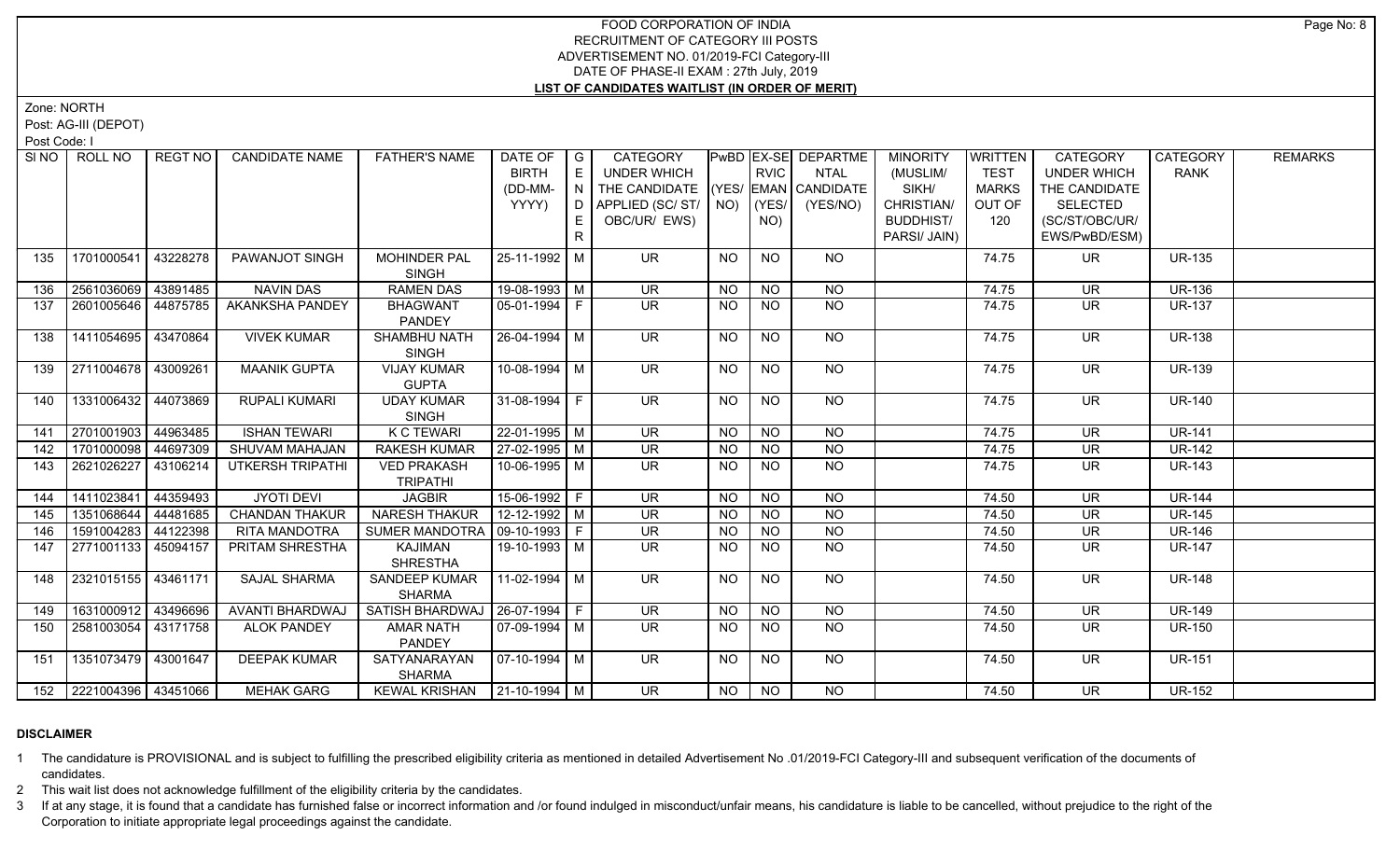# FOOD CORPORATION OF INDIA
## RECRUITMENT OF CATEGORY III POSTS
## ADVERTISEMENT NO. 01/2019-FCI Category-III
## DATE OF PHASE-II EXAM : 27th July, 2019
## LIST OF CANDIDATES WAITLIST (IN ORDER OF MERIT)

Zone: NORTH

Post: AG-III (DEPOT)

Post Code: I

| SI NO | ROLL NO | REGT NO | CANDIDATE NAME | FATHER'S NAME | DATE OF BIRTH (DD-MM-YYYY) | GENDER | CATEGORY UNDER WHICH THE CANDIDATE APPLIED (SC/ ST/ OBC/UR/ EWS) | PwBD (YES/ NO) | EX-SERVICEMAN (YES/ NO) | DEPARTMENTAL CANDIDATE (YES/NO) | MINORITY (MUSLIM/ SIKH/ CHRISTIAN/ BUDDHIST/ PARSI/ JAIN) | WRITTEN TEST MARKS OUT OF 120 | CATEGORY UNDER WHICH THE CANDIDATE SELECTED (SC/ST/OBC/UR/ EWS/PwBD/ESM) | CATEGORY RANK | REMARKS |
|---|---|---|---|---|---|---|---|---|---|---|---|---|---|---|---|
| 135 | 1701000541 | 43228278 | PAWANJOT SINGH | MOHINDER PAL SINGH | 25-11-1992 | M | UR | NO | NO | NO | | 74.75 | UR | UR-135 | |
| 136 | 2561036069 | 43891485 | NAVIN DAS | RAMEN DAS | 19-08-1993 | M | UR | NO | NO | NO | | 74.75 | UR | UR-136 | |
| 137 | 2601005646 | 44875785 | AKANKSHA PANDEY | BHAGWANT PANDEY | 05-01-1994 | F | UR | NO | NO | NO | | 74.75 | UR | UR-137 | |
| 138 | 1411054695 | 43470864 | VIVEK KUMAR | SHAMBHU NATH SINGH | 26-04-1994 | M | UR | NO | NO | NO | | 74.75 | UR | UR-138 | |
| 139 | 2711004678 | 43009261 | MAANIK GUPTA | VIJAY KUMAR GUPTA | 10-08-1994 | M | UR | NO | NO | NO | | 74.75 | UR | UR-139 | |
| 140 | 1331006432 | 44073869 | RUPALI KUMARI | UDAY KUMAR SINGH | 31-08-1994 | F | UR | NO | NO | NO | | 74.75 | UR | UR-140 | |
| 141 | 2701001903 | 44963485 | ISHAN TEWARI | K C TEWARI | 22-01-1995 | M | UR | NO | NO | NO | | 74.75 | UR | UR-141 | |
| 142 | 1701000098 | 44697309 | SHUVAM MAHAJAN | RAKESH KUMAR | 27-02-1995 | M | UR | NO | NO | NO | | 74.75 | UR | UR-142 | |
| 143 | 2621026227 | 43106214 | UTKERSH TRIPATHI | VED PRAKASH TRIPATHI | 10-06-1995 | M | UR | NO | NO | NO | | 74.75 | UR | UR-143 | |
| 144 | 1411023841 | 44359493 | JYOTI DEVI | JAGBIR | 15-06-1992 | F | UR | NO | NO | NO | | 74.50 | UR | UR-144 | |
| 145 | 1351068644 | 44481685 | CHANDAN THAKUR | NARESH THAKUR | 12-12-1992 | M | UR | NO | NO | NO | | 74.50 | UR | UR-145 | |
| 146 | 1591004283 | 44122398 | RITA MANDOTRA | SUMER MANDOTRA | 09-10-1993 | F | UR | NO | NO | NO | | 74.50 | UR | UR-146 | |
| 147 | 2771001133 | 45094157 | PRITAM SHRESTHA | KAJIMAN SHRESTHA | 19-10-1993 | M | UR | NO | NO | NO | | 74.50 | UR | UR-147 | |
| 148 | 2321015155 | 43461171 | SAJAL SHARMA | SANDEEP KUMAR SHARMA | 11-02-1994 | M | UR | NO | NO | NO | | 74.50 | UR | UR-148 | |
| 149 | 1631000912 | 43496696 | AVANTI BHARDWAJ | SATISH BHARDWAJ | 26-07-1994 | F | UR | NO | NO | NO | | 74.50 | UR | UR-149 | |
| 150 | 2581003054 | 43171758 | ALOK PANDEY | AMAR NATH PANDEY | 07-09-1994 | M | UR | NO | NO | NO | | 74.50 | UR | UR-150 | |
| 151 | 1351073479 | 43001647 | DEEPAK KUMAR | SATYANARAYAN SHARMA | 07-10-1994 | M | UR | NO | NO | NO | | 74.50 | UR | UR-151 | |
| 152 | 2221004396 | 43451066 | MEHAK GARG | KEWAL KRISHAN | 21-10-1994 | M | UR | NO | NO | NO | | 74.50 | UR | UR-152 | |

## DISCLAIMER

1. The candidature is PROVISIONAL and is subject to fulfilling the prescribed eligibility criteria as mentioned in detailed Advertisement No .01/2019-FCI Category-III and subsequent verification of the documents of candidates.
2. This wait list does not acknowledge fulfillment of the eligibility criteria by the candidates.
3. If at any stage, it is found that a candidate has furnished false or incorrect information and /or found indulged in misconduct/unfair means, his candidature is liable to be cancelled, without prejudice to the right of the Corporation to initiate appropriate legal proceedings against the candidate.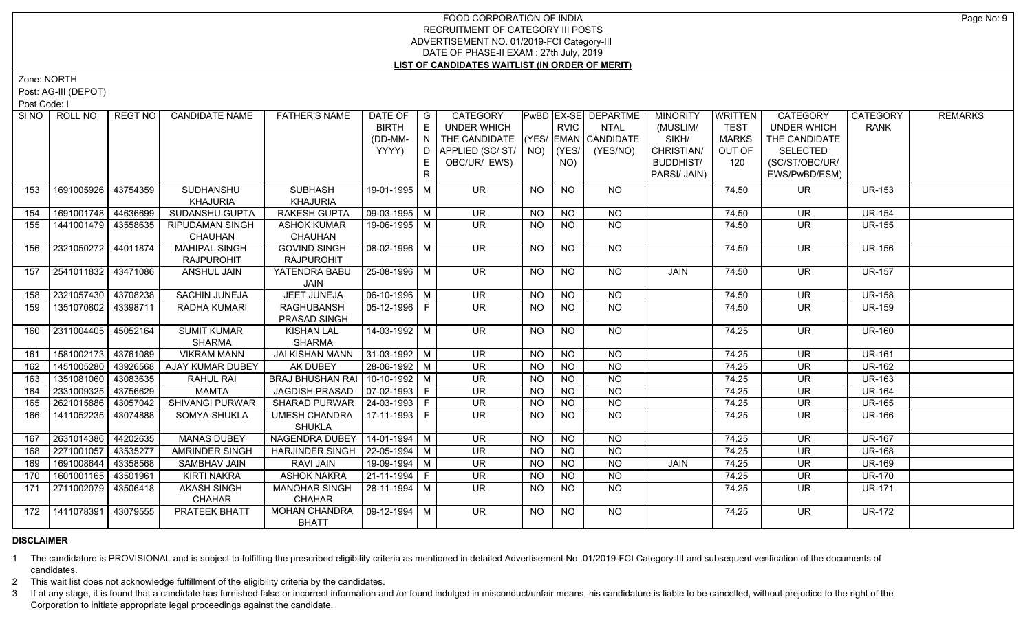# FOOD CORPORATION OF INDIA
## RECRUITMENT OF CATEGORY III POSTS
### ADVERTISEMENT NO. 01/2019-FCI Category-III
### DATE OF PHASE-II EXAM : 27th July, 2019
### LIST OF CANDIDATES WAITLIST (IN ORDER OF MERIT)

Zone: NORTH

Post: AG-III (DEPOT)

Post Code: I

| SI NO | ROLL NO | REGT NO | CANDIDATE NAME | FATHER'S NAME | DATE OF BIRTH (DD-MM-YYYY) | GENDER | CATEGORY UNDER WHICH THE CANDIDATE APPLIED (SC/ ST/ OBC/UR/ EWS) | PwBD (YES/ NO) | EX-SERVICEMAN (YES/ NO) | DEPARTMENTAL CANDIDATE (YES/NO) | MINORITY (MUSLIM/ SIKH/ CHRISTIAN/ BUDDHIST/ PARSI/ JAIN) | WRITTEN TEST MARKS OUT OF 120 | CATEGORY UNDER WHICH THE CANDIDATE SELECTED (SC/ST/OBC/UR/ EWS/PwBD/ESM) | CATEGORY RANK | REMARKS |
|---|---|---|---|---|---|---|---|---|---|---|---|---|---|---|---|
| 153 | 1691005926 | 43754359 | SUDHANSHU KHAJURIA | SUBHASH KHAJURIA | 19-01-1995 | M | UR | NO | NO | NO | | 74.50 | UR | UR-153 | |
| 154 | 1691001748 | 44636699 | SUDANSHU GUPTA | RAKESH GUPTA | 09-03-1995 | M | UR | NO | NO | NO | | 74.50 | UR | UR-154 | |
| 155 | 1441001479 | 43558635 | RIPUDAMAN SINGH CHAUHAN | ASHOK KUMAR CHAUHAN | 19-06-1995 | M | UR | NO | NO | NO | | 74.50 | UR | UR-155 | |
| 156 | 2321050272 | 44011874 | MAHIPAL SINGH RAJPUROHIT | GOVIND SINGH RAJPUROHIT | 08-02-1996 | M | UR | NO | NO | NO | | 74.50 | UR | UR-156 | |
| 157 | 2541011832 | 43471086 | ANSHUL JAIN | YATENDRA BABU JAIN | 25-08-1996 | M | UR | NO | NO | NO | JAIN | 74.50 | UR | UR-157 | |
| 158 | 2321057430 | 43708238 | SACHIN JUNEJA | JEET JUNEJA | 06-10-1996 | M | UR | NO | NO | NO | | 74.50 | UR | UR-158 | |
| 159 | 1351070802 | 43398711 | RADHA KUMARI | RAGHUBANSH PRASAD SINGH | 05-12-1996 | F | UR | NO | NO | NO | | 74.50 | UR | UR-159 | |
| 160 | 2311004405 | 45052164 | SUMIT KUMAR SHARMA | KISHAN LAL SHARMA | 14-03-1992 | M | UR | NO | NO | NO | | 74.25 | UR | UR-160 | |
| 161 | 1581002173 | 43761089 | VIKRAM MANN | JAI KISHAN MANN | 31-03-1992 | M | UR | NO | NO | NO | | 74.25 | UR | UR-161 | |
| 162 | 1451005280 | 43926568 | AJAY KUMAR DUBEY | AK DUBEY | 28-06-1992 | M | UR | NO | NO | NO | | 74.25 | UR | UR-162 | |
| 163 | 1351081060 | 43083635 | RAHUL RAI | BRAJ BHUSHAN RAI | 10-10-1992 | M | UR | NO | NO | NO | | 74.25 | UR | UR-163 | |
| 164 | 2331009325 | 43756629 | MAMTA | JAGDISH PRASAD | 07-02-1993 | F | UR | NO | NO | NO | | 74.25 | UR | UR-164 | |
| 165 | 2621015886 | 43057042 | SHIVANGI PURWAR | SHARAD PURWAR | 24-03-1993 | F | UR | NO | NO | NO | | 74.25 | UR | UR-165 | |
| 166 | 1411052235 | 43074888 | SOMYA SHUKLA | UMESH CHANDRA SHUKLA | 17-11-1993 | F | UR | NO | NO | NO | | 74.25 | UR | UR-166 | |
| 167 | 2631014386 | 44202635 | MANAS DUBEY | NAGENDRA DUBEY | 14-01-1994 | M | UR | NO | NO | NO | | 74.25 | UR | UR-167 | |
| 168 | 2271001057 | 43535277 | AMRINDER SINGH | HARJINDER SINGH | 22-05-1994 | M | UR | NO | NO | NO | | 74.25 | UR | UR-168 | |
| 169 | 1691008644 | 43358568 | SAMBHAV JAIN | RAVI JAIN | 19-09-1994 | M | UR | NO | NO | NO | JAIN | 74.25 | UR | UR-169 | |
| 170 | 1601001165 | 43501961 | KIRTI NAKRA | ASHOK NAKRA | 21-11-1994 | F | UR | NO | NO | NO | | 74.25 | UR | UR-170 | |
| 171 | 2711002079 | 43506418 | AKASH SINGH CHAHAR | MANOHAR SINGH CHAHAR | 28-11-1994 | M | UR | NO | NO | NO | | 74.25 | UR | UR-171 | |
| 172 | 1411078391 | 43079555 | PRATEEK BHATT | MOHAN CHANDRA BHATT | 09-12-1994 | M | UR | NO | NO | NO | | 74.25 | UR | UR-172 | |

**DISCLAIMER**

1 The candidature is PROVISIONAL and is subject to fulfilling the prescribed eligibility criteria as mentioned in detailed Advertisement No .01/2019-FCI Category-III and subsequent verification of the documents of candidates.

2 This wait list does not acknowledge fulfillment of the eligibility criteria by the candidates.

3 If at any stage, it is found that a candidate has furnished false or incorrect information and /or found indulged in misconduct/unfair means, his candidature is liable to be cancelled, without prejudice to the right of the Corporation to initiate appropriate legal proceedings against the candidate.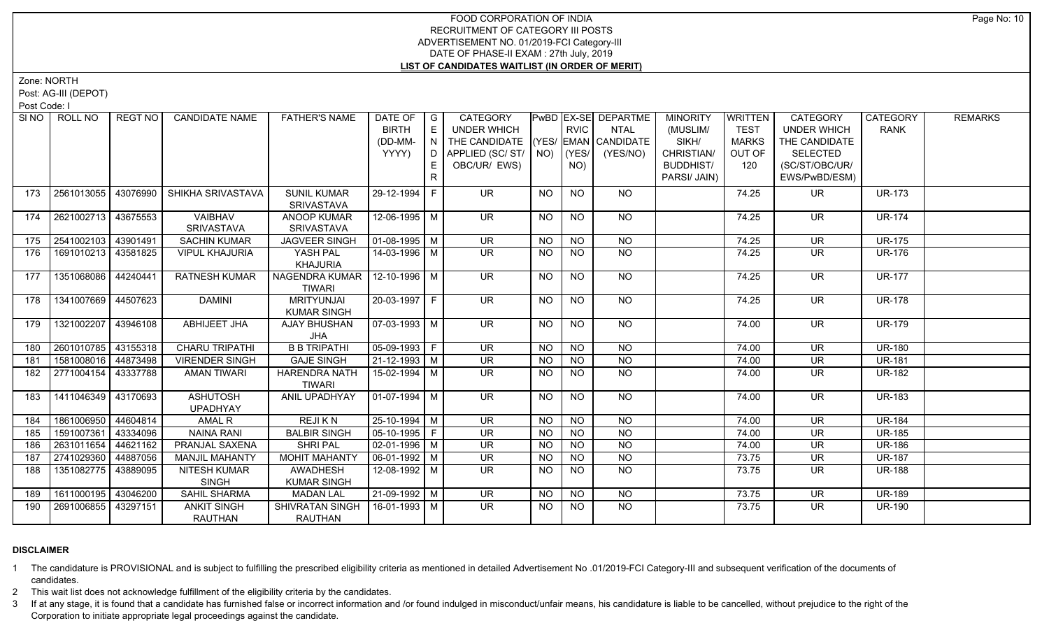# FOOD CORPORATION OF INDIA
## RECRUITMENT OF CATEGORY III POSTS
## ADVERTISEMENT NO. 01/2019-FCI Category-III
## DATE OF PHASE-II EXAM : 27th July, 2019
## LIST OF CANDIDATES WAITLIST (IN ORDER OF MERIT)

Zone: NORTH

Post: AG-III (DEPOT)

Post Code: I

| SI NO | ROLL NO | REGT NO | CANDIDATE NAME | FATHER'S NAME | DATE OF BIRTH (DD-MM-YYYY) | GENDER | CATEGORY UNDER WHICH THE CANDIDATE APPLIED (SC/ ST/ OBC/UR/ EWS) | PwBD (YES/ NO) | EX-SERVICEMAN (YES/ NO) | DEPARTMENTAL CANDIDATE (YES/NO) | MINORITY (MUSLIM/ SIKH/ CHRISTIAN/ BUDDHIST/ PARSI/ JAIN) | WRITTEN TEST MARKS OUT OF 120 | CATEGORY UNDER WHICH THE CANDIDATE SELECTED (SC/ST/OBC/UR/ EWS/PwBD/ESM) | CATEGORY RANK | REMARKS |
|---|---|---|---|---|---|---|---|---|---|---|---|---|---|---|---|
| 173 | 2561013055 | 43076990 | SHIKHA SRIVASTAVA | SUNIL KUMAR SRIVASTAVA | 29-12-1994 | F | UR | NO | NO | NO | | 74.25 | UR | UR-173 | |
| 174 | 2621002713 | 43675553 | VAIBHAV SRIVASTAVA | ANOOP KUMAR SRIVASTAVA | 12-06-1995 | M | UR | NO | NO | NO | | 74.25 | UR | UR-174 | |
| 175 | 2541002103 | 43901491 | SACHIN KUMAR | JAGVEER SINGH | 01-08-1995 | M | UR | NO | NO | NO | | 74.25 | UR | UR-175 | |
| 176 | 1691010213 | 43581825 | VIPUL KHAJURIA | YASH PAL KHAJURIA | 14-03-1996 | M | UR | NO | NO | NO | | 74.25 | UR | UR-176 | |
| 177 | 1351068086 | 44240441 | RATNESH KUMAR | NAGENDRA KUMAR TIWARI | 12-10-1996 | M | UR | NO | NO | NO | | 74.25 | UR | UR-177 | |
| 178 | 1341007669 | 44507623 | DAMINI | MRITYUNJAI KUMAR SINGH | 20-03-1997 | F | UR | NO | NO | NO | | 74.25 | UR | UR-178 | |
| 179 | 1321002207 | 43946108 | ABHIJEET JHA | AJAY BHUSHAN JHA | 07-03-1993 | M | UR | NO | NO | NO | | 74.00 | UR | UR-179 | |
| 180 | 2601010785 | 43155318 | CHARU TRIPATHI | B B TRIPATHI | 05-09-1993 | F | UR | NO | NO | NO | | 74.00 | UR | UR-180 | |
| 181 | 1581008016 | 44873498 | VIRENDER SINGH | GAJE SINGH | 21-12-1993 | M | UR | NO | NO | NO | | 74.00 | UR | UR-181 | |
| 182 | 2771004154 | 43337788 | AMAN TIWARI | HARENDRA NATH TIWARI | 15-02-1994 | M | UR | NO | NO | NO | | 74.00 | UR | UR-182 | |
| 183 | 1411046349 | 43170693 | ASHUTOSH UPADHYAY | ANIL UPADHYAY | 01-07-1994 | M | UR | NO | NO | NO | | 74.00 | UR | UR-183 | |
| 184 | 1861006950 | 44604814 | AMAL R | REJI K N | 25-10-1994 | M | UR | NO | NO | NO | | 74.00 | UR | UR-184 | |
| 185 | 1591007361 | 43334096 | NAINA RANI | BALBIR SINGH | 05-10-1995 | F | UR | NO | NO | NO | | 74.00 | UR | UR-185 | |
| 186 | 2631011654 | 44621162 | PRANJAL SAXENA | SHRI PAL | 02-01-1996 | M | UR | NO | NO | NO | | 74.00 | UR | UR-186 | |
| 187 | 2741029360 | 44887056 | MANJIL MAHANTY | MOHIT MAHANTY | 06-01-1992 | M | UR | NO | NO | NO | | 73.75 | UR | UR-187 | |
| 188 | 1351082775 | 43889095 | NITESH KUMAR SINGH | AWADHESH KUMAR SINGH | 12-08-1992 | M | UR | NO | NO | NO | | 73.75 | UR | UR-188 | |
| 189 | 1611000195 | 43046200 | SAHIL SHARMA | MADAN LAL | 21-09-1992 | M | UR | NO | NO | NO | | 73.75 | UR | UR-189 | |
| 190 | 2691006855 | 43297151 | ANKIT SINGH RAUTHAN | SHIVRATAN SINGH RAUTHAN | 16-01-1993 | M | UR | NO | NO | NO | | 73.75 | UR | UR-190 | |

### DISCLAIMER

1. The candidature is PROVISIONAL and is subject to fulfilling the prescribed eligibility criteria as mentioned in detailed Advertisement No .01/2019-FCI Category-III and subsequent verification of the documents of candidates.
2. This wait list does not acknowledge fulfillment of the eligibility criteria by the candidates.
3. If at any stage, it is found that a candidate has furnished false or incorrect information and /or found indulged in misconduct/unfair means, his candidature is liable to be cancelled, without prejudice to the right of the Corporation to initiate appropriate legal proceedings against the candidate.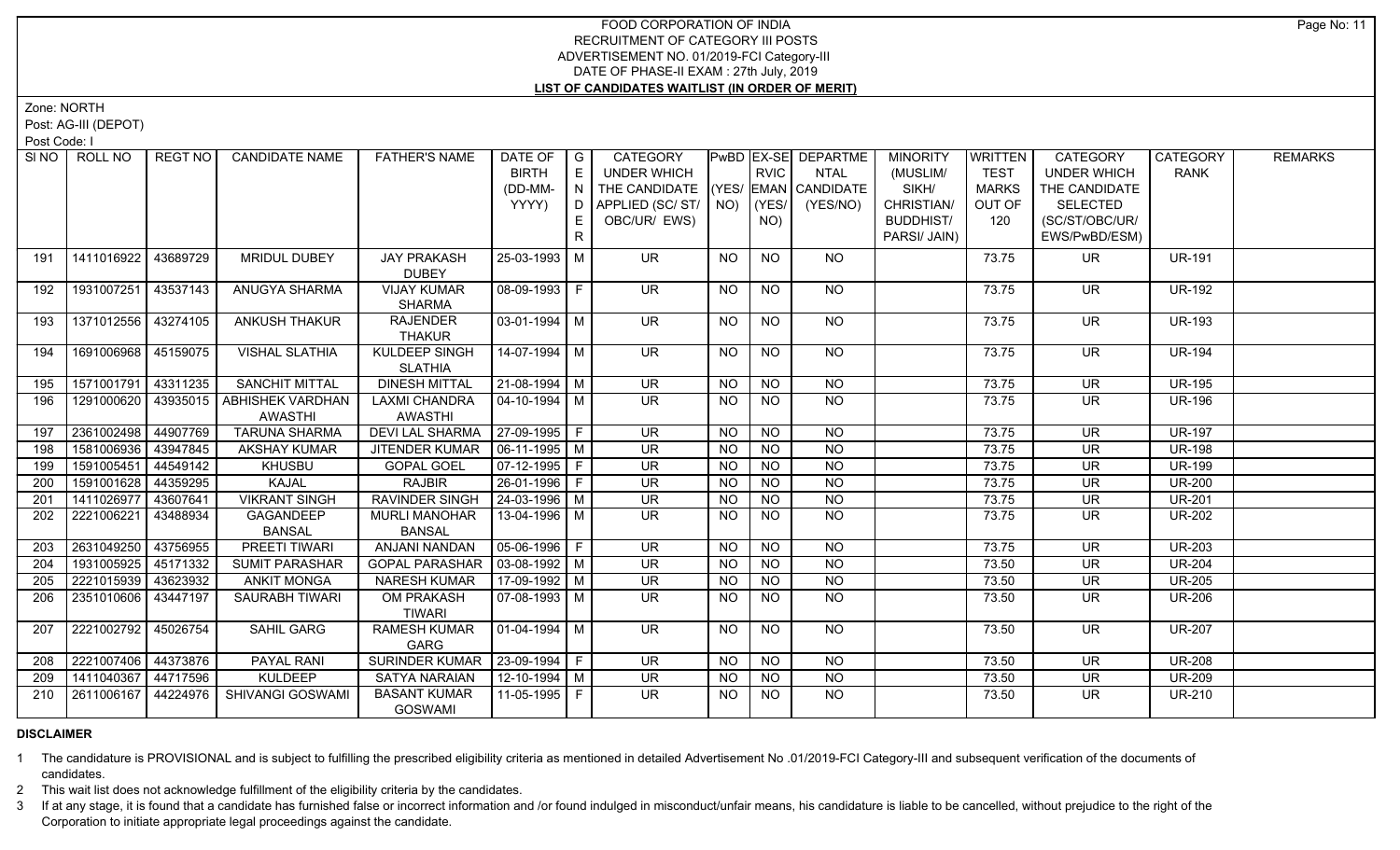# FOOD CORPORATION OF INDIA
## RECRUITMENT OF CATEGORY III POSTS
## ADVERTISEMENT NO. 01/2019-FCI Category-III
## DATE OF PHASE-II EXAM : 27th July, 2019
## LIST OF CANDIDATES WAITLIST (IN ORDER OF MERIT)

Zone: NORTH

Post: AG-III (DEPOT)

Post Code: I

| SI NO | ROLL NO | REGT NO | CANDIDATE NAME | FATHER'S NAME | DATE OF BIRTH (DD-MM-YYYY) | GENDER | CATEGORY UNDER WHICH THE CANDIDATE APPLIED (SC/ ST/ OBC/UR/ EWS) | PwBD (YES/ NO) | EX-SERVICEMAN (YES/ NO) | DEPARTMENTAL CANDIDATE (YES/NO) | MINORITY (MUSLIM/ SIKH/ CHRISTIAN/ BUDDHIST/ PARSI/ JAIN) | WRITTEN TEST MARKS OUT OF 120 | CATEGORY UNDER WHICH THE CANDIDATE SELECTED (SC/ST/OBC/UR/ EWS/PwBD/ESM) | CATEGORY RANK | REMARKS |
|---|---|---|---|---|---|---|---|---|---|---|---|---|---|---|---|
| 191 | 1411016922 | 43689729 | MRIDUL DUBEY | JAY PRAKASH DUBEY | 25-03-1993 | M | UR | NO | NO | NO | | 73.75 | UR | UR-191 | |
| 192 | 1931007251 | 43537143 | ANUGYA SHARMA | VIJAY KUMAR SHARMA | 08-09-1993 | F | UR | NO | NO | NO | | 73.75 | UR | UR-192 | |
| 193 | 1371012556 | 43274105 | ANKUSH THAKUR | RAJENDER THAKUR | 03-01-1994 | M | UR | NO | NO | NO | | 73.75 | UR | UR-193 | |
| 194 | 1691006968 | 45159075 | VISHAL SLATHIA | KULDEEP SINGH SLATHIA | 14-07-1994 | M | UR | NO | NO | NO | | 73.75 | UR | UR-194 | |
| 195 | 1571001791 | 43311235 | SANCHIT MITTAL | DINESH MITTAL | 21-08-1994 | M | UR | NO | NO | NO | | 73.75 | UR | UR-195 | |
| 196 | 1291000620 | 43935015 | ABHISHEK VARDHAN AWASTHI | LAXMI CHANDRA AWASTHI | 04-10-1994 | M | UR | NO | NO | NO | | 73.75 | UR | UR-196 | |
| 197 | 2361002498 | 44907769 | TARUNA SHARMA | DEVI LAL SHARMA | 27-09-1995 | F | UR | NO | NO | NO | | 73.75 | UR | UR-197 | |
| 198 | 1581006936 | 43947845 | AKSHAY KUMAR | JITENDER KUMAR | 06-11-1995 | M | UR | NO | NO | NO | | 73.75 | UR | UR-198 | |
| 199 | 1591005451 | 44549142 | KHUSBU | GOPAL GOEL | 07-12-1995 | F | UR | NO | NO | NO | | 73.75 | UR | UR-199 | |
| 200 | 1591001628 | 44359295 | KAJAL | RAJBIR | 26-01-1996 | F | UR | NO | NO | NO | | 73.75 | UR | UR-200 | |
| 201 | 1411026977 | 43607641 | VIKRANT SINGH | RAVINDER SINGH | 24-03-1996 | M | UR | NO | NO | NO | | 73.75 | UR | UR-201 | |
| 202 | 2221006221 | 43488934 | GAGANDEEP BANSAL | MURLI MANOHAR BANSAL | 13-04-1996 | M | UR | NO | NO | NO | | 73.75 | UR | UR-202 | |
| 203 | 2631049250 | 43756955 | PREETI TIWARI | ANJANI NANDAN | 05-06-1996 | F | UR | NO | NO | NO | | 73.75 | UR | UR-203 | |
| 204 | 1931005925 | 45171332 | SUMIT PARASHAR | GOPAL PARASHAR | 03-08-1992 | M | UR | NO | NO | NO | | 73.50 | UR | UR-204 | |
| 205 | 2221015939 | 43623932 | ANKIT MONGA | NARESH KUMAR | 17-09-1992 | M | UR | NO | NO | NO | | 73.50 | UR | UR-205 | |
| 206 | 2351010606 | 43447197 | SAURABH TIWARI | OM PRAKASH TIWARI | 07-08-1993 | M | UR | NO | NO | NO | | 73.50 | UR | UR-206 | |
| 207 | 2221002792 | 45026754 | SAHIL GARG | RAMESH KUMAR GARG | 01-04-1994 | M | UR | NO | NO | NO | | 73.50 | UR | UR-207 | |
| 208 | 2221007406 | 44373876 | PAYAL RANI | SURINDER KUMAR | 23-09-1994 | F | UR | NO | NO | NO | | 73.50 | UR | UR-208 | |
| 209 | 1411040367 | 44717596 | KULDEEP | SATYA NARAIAN | 12-10-1994 | M | UR | NO | NO | NO | | 73.50 | UR | UR-209 | |
| 210 | 2611006167 | 44224976 | SHIVANGI GOSWAMI | BASANT KUMAR GOSWAMI | 11-05-1995 | F | UR | NO | NO | NO | | 73.50 | UR | UR-210 | |

**DISCLAIMER**

1. The candidature is PROVISIONAL and is subject to fulfilling the prescribed eligibility criteria as mentioned in detailed Advertisement No .01/2019-FCI Category-III and subsequent verification of the documents of candidates.
2. This wait list does not acknowledge fulfillment of the eligibility criteria by the candidates.
3. If at any stage, it is found that a candidate has furnished false or incorrect information and /or found indulged in misconduct/unfair means, his candidature is liable to be cancelled, without prejudice to the right of the Corporation to initiate appropriate legal proceedings against the candidate.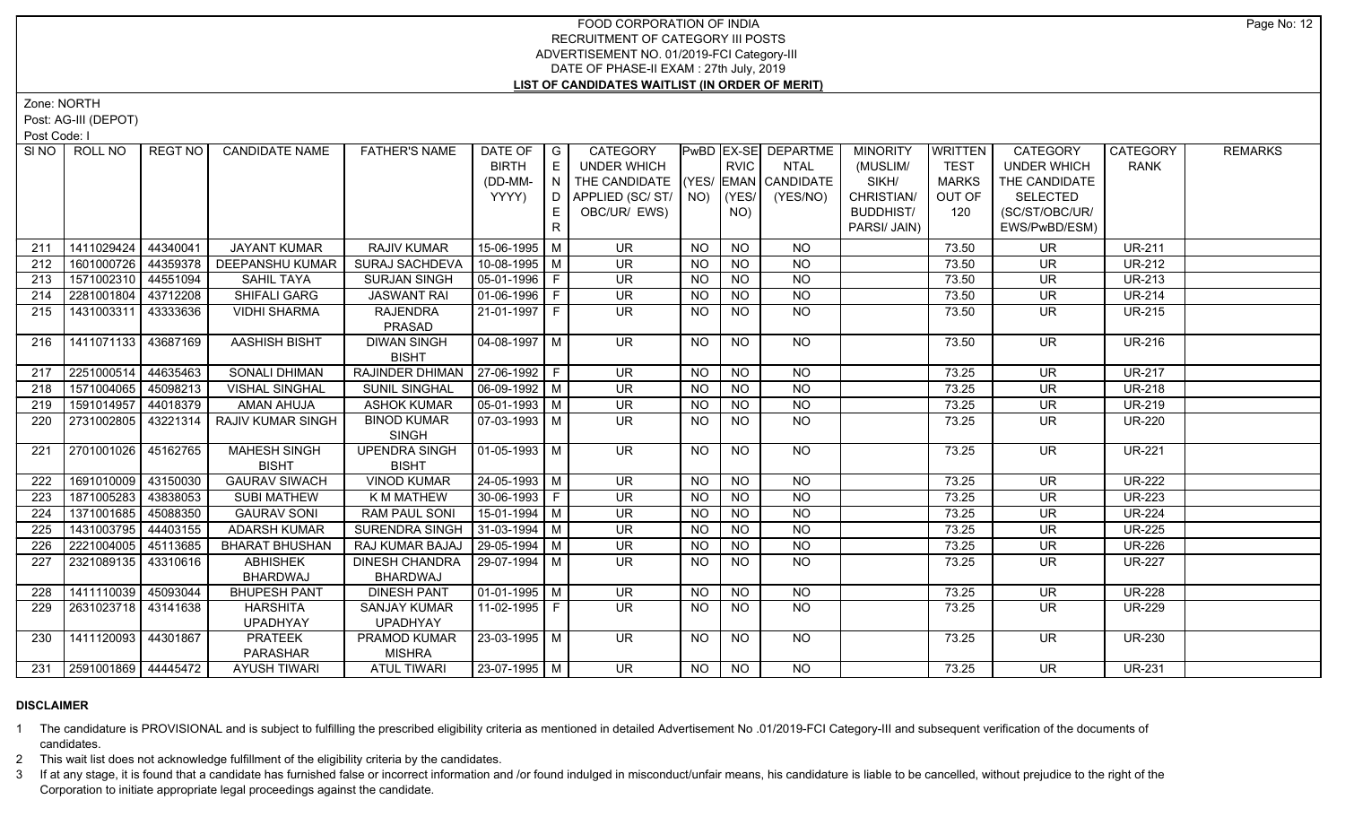# FOOD CORPORATION OF INDIA
## RECRUITMENT OF CATEGORY III POSTS
## ADVERTISEMENT NO. 01/2019-FCI Category-III
## DATE OF PHASE-II EXAM : 27th July, 2019
## LIST OF CANDIDATES WAITLIST (IN ORDER OF MERIT)

Zone: NORTH

Post: AG-III (DEPOT)

Post Code: I

| Sl NO | ROLL NO | REGT NO | CANDIDATE NAME | FATHER'S NAME | DATE OF BIRTH (DD-MM-YYYY) | GENDER | CATEGORY UNDER WHICH THE CANDIDATE APPLIED (SC/ ST/ OBC/UR/ EWS) | PwBD (YES/ NO) | EX-SERVICEMAN (YES/ NO) | DEPARTMENTAL CANDIDATE (YES/NO) | MINORITY (MUSLIM/ SIKH/ CHRISTIAN/ BUDDHIST/ PARSI/ JAIN) | WRITTEN TEST MARKS OUT OF 120 | CATEGORY UNDER WHICH THE CANDIDATE SELECTED (SC/ST/OBC/UR/ EWS/PwBD/ESM) | CATEGORY RANK | REMARKS |
|---|---|---|---|---|---|---|---|---|---|---|---|---|---|---|---|
| 211 | 1411029424 | 44340041 | JAYANT KUMAR | RAJIV KUMAR | 15-06-1995 | M | UR | NO | NO | NO | | 73.50 | UR | UR-211 | |
| 212 | 1601000726 | 44359378 | DEEPANSHU KUMAR | SURAJ SACHDEVA | 10-08-1995 | M | UR | NO | NO | NO | | 73.50 | UR | UR-212 | |
| 213 | 1571002310 | 44551094 | SAHIL TAYA | SURJAN SINGH | 05-01-1996 | F | UR | NO | NO | NO | | 73.50 | UR | UR-213 | |
| 214 | 2281001804 | 43712208 | SHIFALI GARG | JASWANT RAI | 01-06-1996 | F | UR | NO | NO | NO | | 73.50 | UR | UR-214 | |
| 215 | 1431003311 | 43333636 | VIDHI SHARMA | RAJENDRA PRASAD | 21-01-1997 | F | UR | NO | NO | NO | | 73.50 | UR | UR-215 | |
| 216 | 1411071133 | 43687169 | AASHISH BISHT | DIWAN SINGH BISHT | 04-08-1997 | M | UR | NO | NO | NO | | 73.50 | UR | UR-216 | |
| 217 | 2251000514 | 44635463 | SONALI DHIMAN | RAJINDER DHIMAN | 27-06-1992 | F | UR | NO | NO | NO | | 73.25 | UR | UR-217 | |
| 218 | 1571004065 | 45098213 | VISHAL SINGHAL | SUNIL SINGHAL | 06-09-1992 | M | UR | NO | NO | NO | | 73.25 | UR | UR-218 | |
| 219 | 1591014957 | 44018379 | AMAN AHUJA | ASHOK KUMAR | 05-01-1993 | M | UR | NO | NO | NO | | 73.25 | UR | UR-219 | |
| 220 | 2731002805 | 43221314 | RAJIV KUMAR SINGH | BINOD KUMAR SINGH | 07-03-1993 | M | UR | NO | NO | NO | | 73.25 | UR | UR-220 | |
| 221 | 2701001026 | 45162765 | MAHESH SINGH BISHT | UPENDRA SINGH BISHT | 01-05-1993 | M | UR | NO | NO | NO | | 73.25 | UR | UR-221 | |
| 222 | 1691010009 | 43150030 | GAURAV SIWACH | VINOD KUMAR | 24-05-1993 | M | UR | NO | NO | NO | | 73.25 | UR | UR-222 | |
| 223 | 1871005283 | 43838053 | SUBI MATHEW | K M MATHEW | 30-06-1993 | F | UR | NO | NO | NO | | 73.25 | UR | UR-223 | |
| 224 | 1371001685 | 45088350 | GAURAV SONI | RAM PAUL SONI | 15-01-1994 | M | UR | NO | NO | NO | | 73.25 | UR | UR-224 | |
| 225 | 1431003795 | 44403155 | ADARSH KUMAR | SURENDRA SINGH | 31-03-1994 | M | UR | NO | NO | NO | | 73.25 | UR | UR-225 | |
| 226 | 2221004005 | 45113685 | BHARAT BHUSHAN | RAJ KUMAR BAJAJ | 29-05-1994 | M | UR | NO | NO | NO | | 73.25 | UR | UR-226 | |
| 227 | 2321089135 | 43310616 | ABHISHEK BHARDWAJ | DINESH CHANDRA BHARDWAJ | 29-07-1994 | M | UR | NO | NO | NO | | 73.25 | UR | UR-227 | |
| 228 | 1411110039 | 45093044 | BHUPESH PANT | DINESH PANT | 01-01-1995 | M | UR | NO | NO | NO | | 73.25 | UR | UR-228 | |
| 229 | 2631023718 | 43141638 | HARSHITA UPADHYAY | SANJAY KUMAR UPADHYAY | 11-02-1995 | F | UR | NO | NO | NO | | 73.25 | UR | UR-229 | |
| 230 | 1411120093 | 44301867 | PRATEEK PARASHAR | PRAMOD KUMAR MISHRA | 23-03-1995 | M | UR | NO | NO | NO | | 73.25 | UR | UR-230 | |
| 231 | 2591001869 | 44445472 | AYUSH TIWARI | ATUL TIWARI | 23-07-1995 | M | UR | NO | NO | NO | | 73.25 | UR | UR-231 | |

**DISCLAIMER**

1 The candidature is PROVISIONAL and is subject to fulfilling the prescribed eligibility criteria as mentioned in detailed Advertisement No .01/2019-FCI Category-III and subsequent verification of the documents of candidates.

2 This wait list does not acknowledge fulfillment of the eligibility criteria by the candidates.

3 If at any stage, it is found that a candidate has furnished false or incorrect information and /or found indulged in misconduct/unfair means, his candidature is liable to be cancelled, without prejudice to the right of the Corporation to initiate appropriate legal proceedings against the candidate.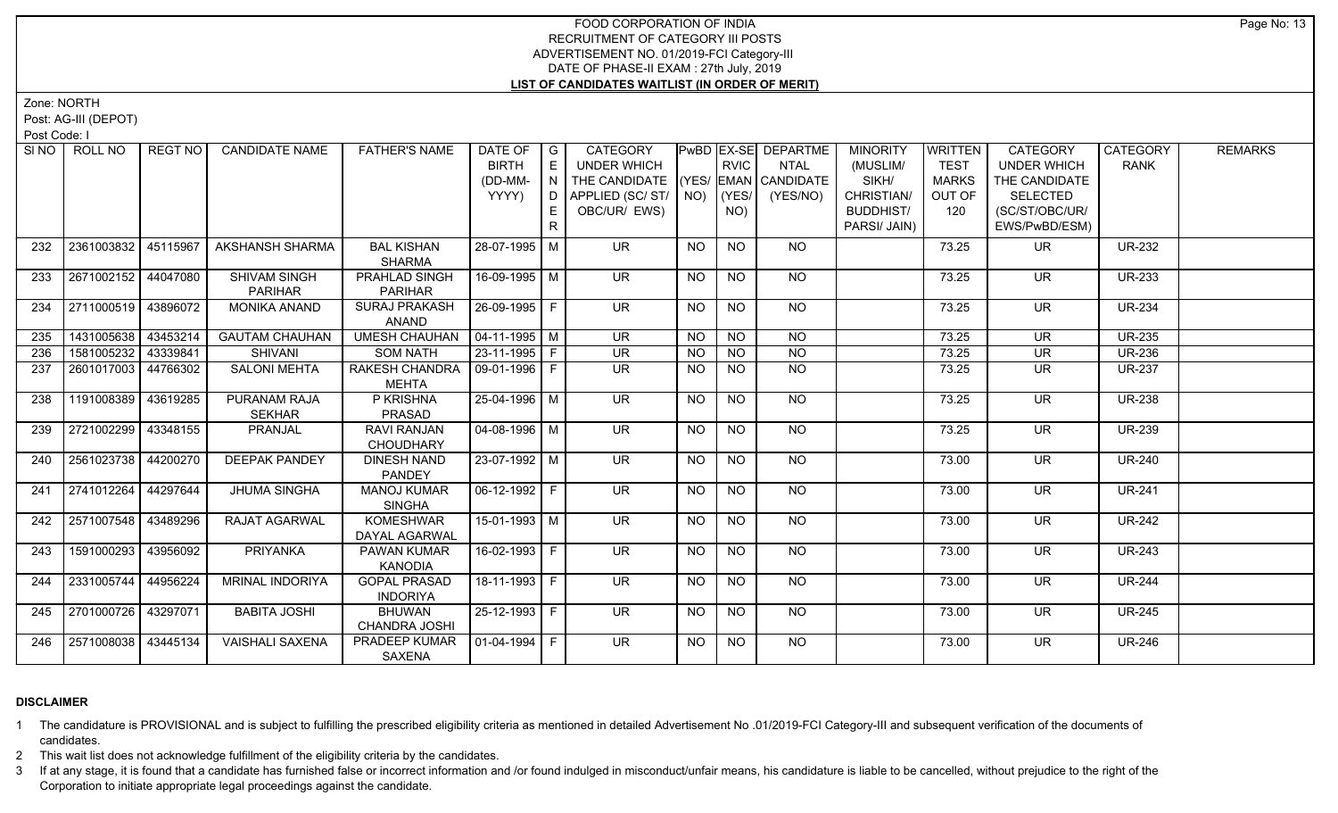# FOOD CORPORATION OF INDIA
## RECRUITMENT OF CATEGORY III POSTS
## ADVERTISEMENT NO. 01/2019-FCI Category-III
## DATE OF PHASE-II EXAM : 27th July, 2019
## LIST OF CANDIDATES WAITLIST (IN ORDER OF MERIT)

Zone: NORTH

Post: AG-III (DEPOT)

Post Code: I

| Sl NO | ROLL NO | REGT NO | CANDIDATE NAME | FATHER'S NAME | DATE OF BIRTH (DD-MM-YYYY) | GENDER | CATEGORY UNDER WHICH THE CANDIDATE APPLIED (SC/ ST/ OBC/UR/ EWS) | PwBD (YES/ NO) | EX-SERVICEMAN (YES/ NO) | DEPARTMENTAL CANDIDATE (YES/NO) | MINORITY (MUSLIM/ SIKH/ CHRISTIAN/ BUDDHIST/ PARSI/ JAIN) | WRITTEN TEST MARKS OUT OF 120 | CATEGORY UNDER WHICH THE CANDIDATE SELECTED (SC/ST/OBC/UR/ EWS/PwBD/ESM) | CATEGORY RANK | REMARKS |
|---|---|---|---|---|---|---|---|---|---|---|---|---|---|---|---|
| 232 | 2361003832 | 45115967 | AKSHANSH SHARMA | BAL KISHAN SHARMA | 28-07-1995 | M | UR | NO | NO | NO | | 73.25 | UR | UR-232 | |
| 233 | 2671002152 | 44047080 | SHIVAM SINGH PARIHAR | PRAHLAD SINGH PARIHAR | 16-09-1995 | M | UR | NO | NO | NO | | 73.25 | UR | UR-233 | |
| 234 | 2711000519 | 43896072 | MONIKA ANAND | SURAJ PRAKASH ANAND | 26-09-1995 | F | UR | NO | NO | NO | | 73.25 | UR | UR-234 | |
| 235 | 1431005638 | 43453214 | GAUTAM CHAUHAN | UMESH CHAUHAN | 04-11-1995 | M | UR | NO | NO | NO | | 73.25 | UR | UR-235 | |
| 236 | 1581005232 | 43339841 | SHIVANI | SOM NATH | 23-11-1995 | F | UR | NO | NO | NO | | 73.25 | UR | UR-236 | |
| 237 | 2601017003 | 44766302 | SALONI MEHTA | RAKESH CHANDRA MEHTA | 09-01-1996 | F | UR | NO | NO | NO | | 73.25 | UR | UR-237 | |
| 238 | 1191008389 | 43619285 | PURANAM RAJA SEKHAR | P KRISHNA PRASAD | 25-04-1996 | M | UR | NO | NO | NO | | 73.25 | UR | UR-238 | |
| 239 | 2721002299 | 43348155 | PRANJAL | RAVI RANJAN CHOUDHARY | 04-08-1996 | M | UR | NO | NO | NO | | 73.25 | UR | UR-239 | |
| 240 | 2561023738 | 44200270 | DEEPAK PANDEY | DINESH NAND PANDEY | 23-07-1992 | M | UR | NO | NO | NO | | 73.00 | UR | UR-240 | |
| 241 | 2741012264 | 44297644 | JHUMA SINGHA | MANOJ KUMAR SINGHA | 06-12-1992 | F | UR | NO | NO | NO | | 73.00 | UR | UR-241 | |
| 242 | 2571007548 | 43489296 | RAJAT AGARWAL | KOMESHWAR DAYAL AGARWAL | 15-01-1993 | M | UR | NO | NO | NO | | 73.00 | UR | UR-242 | |
| 243 | 1591000293 | 43956092 | PRIYANKA | PAWAN KUMAR KANODIA | 16-02-1993 | F | UR | NO | NO | NO | | 73.00 | UR | UR-243 | |
| 244 | 2331005744 | 44956224 | MRINAL INDORIYA | GOPAL PRASAD INDORIYA | 18-11-1993 | F | UR | NO | NO | NO | | 73.00 | UR | UR-244 | |
| 245 | 2701000726 | 43297071 | BABITA JOSHI | BHUWAN CHANDRA JOSHI | 25-12-1993 | F | UR | NO | NO | NO | | 73.00 | UR | UR-245 | |
| 246 | 2571008038 | 43445134 | VAISHALI SAXENA | PRADEEP KUMAR SAXENA | 01-04-1994 | F | UR | NO | NO | NO | | 73.00 | UR | UR-246 | |

### DISCLAIMER

1 The candidature is PROVISIONAL and is subject to fulfilling the prescribed eligibility criteria as mentioned in detailed Advertisement No .01/2019-FCI Category-III and subsequent verification of the documents of candidates.

2 This wait list does not acknowledge fulfillment of the eligibility criteria by the candidates.

3 If at any stage, it is found that a candidate has furnished false or incorrect information and /or found indulged in misconduct/unfair means, his candidature is liable to be cancelled, without prejudice to the right of the Corporation to initiate appropriate legal proceedings against the candidate.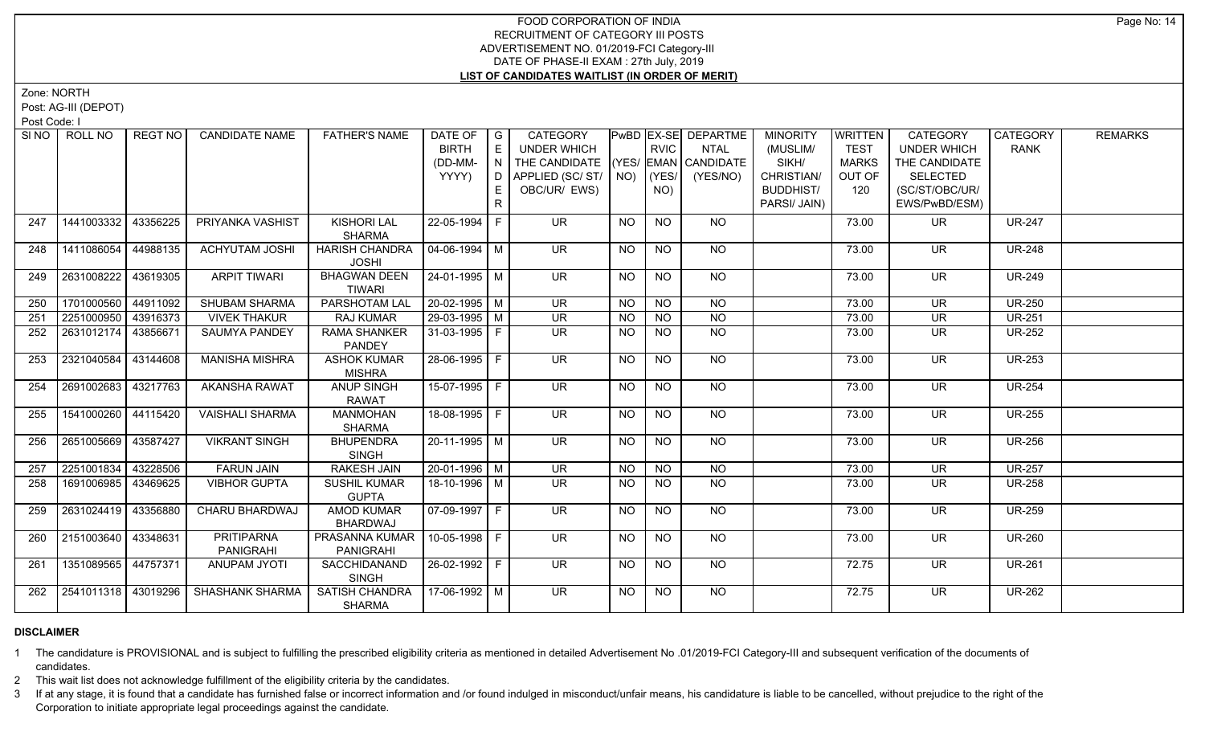FOOD CORPORATION OF INDIA
RECRUITMENT OF CATEGORY III POSTS
ADVERTISEMENT NO. 01/2019-FCI Category-III
DATE OF PHASE-II EXAM : 27th July, 2019
**LIST OF CANDIDATES WAITLIST (IN ORDER OF MERIT)**

Zone: NORTH
Post: AG-III (DEPOT)
Post Code: I

| SI NO | ROLL NO | REGT NO | CANDIDATE NAME | FATHER'S NAME | DATE OF BIRTH (DD-MM-YYYY) | GENDER | CATEGORY UNDER WHICH THE CANDIDATE APPLIED (SC/ ST/ OBC/UR/ EWS) | PwBD (YES/ NO) | EX-SERVICEMAN (YES/ NO) | DEPARTMENTAL CANDIDATE (YES/NO) | MINORITY (MUSLIM/ SIKH/ CHRISTIAN/ BUDDHIST/ PARSI/ JAIN) | WRITTEN TEST MARKS OUT OF 120 | CATEGORY UNDER WHICH THE CANDIDATE SELECTED (SC/ST/OBC/UR/ EWS/PwBD/ESM) | CATEGORY RANK | REMARKS |
|---|---|---|---|---|---|---|---|---|---|---|---|---|---|---|---|
| 247 | 1441003332 | 43356225 | PRIYANKA VASHIST | KISHORI LAL SHARMA | 22-05-1994 | F | UR | NO | NO | NO | | 73.00 | UR | UR-247 | |
| 248 | 1411086054 | 44988135 | ACHYUTAM JOSHI | HARISH CHANDRA JOSHI | 04-06-1994 | M | UR | NO | NO | NO | | 73.00 | UR | UR-248 | |
| 249 | 2631008222 | 43619305 | ARPIT TIWARI | BHAGWAN DEEN TIWARI | 24-01-1995 | M | UR | NO | NO | NO | | 73.00 | UR | UR-249 | |
| 250 | 1701000560 | 44911092 | SHUBAM SHARMA | PARSHOTAM LAL | 20-02-1995 | M | UR | NO | NO | NO | | 73.00 | UR | UR-250 | |
| 251 | 2251000950 | 43916373 | VIVEK THAKUR | RAJ KUMAR | 29-03-1995 | M | UR | NO | NO | NO | | 73.00 | UR | UR-251 | |
| 252 | 2631012174 | 43856671 | SAUMYA PANDEY | RAMA SHANKER PANDEY | 31-03-1995 | F | UR | NO | NO | NO | | 73.00 | UR | UR-252 | |
| 253 | 2321040584 | 43144608 | MANISHA MISHRA | ASHOK KUMAR MISHRA | 28-06-1995 | F | UR | NO | NO | NO | | 73.00 | UR | UR-253 | |
| 254 | 2691002683 | 43217763 | AKANSHA RAWAT | ANUP SINGH RAWAT | 15-07-1995 | F | UR | NO | NO | NO | | 73.00 | UR | UR-254 | |
| 255 | 1541000260 | 44115420 | VAISHALI SHARMA | MANMOHAN SHARMA | 18-08-1995 | F | UR | NO | NO | NO | | 73.00 | UR | UR-255 | |
| 256 | 2651005669 | 43587427 | VIKRANT SINGH | BHUPENDRA SINGH | 20-11-1995 | M | UR | NO | NO | NO | | 73.00 | UR | UR-256 | |
| 257 | 2251001834 | 43228506 | FARUN JAIN | RAKESH JAIN | 20-01-1996 | M | UR | NO | NO | NO | | 73.00 | UR | UR-257 | |
| 258 | 1691006985 | 43469625 | VIBHOR GUPTA | SUSHIL KUMAR GUPTA | 18-10-1996 | M | UR | NO | NO | NO | | 73.00 | UR | UR-258 | |
| 259 | 2631024419 | 43356880 | CHARU BHARDWAJ | AMOD KUMAR BHARDWAJ | 07-09-1997 | F | UR | NO | NO | NO | | 73.00 | UR | UR-259 | |
| 260 | 2151003640 | 43348631 | PRITIPARNA PANIGRAHI | PRASANNA KUMAR PANIGRAHI | 10-05-1998 | F | UR | NO | NO | NO | | 73.00 | UR | UR-260 | |
| 261 | 1351089565 | 44757371 | ANUPAM JYOTI | SACCHIDANAND SINGH | 26-02-1992 | F | UR | NO | NO | NO | | 72.75 | UR | UR-261 | |
| 262 | 2541011318 | 43019296 | SHASHANK SHARMA | SATISH CHANDRA SHARMA | 17-06-1992 | M | UR | NO | NO | NO | | 72.75 | UR | UR-262 | |

**DISCLAIMER**

1 The candidature is PROVISIONAL and is subject to fulfilling the prescribed eligibility criteria as mentioned in detailed Advertisement No .01/2019-FCI Category-III and subsequent verification of the documents of candidates.

2 This wait list does not acknowledge fulfillment of the eligibility criteria by the candidates.

3 If at any stage, it is found that a candidate has furnished false or incorrect information and /or found indulged in misconduct/unfair means, his candidature is liable to be cancelled, without prejudice to the right of the Corporation to initiate appropriate legal proceedings against the candidate.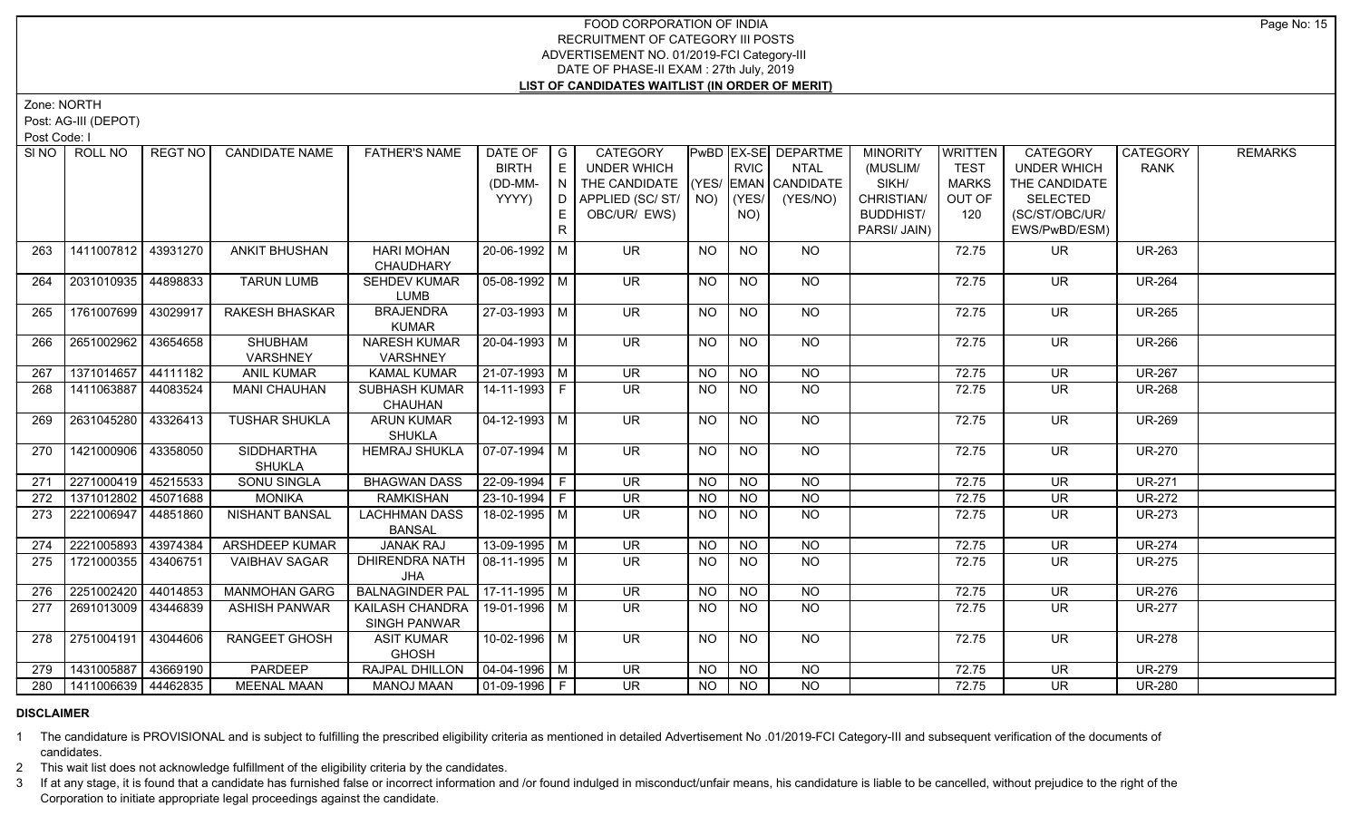# FOOD CORPORATION OF INDIA
## RECRUITMENT OF CATEGORY III POSTS
### ADVERTISEMENT NO. 01/2019-FCI Category-III
### DATE OF PHASE-II EXAM : 27th July, 2019
### LIST OF CANDIDATES WAITLIST (IN ORDER OF MERIT)

Zone: NORTH

Post: AG-III (DEPOT)

Post Code: I

| SI NO | ROLL NO | REGT NO | CANDIDATE NAME | FATHER'S NAME | DATE OF BIRTH (DD-MM-YYYY) | GENDER | CATEGORY UNDER WHICH THE CANDIDATE APPLIED (SC/ ST/ OBC/UR/ EWS) | PwBD (YES/ NO) | EX-SERVICEMAN (YES/ NO) | DEPARTMENTAL CANDIDATE (YES/NO) | MINORITY (MUSLIM/ SIKH/ CHRISTIAN/ BUDDHIST/ PARSI/ JAIN) | WRITTEN TEST MARKS OUT OF 120 | CATEGORY UNDER WHICH THE CANDIDATE SELECTED (SC/ST/OBC/UR/ EWS/PwBD/ESM) | CATEGORY RANK | REMARKS |
|---|---|---|---|---|---|---|---|---|---|---|---|---|---|---|---|
| 263 | 1411007812 | 43931270 | ANKIT BHUSHAN | HARI MOHAN CHAUDHARY | 20-06-1992 | M | UR | NO | NO | NO | | 72.75 | UR | UR-263 | |
| 264 | 2031010935 | 44898833 | TARUN LUMB | SEHDEV KUMAR LUMB | 05-08-1992 | M | UR | NO | NO | NO | | 72.75 | UR | UR-264 | |
| 265 | 1761007699 | 43029917 | RAKESH BHASKAR | BRAJENDRA KUMAR | 27-03-1993 | M | UR | NO | NO | NO | | 72.75 | UR | UR-265 | |
| 266 | 2651002962 | 43654658 | SHUBHAM VARSHNEY | NARESH KUMAR VARSHNEY | 20-04-1993 | M | UR | NO | NO | NO | | 72.75 | UR | UR-266 | |
| 267 | 1371014657 | 44111182 | ANIL KUMAR | KAMAL KUMAR | 21-07-1993 | M | UR | NO | NO | NO | | 72.75 | UR | UR-267 | |
| 268 | 1411063887 | 44083524 | MANI CHAUHAN | SUBHASH KUMAR CHAUHAN | 14-11-1993 | F | UR | NO | NO | NO | | 72.75 | UR | UR-268 | |
| 269 | 2631045280 | 43326413 | TUSHAR SHUKLA | ARUN KUMAR SHUKLA | 04-12-1993 | M | UR | NO | NO | NO | | 72.75 | UR | UR-269 | |
| 270 | 1421000906 | 43358050 | SIDDHARTHA SHUKLA | HEMRAJ SHUKLA | 07-07-1994 | M | UR | NO | NO | NO | | 72.75 | UR | UR-270 | |
| 271 | 2271000419 | 45215533 | SONU SINGLA | BHAGWAN DASS | 22-09-1994 | F | UR | NO | NO | NO | | 72.75 | UR | UR-271 | |
| 272 | 1371012802 | 45071688 | MONIKA | RAMKISHAN | 23-10-1994 | F | UR | NO | NO | NO | | 72.75 | UR | UR-272 | |
| 273 | 2221006947 | 44851860 | NISHANT BANSAL | LACHHMAN DASS BANSAL | 18-02-1995 | M | UR | NO | NO | NO | | 72.75 | UR | UR-273 | |
| 274 | 2221005893 | 43974384 | ARSHDEEP KUMAR | JANAK RAJ | 13-09-1995 | M | UR | NO | NO | NO | | 72.75 | UR | UR-274 | |
| 275 | 1721000355 | 43406751 | VAIBHAV SAGAR | DHIRENDRA NATH JHA | 08-11-1995 | M | UR | NO | NO | NO | | 72.75 | UR | UR-275 | |
| 276 | 2251002420 | 44014853 | MANMOHAN GARG | BALNAGINDER PAL | 17-11-1995 | M | UR | NO | NO | NO | | 72.75 | UR | UR-276 | |
| 277 | 2691013009 | 43446839 | ASHISH PANWAR | KAILASH CHANDRA SINGH PANWAR | 19-01-1996 | M | UR | NO | NO | NO | | 72.75 | UR | UR-277 | |
| 278 | 2751004191 | 43044606 | RANGEET GHOSH | ASIT KUMAR GHOSH | 10-02-1996 | M | UR | NO | NO | NO | | 72.75 | UR | UR-278 | |
| 279 | 1431005887 | 43669190 | PARDEEP | RAJPAL DHILLON | 04-04-1996 | M | UR | NO | NO | NO | | 72.75 | UR | UR-279 | |
| 280 | 1411006639 | 44462835 | MEENAL MAAN | MANOJ MAAN | 01-09-1996 | F | UR | NO | NO | NO | | 72.75 | UR | UR-280 | |

**DISCLAIMER**

1 The candidature is PROVISIONAL and is subject to fulfilling the prescribed eligibility criteria as mentioned in detailed Advertisement No .01/2019-FCI Category-III and subsequent verification of the documents of candidates.

2 This wait list does not acknowledge fulfillment of the eligibility criteria by the candidates.

3 If at any stage, it is found that a candidate has furnished false or incorrect information and /or found indulged in misconduct/unfair means, his candidature is liable to be cancelled, without prejudice to the right of the Corporation to initiate appropriate legal proceedings against the candidate.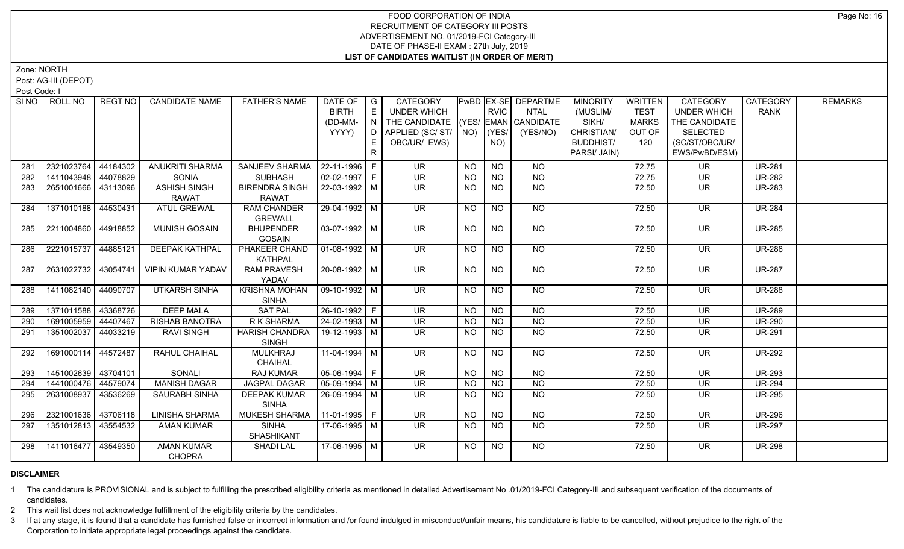FOOD CORPORATION OF INDIA
RECRUITMENT OF CATEGORY III POSTS
ADVERTISEMENT NO. 01/2019-FCI Category-III
DATE OF PHASE-II EXAM : 27th July, 2019
**LIST OF CANDIDATES WAITLIST (IN ORDER OF MERIT)**

Zone: NORTH
Post: AG-III (DEPOT)
Post Code: I

| SI NO | ROLL NO | REGT NO | CANDIDATE NAME | FATHER'S NAME | DATE OF BIRTH (DD-MM-YYYY) | GENDER | CATEGORY UNDER WHICH THE CANDIDATE APPLIED (SC/ ST/ OBC/UR/ EWS) | PwBD (YES/ NO) | EX-SERVICEMAN (YES/ NO) | DEPARTMENTAL CANDIDATE (YES/NO) | MINORITY (MUSLIM/ SIKH/ CHRISTIAN/ BUDDHIST/ PARSI/ JAIN) | WRITTEN TEST MARKS OUT OF 120 | CATEGORY UNDER WHICH THE CANDIDATE SELECTED (SC/ST/OBC/UR/ EWS/PwBD/ESM) | CATEGORY RANK | REMARKS |
|---|---|---|---|---|---|---|---|---|---|---|---|---|---|---|---|
| 281 | 2321023764 | 44184302 | ANUKRITI SHARMA | SANJEEV SHARMA | 22-11-1996 | F | UR | NO | NO | NO | | 72.75 | UR | UR-281 | |
| 282 | 1411043948 | 44078829 | SONIA | SUBHASH | 02-02-1997 | F | UR | NO | NO | NO | | 72.75 | UR | UR-282 | |
| 283 | 2651001666 | 43113096 | ASHISH SINGH RAWAT | BIRENDRA SINGH RAWAT | 22-03-1992 | M | UR | NO | NO | NO | | 72.50 | UR | UR-283 | |
| 284 | 1371010188 | 44530431 | ATUL GREWAL | RAM CHANDER GREWALL | 29-04-1992 | M | UR | NO | NO | NO | | 72.50 | UR | UR-284 | |
| 285 | 2211004860 | 44918852 | MUNISH GOSAIN | BHUPENDER GOSAIN | 03-07-1992 | M | UR | NO | NO | NO | | 72.50 | UR | UR-285 | |
| 286 | 2221015737 | 44885121 | DEEPAK KATHPAL | PHAKEER CHAND KATHPAL | 01-08-1992 | M | UR | NO | NO | NO | | 72.50 | UR | UR-286 | |
| 287 | 2631022732 | 43054741 | VIPIN KUMAR YADAV | RAM PRAVESH YADAV | 20-08-1992 | M | UR | NO | NO | NO | | 72.50 | UR | UR-287 | |
| 288 | 1411082140 | 44090707 | UTKARSH SINHA | KRISHNA MOHAN SINHA | 09-10-1992 | M | UR | NO | NO | NO | | 72.50 | UR | UR-288 | |
| 289 | 1371011588 | 43368726 | DEEP MALA | SAT PAL | 26-10-1992 | F | UR | NO | NO | NO | | 72.50 | UR | UR-289 | |
| 290 | 1691005959 | 44407467 | RISHAB BANOTRA | R K SHARMA | 24-02-1993 | M | UR | NO | NO | NO | | 72.50 | UR | UR-290 | |
| 291 | 1351002037 | 44033219 | RAVI SINGH | HARISH CHANDRA SINGH | 19-12-1993 | M | UR | NO | NO | NO | | 72.50 | UR | UR-291 | |
| 292 | 1691000114 | 44572487 | RAHUL CHAIHAL | MULKHRAJ CHAIHAL | 11-04-1994 | M | UR | NO | NO | NO | | 72.50 | UR | UR-292 | |
| 293 | 1451002639 | 43704101 | SONALI | RAJ KUMAR | 05-06-1994 | F | UR | NO | NO | NO | | 72.50 | UR | UR-293 | |
| 294 | 1441000476 | 44579074 | MANISH DAGAR | JAGPAL DAGAR | 05-09-1994 | M | UR | NO | NO | NO | | 72.50 | UR | UR-294 | |
| 295 | 2631008937 | 43536269 | SAURABH SINHA | DEEPAK KUMAR SINHA | 26-09-1994 | M | UR | NO | NO | NO | | 72.50 | UR | UR-295 | |
| 296 | 2321001636 | 43706118 | LINISHA SHARMA | MUKESH SHARMA | 11-01-1995 | F | UR | NO | NO | NO | | 72.50 | UR | UR-296 | |
| 297 | 1351012813 | 43554532 | AMAN KUMAR | SINHA SHASHIKANT | 17-06-1995 | M | UR | NO | NO | NO | | 72.50 | UR | UR-297 | |
| 298 | 1411016477 | 43549350 | AMAN KUMAR CHOPRA | SHADI LAL | 17-06-1995 | M | UR | NO | NO | NO | | 72.50 | UR | UR-298 | |

**DISCLAIMER**

1 The candidature is PROVISIONAL and is subject to fulfilling the prescribed eligibility criteria as mentioned in detailed Advertisement No .01/2019-FCI Category-III and subsequent verification of the documents of candidates.

2 This wait list does not acknowledge fulfillment of the eligibility criteria by the candidates.

3 If at any stage, it is found that a candidate has furnished false or incorrect information and /or found indulged in misconduct/unfair means, his candidature is liable to be cancelled, without prejudice to the right of the Corporation to initiate appropriate legal proceedings against the candidate.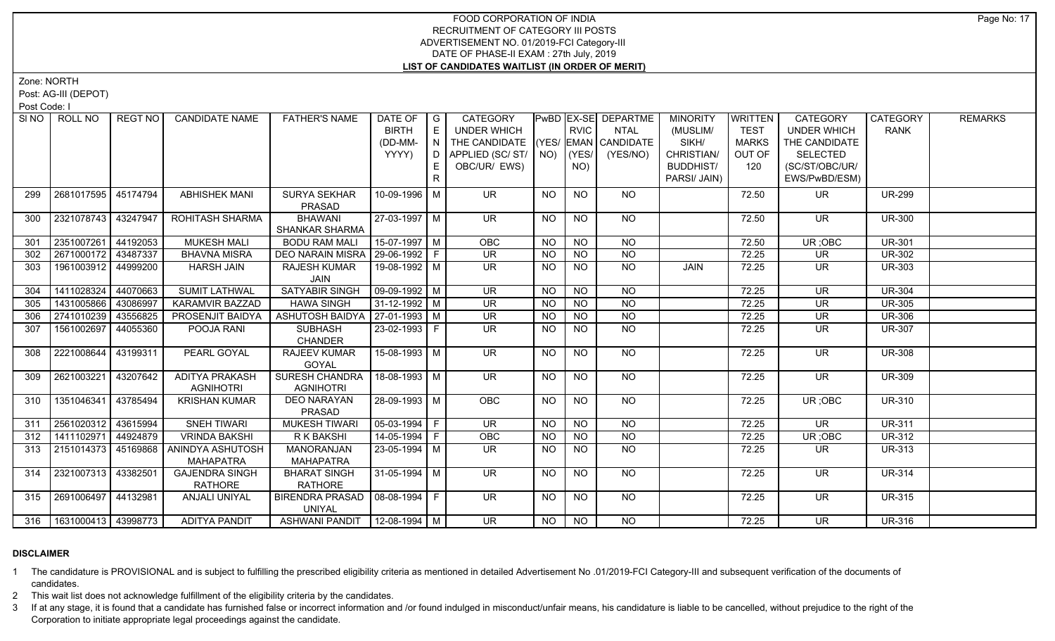# FOOD CORPORATION OF INDIA
## RECRUITMENT OF CATEGORY III POSTS
## ADVERTISEMENT NO. 01/2019-FCI Category-III
## DATE OF PHASE-II EXAM : 27th July, 2019
## LIST OF CANDIDATES WAITLIST (IN ORDER OF MERIT)

Zone: NORTH

Post: AG-III (DEPOT)

Post Code: I

| SI NO | ROLL NO | REGT NO | CANDIDATE NAME | FATHER'S NAME | DATE OF BIRTH (DD-MM-YYYY) | GENDER | CATEGORY UNDER WHICH THE CANDIDATE APPLIED (SC/ ST/ OBC/UR/ EWS) | PwBD (YES/ NO) | EX-SERVICEMAN (YES/ NO) | DEPARTMENTAL CANDIDATE (YES/NO) | MINORITY (MUSLIM/ SIKH/ CHRISTIAN/ BUDDHIST/ PARSI/ JAIN) | WRITTEN TEST MARKS OUT OF 120 | CATEGORY UNDER WHICH THE CANDIDATE SELECTED (SC/ST/OBC/UR/ EWS/PwBD/ESM) | CATEGORY RANK | REMARKS |
|---|---|---|---|---|---|---|---|---|---|---|---|---|---|---|---|
| 299 | 2681017595 | 45174794 | ABHISHEK MANI | SURYA SEKHAR PRASAD | 10-09-1996 | M | UR | NO | NO | NO | | 72.50 | UR | UR-299 | |
| 300 | 2321078743 | 43247947 | ROHITASH SHARMA | BHAWANI SHANKAR SHARMA | 27-03-1997 | M | UR | NO | NO | NO | | 72.50 | UR | UR-300 | |
| 301 | 2351007261 | 44192053 | MUKESH MALI | BODU RAM MALI | 15-07-1997 | M | OBC | NO | NO | NO | | 72.50 | UR ;OBC | UR-301 | |
| 302 | 2671000172 | 43487337 | BHAVNA MISRA | DEO NARAIN MISRA | 29-06-1992 | F | UR | NO | NO | NO | | 72.25 | UR | UR-302 | |
| 303 | 1961003912 | 44999200 | HARSH JAIN | RAJESH KUMAR JAIN | 19-08-1992 | M | UR | NO | NO | NO | JAIN | 72.25 | UR | UR-303 | |
| 304 | 1411028324 | 44070663 | SUMIT LATHWAL | SATYABIR SINGH | 09-09-1992 | M | UR | NO | NO | NO | | 72.25 | UR | UR-304 | |
| 305 | 1431005866 | 43086997 | KARAMVIR BAZZAD | HAWA SINGH | 31-12-1992 | M | UR | NO | NO | NO | | 72.25 | UR | UR-305 | |
| 306 | 2741010239 | 43556825 | PROSENJIT BAIDYA | ASHUTOSH BAIDYA | 27-01-1993 | M | UR | NO | NO | NO | | 72.25 | UR | UR-306 | |
| 307 | 1561002697 | 44055360 | POOJA RANI | SUBHASH CHANDER | 23-02-1993 | F | UR | NO | NO | NO | | 72.25 | UR | UR-307 | |
| 308 | 2221008644 | 43199311 | PEARL GOYAL | RAJEEV KUMAR GOYAL | 15-08-1993 | M | UR | NO | NO | NO | | 72.25 | UR | UR-308 | |
| 309 | 2621003221 | 43207642 | ADITYA PRAKASH AGNIHOTRI | SURESH CHANDRA AGNIHOTRI | 18-08-1993 | M | UR | NO | NO | NO | | 72.25 | UR | UR-309 | |
| 310 | 1351046341 | 43785494 | KRISHAN KUMAR | DEO NARAYAN PRASAD | 28-09-1993 | M | OBC | NO | NO | NO | | 72.25 | UR ;OBC | UR-310 | |
| 311 | 2561020312 | 43615994 | SNEH TIWARI | MUKESH TIWARI | 05-03-1994 | F | UR | NO | NO | NO | | 72.25 | UR | UR-311 | |
| 312 | 1411102971 | 44924879 | VRINDA BAKSHI | R K BAKSHI | 14-05-1994 | F | OBC | NO | NO | NO | | 72.25 | UR ;OBC | UR-312 | |
| 313 | 2151014373 | 45169868 | ANINDYA ASHUTOSH MAHAPATRA | MANORANJAN MAHAPATRA | 23-05-1994 | M | UR | NO | NO | NO | | 72.25 | UR | UR-313 | |
| 314 | 2321007313 | 43382501 | GAJENDRA SINGH RATHORE | BHARAT SINGH RATHORE | 31-05-1994 | M | UR | NO | NO | NO | | 72.25 | UR | UR-314 | |
| 315 | 2691006497 | 44132981 | ANJALI UNIYAL | BIRENDRA PRASAD UNIYAL | 08-08-1994 | F | UR | NO | NO | NO | | 72.25 | UR | UR-315 | |
| 316 | 1631000413 | 43998773 | ADITYA PANDIT | ASHWANI PANDIT | 12-08-1994 | M | UR | NO | NO | NO | | 72.25 | UR | UR-316 | |

**DISCLAIMER**

1 The candidature is PROVISIONAL and is subject to fulfilling the prescribed eligibility criteria as mentioned in detailed Advertisement No .01/2019-FCI Category-III and subsequent verification of the documents of candidates.

2 This wait list does not acknowledge fulfillment of the eligibility criteria by the candidates.

3 If at any stage, it is found that a candidate has furnished false or incorrect information and /or found indulged in misconduct/unfair means, his candidature is liable to be cancelled, without prejudice to the right of the Corporation to initiate appropriate legal proceedings against the candidate.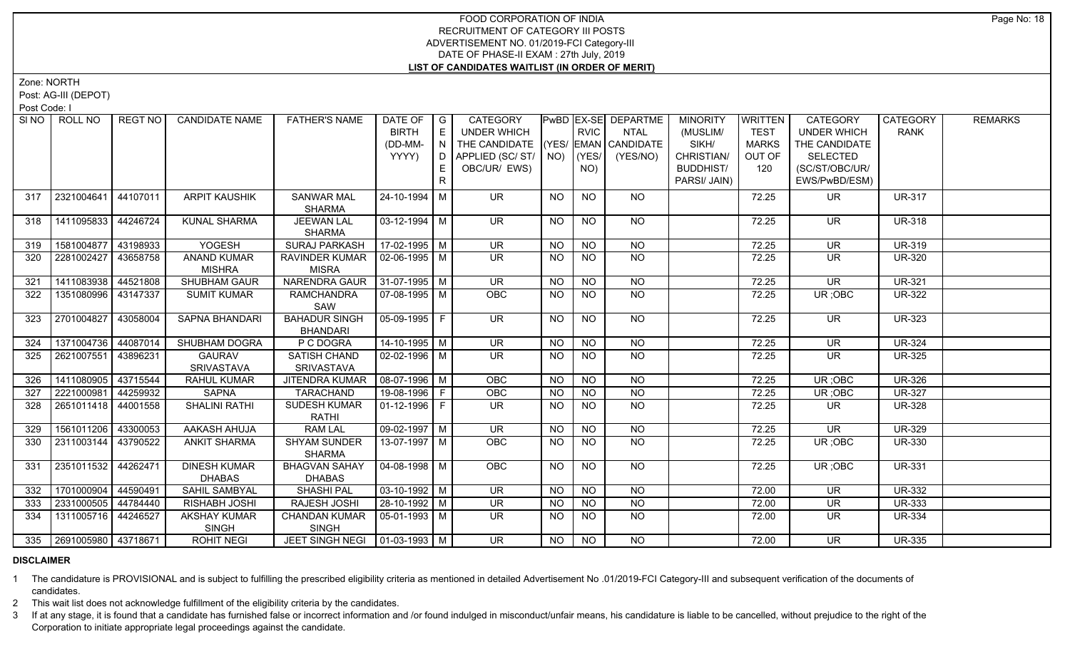# FOOD CORPORATION OF INDIA
## RECRUITMENT OF CATEGORY III POSTS
## ADVERTISEMENT NO. 01/2019-FCI Category-III
## DATE OF PHASE-II EXAM : 27th July, 2019
## LIST OF CANDIDATES WAITLIST (IN ORDER OF MERIT)

Zone: NORTH

Post: AG-III (DEPOT)

Post Code: I

| SI NO | ROLL NO | REGT NO | CANDIDATE NAME | FATHER'S NAME | DATE OF BIRTH (DD-MM-YYYY) | GENDER | CATEGORY UNDER WHICH THE CANDIDATE APPLIED (SC/ ST/ OBC/UR/ EWS) | PwBD (YES/ NO) | EX-SERVICEMAN (YES/ NO) | DEPARTMENTAL CANDIDATE (YES/NO) | MINORITY (MUSLIM/ SIKH/ CHRISTIAN/ BUDDHIST/ PARSI/ JAIN) | WRITTEN TEST MARKS OUT OF 120 | CATEGORY UNDER WHICH THE CANDIDATE SELECTED (SC/ST/OBC/UR/ EWS/PwBD/ESM) | CATEGORY RANK | REMARKS |
|---|---|---|---|---|---|---|---|---|---|---|---|---|---|---|---|
| 317 | 2321004641 | 44107011 | ARPIT KAUSHIK | SANWAR MAL SHARMA | 24-10-1994 | M | UR | NO | NO | NO | | 72.25 | UR | UR-317 | |
| 318 | 1411095833 | 44246724 | KUNAL SHARMA | JEEWAN LAL SHARMA | 03-12-1994 | M | UR | NO | NO | NO | | 72.25 | UR | UR-318 | |
| 319 | 1581004877 | 43198933 | YOGESH | SURAJ PARKASH | 17-02-1995 | M | UR | NO | NO | NO | | 72.25 | UR | UR-319 | |
| 320 | 2281002427 | 43658758 | ANAND KUMAR MISHRA | RAVINDER KUMAR MISRA | 02-06-1995 | M | UR | NO | NO | NO | | 72.25 | UR | UR-320 | |
| 321 | 1411083938 | 44521808 | SHUBHAM GAUR | NARENDRA GAUR | 31-07-1995 | M | UR | NO | NO | NO | | 72.25 | UR | UR-321 | |
| 322 | 1351080996 | 43147337 | SUMIT KUMAR | RAMCHANDRA SAW | 07-08-1995 | M | OBC | NO | NO | NO | | 72.25 | UR ;OBC | UR-322 | |
| 323 | 2701004827 | 43058004 | SAPNA BHANDARI | BAHADUR SINGH BHANDARI | 05-09-1995 | F | UR | NO | NO | NO | | 72.25 | UR | UR-323 | |
| 324 | 1371004736 | 44087014 | SHUBHAM DOGRA | P C DOGRA | 14-10-1995 | M | UR | NO | NO | NO | | 72.25 | UR | UR-324 | |
| 325 | 2621007551 | 43896231 | GAURAV SRIVASTAVA | SATISH CHAND SRIVASTAVA | 02-02-1996 | M | UR | NO | NO | NO | | 72.25 | UR | UR-325 | |
| 326 | 1411080905 | 43715544 | RAHUL KUMAR | JITENDRA KUMAR | 08-07-1996 | M | OBC | NO | NO | NO | | 72.25 | UR ;OBC | UR-326 | |
| 327 | 2221000981 | 44259932 | SAPNA | TARACHAND | 19-08-1996 | F | OBC | NO | NO | NO | | 72.25 | UR ;OBC | UR-327 | |
| 328 | 2651011418 | 44001558 | SHALINI RATHI | SUDESH KUMAR RATHI | 01-12-1996 | F | UR | NO | NO | NO | | 72.25 | UR | UR-328 | |
| 329 | 1561011206 | 43300053 | AAKASH AHUJA | RAM LAL | 09-02-1997 | M | UR | NO | NO | NO | | 72.25 | UR | UR-329 | |
| 330 | 2311003144 | 43790522 | ANKIT SHARMA | SHYAM SUNDER SHARMA | 13-07-1997 | M | OBC | NO | NO | NO | | 72.25 | UR ;OBC | UR-330 | |
| 331 | 2351011532 | 44262471 | DINESH KUMAR DHABAS | BHAGVAN SAHAY DHABAS | 04-08-1998 | M | OBC | NO | NO | NO | | 72.25 | UR ;OBC | UR-331 | |
| 332 | 1701000904 | 44590491 | SAHIL SAMBYAL | SHASHI PAL | 03-10-1992 | M | UR | NO | NO | NO | | 72.00 | UR | UR-332 | |
| 333 | 2331000505 | 44784440 | RISHABH JOSHI | RAJESH JOSHI | 28-10-1992 | M | UR | NO | NO | NO | | 72.00 | UR | UR-333 | |
| 334 | 1311005716 | 44246527 | AKSHAY KUMAR SINGH | CHANDAN KUMAR SINGH | 05-01-1993 | M | UR | NO | NO | NO | | 72.00 | UR | UR-334 | |
| 335 | 2691005980 | 43718671 | ROHIT NEGI | JEET SINGH NEGI | 01-03-1993 | M | UR | NO | NO | NO | | 72.00 | UR | UR-335 | |

**DISCLAIMER**

1 The candidature is PROVISIONAL and is subject to fulfilling the prescribed eligibility criteria as mentioned in detailed Advertisement No .01/2019-FCI Category-III and subsequent verification of the documents of candidates.

2 This wait list does not acknowledge fulfillment of the eligibility criteria by the candidates.

3 If at any stage, it is found that a candidate has furnished false or incorrect information and /or found indulged in misconduct/unfair means, his candidature is liable to be cancelled, without prejudice to the right of the Corporation to initiate appropriate legal proceedings against the candidate.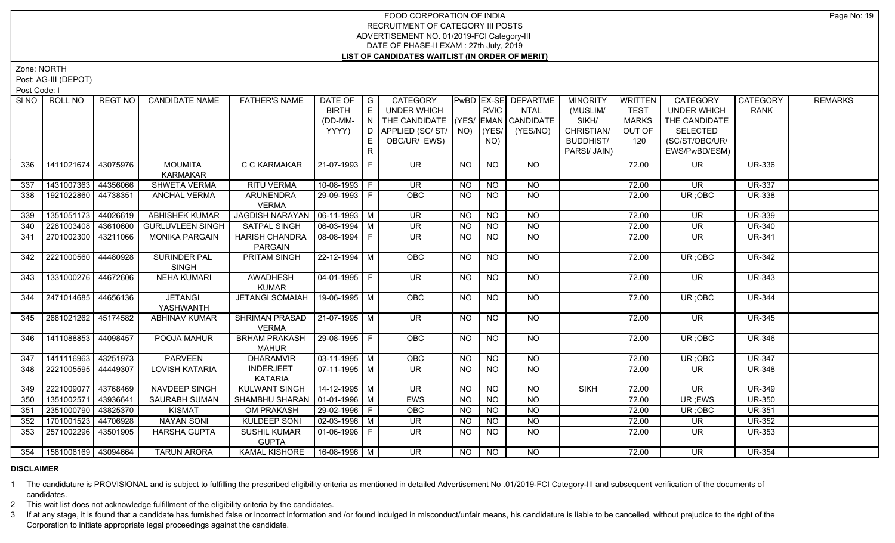# FOOD CORPORATION OF INDIA
## RECRUITMENT OF CATEGORY III POSTS
## ADVERTISEMENT NO. 01/2019-FCI Category-III
## DATE OF PHASE-II EXAM : 27th July, 2019
## LIST OF CANDIDATES WAITLIST (IN ORDER OF MERIT)

Zone: NORTH

Post: AG-III (DEPOT)

Post Code: I

| Sl NO | ROLL NO | REGT NO | CANDIDATE NAME | FATHER'S NAME | DATE OF BIRTH (DD-MM-YYYY) | GENDER | CATEGORY UNDER WHICH THE CANDIDATE APPLIED (SC/ ST/ OBC/UR/ EWS) | PwBD (YES/ NO) | EX-SERVICEMAN (YES/ NO) | DEPARTMENTAL CANDIDATE (YES/NO) | MINORITY (MUSLIM/ SIKH/ CHRISTIAN/ BUDDHIST/ PARSI/ JAIN) | WRITTEN TEST MARKS OUT OF 120 | CATEGORY UNDER WHICH THE CANDIDATE SELECTED (SC/ST/OBC/UR/ EWS/PwBD/ESM) | CATEGORY RANK | REMARKS |
|---|---|---|---|---|---|---|---|---|---|---|---|---|---|---|---|
| 336 | 1411021674 | 43075976 | MOUMITA KARMAKAR | C C KARMAKAR | 21-07-1993 | F | UR | NO | NO | NO | | 72.00 | UR | UR-336 | |
| 337 | 1431007363 | 44356066 | SHWETA VERMA | RITU VERMA | 10-08-1993 | F | UR | NO | NO | NO | | 72.00 | UR | UR-337 | |
| 338 | 1921022860 | 44738351 | ANCHAL VERMA | ARUNENDRA VERMA | 29-09-1993 | F | OBC | NO | NO | NO | | 72.00 | UR ;OBC | UR-338 | |
| 339 | 1351051173 | 44026619 | ABHISHEK KUMAR | JAGDISH NARAYAN | 06-11-1993 | M | UR | NO | NO | NO | | 72.00 | UR | UR-339 | |
| 340 | 2281003408 | 43610600 | GURLUVLEEN SINGH | SATPAL SINGH | 06-03-1994 | M | UR | NO | NO | NO | | 72.00 | UR | UR-340 | |
| 341 | 2701002300 | 43211066 | MONIKA PARGAIN | HARISH CHANDRA PARGAIN | 08-08-1994 | F | UR | NO | NO | NO | | 72.00 | UR | UR-341 | |
| 342 | 2221000560 | 44480928 | SURINDER PAL SINGH | PRITAM SINGH | 22-12-1994 | M | OBC | NO | NO | NO | | 72.00 | UR ;OBC | UR-342 | |
| 343 | 1331000276 | 44672606 | NEHA KUMARI | AWADHESH KUMAR | 04-01-1995 | F | UR | NO | NO | NO | | 72.00 | UR | UR-343 | |
| 344 | 2471014685 | 44656136 | JETANGI YASHWANTH | JETANGI SOMAIAH | 19-06-1995 | M | OBC | NO | NO | NO | | 72.00 | UR ;OBC | UR-344 | |
| 345 | 2681021262 | 45174582 | ABHINAV KUMAR | SHRIMAN PRASAD VERMA | 21-07-1995 | M | UR | NO | NO | NO | | 72.00 | UR | UR-345 | |
| 346 | 1411088853 | 44098457 | POOJA MAHUR | BRHAM PRAKASH MAHUR | 29-08-1995 | F | OBC | NO | NO | NO | | 72.00 | UR ;OBC | UR-346 | |
| 347 | 1411116963 | 43251973 | PARVEEN | DHARAMVIR | 03-11-1995 | M | OBC | NO | NO | NO | | 72.00 | UR ;OBC | UR-347 | |
| 348 | 2221005595 | 44449307 | LOVISH KATARIA | INDERJEET KATARIA | 07-11-1995 | M | UR | NO | NO | NO | | 72.00 | UR | UR-348 | |
| 349 | 2221009077 | 43768469 | NAVDEEP SINGH | KULWANT SINGH | 14-12-1995 | M | UR | NO | NO | NO | SIKH | 72.00 | UR | UR-349 | |
| 350 | 1351002571 | 43936641 | SAURABH SUMAN | SHAMBHU SHARAN | 01-01-1996 | M | EWS | NO | NO | NO | | 72.00 | UR ;EWS | UR-350 | |
| 351 | 2351000790 | 43825370 | KISMAT | OM PRAKASH | 29-02-1996 | F | OBC | NO | NO | NO | | 72.00 | UR ;OBC | UR-351 | |
| 352 | 1701001523 | 44706928 | NAYAN SONI | KULDEEP SONI | 02-03-1996 | M | UR | NO | NO | NO | | 72.00 | UR | UR-352 | |
| 353 | 2571002296 | 43501905 | HARSHA GUPTA | SUSHIL KUMAR GUPTA | 01-06-1996 | F | UR | NO | NO | NO | | 72.00 | UR | UR-353 | |
| 354 | 1581006169 | 43094664 | TARUN ARORA | KAMAL KISHORE | 16-08-1996 | M | UR | NO | NO | NO | | 72.00 | UR | UR-354 | |

**DISCLAIMER**

1 The candidature is PROVISIONAL and is subject to fulfilling the prescribed eligibility criteria as mentioned in detailed Advertisement No .01/2019-FCI Category-III and subsequent verification of the documents of candidates.

2 This wait list does not acknowledge fulfillment of the eligibility criteria by the candidates.

3 If at any stage, it is found that a candidate has furnished false or incorrect information and /or found indulged in misconduct/unfair means, his candidature is liable to be cancelled, without prejudice to the right of the Corporation to initiate appropriate legal proceedings against the candidate.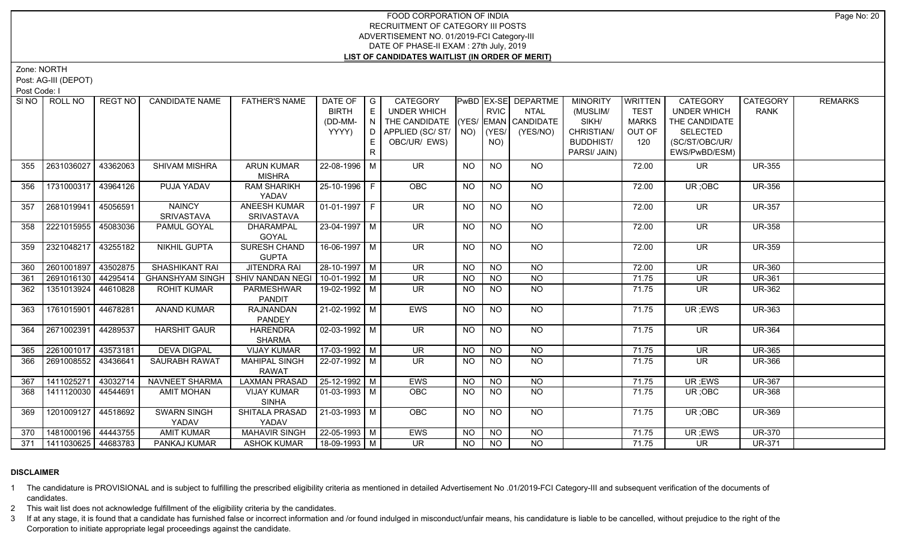# FOOD CORPORATION OF INDIA
## RECRUITMENT OF CATEGORY III POSTS
## ADVERTISEMENT NO. 01/2019-FCI Category-III
## DATE OF PHASE-II EXAM : 27th July, 2019
## LIST OF CANDIDATES WAITLIST (IN ORDER OF MERIT)

Zone: NORTH

Post: AG-III (DEPOT)

Post Code: I

| SI NO | ROLL NO | REGT NO | CANDIDATE NAME | FATHER'S NAME | DATE OF BIRTH (DD-MM-YYYY) | GENDER | CATEGORY UNDER WHICH THE CANDIDATE APPLIED (SC/ ST/ OBC/UR/ EWS) | PwBD (YES/ NO) | EX-SERVICEMAN (YES/ NO) | DEPARTMENTAL CANDIDATE (YES/NO) | MINORITY (MUSLIM/ SIKH/ CHRISTIAN/ BUDDHIST/ PARSI/ JAIN) | WRITTEN TEST MARKS OUT OF 120 | CATEGORY UNDER WHICH THE CANDIDATE SELECTED (SC/ST/OBC/UR/ EWS/PwBD/ESM) | CATEGORY RANK | REMARKS |
|---|---|---|---|---|---|---|---|---|---|---|---|---|---|---|---|
| 355 | 2631036027 | 43362063 | SHIVAM MISHRA | ARUN KUMAR MISHRA | 22-08-1996 | M | UR | NO | NO | NO | | 72.00 | UR | UR-355 | |
| 356 | 1731000317 | 43964126 | PUJA YADAV | RAM SHARIKH YADAV | 25-10-1996 | F | OBC | NO | NO | NO | | 72.00 | UR ;OBC | UR-356 | |
| 357 | 2681019941 | 45056591 | NAINCY SRIVASTAVA | ANEESH KUMAR SRIVASTAVA | 01-01-1997 | F | UR | NO | NO | NO | | 72.00 | UR | UR-357 | |
| 358 | 2221015955 | 45083036 | PAMUL GOYAL | DHARAMPAL GOYAL | 23-04-1997 | M | UR | NO | NO | NO | | 72.00 | UR | UR-358 | |
| 359 | 2321048217 | 43255182 | NIKHIL GUPTA | SURESH CHAND GUPTA | 16-06-1997 | M | UR | NO | NO | NO | | 72.00 | UR | UR-359 | |
| 360 | 2601001897 | 43502875 | SHASHIKANT RAI | JITENDRA RAI | 28-10-1997 | M | UR | NO | NO | NO | | 72.00 | UR | UR-360 | |
| 361 | 2691016130 | 44295414 | GHANSHYAM SINGH | SHIV NANDAN NEGI | 10-01-1992 | M | UR | NO | NO | NO | | 71.75 | UR | UR-361 | |
| 362 | 1351013924 | 44610828 | ROHIT KUMAR | PARMESHWAR PANDIT | 19-02-1992 | M | UR | NO | NO | NO | | 71.75 | UR | UR-362 | |
| 363 | 1761015901 | 44678281 | ANAND KUMAR | RAJNANDAN PANDEY | 21-02-1992 | M | EWS | NO | NO | NO | | 71.75 | UR ;EWS | UR-363 | |
| 364 | 2671002391 | 44289537 | HARSHIT GAUR | HARENDRA SHARMA | 02-03-1992 | M | UR | NO | NO | NO | | 71.75 | UR | UR-364 | |
| 365 | 2261001017 | 43573181 | DEVA DIGPAL | VIJAY KUMAR | 17-03-1992 | M | UR | NO | NO | NO | | 71.75 | UR | UR-365 | |
| 366 | 2691008552 | 43436641 | SAURABH RAWAT | MAHIPAL SINGH RAWAT | 22-07-1992 | M | UR | NO | NO | NO | | 71.75 | UR | UR-366 | |
| 367 | 1411025271 | 43032714 | NAVNEET SHARMA | LAXMAN PRASAD | 25-12-1992 | M | EWS | NO | NO | NO | | 71.75 | UR ;EWS | UR-367 | |
| 368 | 1411120030 | 44544691 | AMIT MOHAN | VIJAY KUMAR SINHA | 01-03-1993 | M | OBC | NO | NO | NO | | 71.75 | UR ;OBC | UR-368 | |
| 369 | 1201009127 | 44518692 | SWARN SINGH YADAV | SHITALA PRASAD YADAV | 21-03-1993 | M | OBC | NO | NO | NO | | 71.75 | UR ;OBC | UR-369 | |
| 370 | 1481000196 | 44443755 | AMIT KUMAR | MAHAVIR SINGH | 22-05-1993 | M | EWS | NO | NO | NO | | 71.75 | UR ;EWS | UR-370 | |
| 371 | 1411030625 | 44683783 | PANKAJ KUMAR | ASHOK KUMAR | 18-09-1993 | M | UR | NO | NO | NO | | 71.75 | UR | UR-371 | |

## DISCLAIMER

1. The candidature is PROVISIONAL and is subject to fulfilling the prescribed eligibility criteria as mentioned in detailed Advertisement No .01/2019-FCI Category-III and subsequent verification of the documents of candidates.
2. This wait list does not acknowledge fulfillment of the eligibility criteria by the candidates.
3. If at any stage, it is found that a candidate has furnished false or incorrect information and /or found indulged in misconduct/unfair means, his candidature is liable to be cancelled, without prejudice to the right of the Corporation to initiate appropriate legal proceedings against the candidate.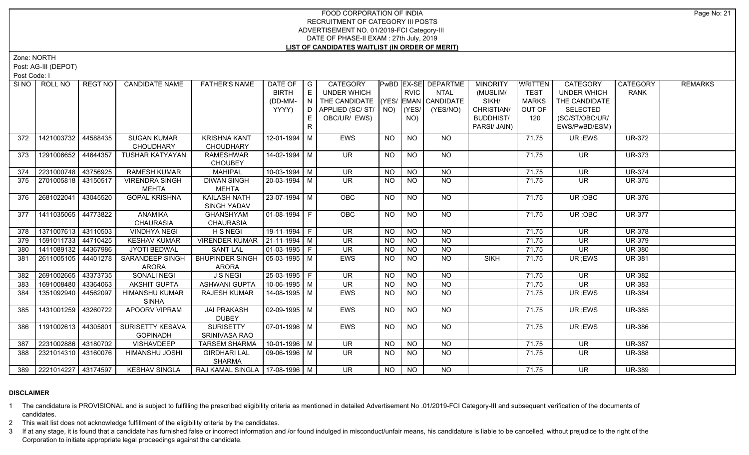# FOOD CORPORATION OF INDIA
## RECRUITMENT OF CATEGORY III POSTS
## ADVERTISEMENT NO. 01/2019-FCI Category-III
## DATE OF PHASE-II EXAM : 27th July, 2019
## LIST OF CANDIDATES WAITLIST (IN ORDER OF MERIT)

Zone: NORTH

Post: AG-III (DEPOT)

Post Code: I

| SI NO | ROLL NO | REGT NO | CANDIDATE NAME | FATHER'S NAME | DATE OF BIRTH (DD-MM-YYYY) | GENDER | CATEGORY UNDER WHICH THE CANDIDATE APPLIED (SC/ ST/ OBC/UR/ EWS) | PwBD (YES/ NO) | EX-SERVICEMAN (YES/ NO) | DEPARTMENTAL CANDIDATE (YES/NO) | MINORITY (MUSLIM/ SIKH/ CHRISTIAN/ BUDDHIST/ PARSI/ JAIN) | WRITTEN TEST MARKS OUT OF 120 | CATEGORY UNDER WHICH THE CANDIDATE SELECTED (SC/ST/OBC/UR/ EWS/PwBD/ESM) | CATEGORY RANK | REMARKS |
|---|---|---|---|---|---|---|---|---|---|---|---|---|---|---|---|
| 372 | 1421003732 | 44588435 | SUGAN KUMAR CHOUDHARY | KRISHNA KANT CHOUDHARY | 12-01-1994 | M | EWS | NO | NO | NO | | 71.75 | UR ;EWS | UR-372 | |
| 373 | 1291006652 | 44644357 | TUSHAR KATYAYAN | RAMESHWAR CHOUBEY | 14-02-1994 | M | UR | NO | NO | NO | | 71.75 | UR | UR-373 | |
| 374 | 2231000748 | 43756925 | RAMESH KUMAR | MAHIPAL | 10-03-1994 | M | UR | NO | NO | NO | | 71.75 | UR | UR-374 | |
| 375 | 2701005818 | 43150517 | VIRENDRA SINGH MEHTA | DIWAN SINGH MEHTA | 20-03-1994 | M | UR | NO | NO | NO | | 71.75 | UR | UR-375 | |
| 376 | 2681022041 | 43045520 | GOPAL KRISHNA | KAILASH NATH SINGH YADAV | 23-07-1994 | M | OBC | NO | NO | NO | | 71.75 | UR ;OBC | UR-376 | |
| 377 | 1411035065 | 44773822 | ANAMIKA CHAURASIA | GHANSHYAM CHAURASIA | 01-08-1994 | F | OBC | NO | NO | NO | | 71.75 | UR ;OBC | UR-377 | |
| 378 | 1371007613 | 43110503 | VINDHYA NEGI | H S NEGI | 19-11-1994 | F | UR | NO | NO | NO | | 71.75 | UR | UR-378 | |
| 379 | 1591011733 | 44710425 | KESHAV KUMAR | VIRENDER KUMAR | 21-11-1994 | M | UR | NO | NO | NO | | 71.75 | UR | UR-379 | |
| 380 | 1411089132 | 44367986 | JYOTI BEDWAL | SANT LAL | 01-03-1995 | F | UR | NO | NO | NO | | 71.75 | UR | UR-380 | |
| 381 | 2611005105 | 44401278 | SARANDEEP SINGH ARORA | BHUPINDER SINGH ARORA | 05-03-1995 | M | EWS | NO | NO | NO | SIKH | 71.75 | UR ;EWS | UR-381 | |
| 382 | 2691002665 | 43373735 | SONALI NEGI | J S NEGI | 25-03-1995 | F | UR | NO | NO | NO | | 71.75 | UR | UR-382 | |
| 383 | 1691008480 | 43364063 | AKSHIT GUPTA | ASHWANI GUPTA | 10-06-1995 | M | UR | NO | NO | NO | | 71.75 | UR | UR-383 | |
| 384 | 1351092940 | 44562097 | HIMANSHU KUMAR SINHA | RAJESH KUMAR | 14-08-1995 | M | EWS | NO | NO | NO | | 71.75 | UR ;EWS | UR-384 | |
| 385 | 1431001259 | 43260722 | APOORV VIPRAM | JAI PRAKASH DUBEY | 02-09-1995 | M | EWS | NO | NO | NO | | 71.75 | UR ;EWS | UR-385 | |
| 386 | 1191002613 | 44305801 | SURISETTY KESAVA GOPINADH | SURISETTY SRINIVASA RAO | 07-01-1996 | M | EWS | NO | NO | NO | | 71.75 | UR ;EWS | UR-386 | |
| 387 | 2231002886 | 43180702 | VISHAVDEEP | TARSEM SHARMA | 10-01-1996 | M | UR | NO | NO | NO | | 71.75 | UR | UR-387 | |
| 388 | 2321014310 | 43160076 | HIMANSHU JOSHI | GIRDHARI LAL SHARMA | 09-06-1996 | M | UR | NO | NO | NO | | 71.75 | UR | UR-388 | |
| 389 | 2221014227 | 43174597 | KESHAV SINGLA | RAJ KAMAL SINGLA | 17-08-1996 | M | UR | NO | NO | NO | | 71.75 | UR | UR-389 | |

### DISCLAIMER

1 The candidature is PROVISIONAL and is subject to fulfilling the prescribed eligibility criteria as mentioned in detailed Advertisement No .01/2019-FCI Category-III and subsequent verification of the documents of candidates.

2 This wait list does not acknowledge fulfillment of the eligibility criteria by the candidates.

3 If at any stage, it is found that a candidate has furnished false or incorrect information and /or found indulged in misconduct/unfair means, his candidature is liable to be cancelled, without prejudice to the right of the Corporation to initiate appropriate legal proceedings against the candidate.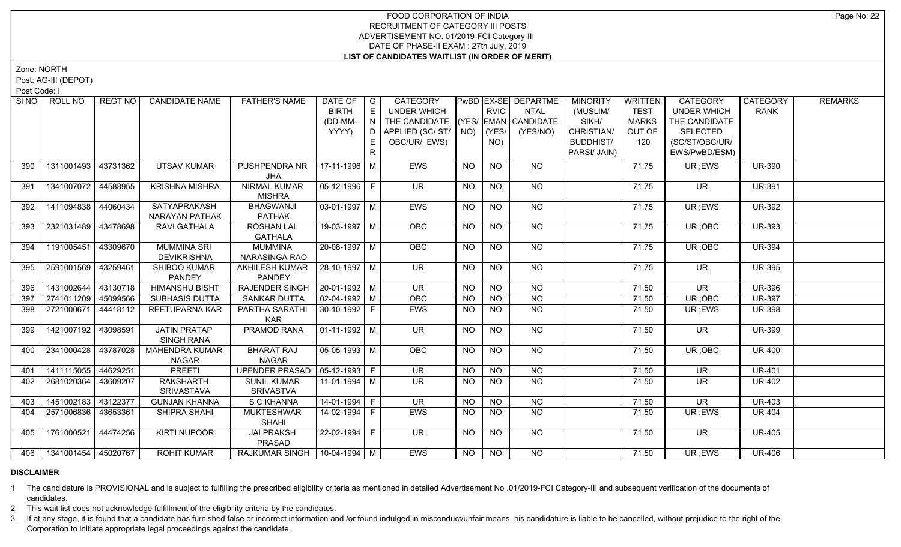# FOOD CORPORATION OF INDIA
## RECRUITMENT OF CATEGORY III POSTS
## ADVERTISEMENT NO. 01/2019-FCI Category-III
## DATE OF PHASE-II EXAM : 27th July, 2019
## LIST OF CANDIDATES WAITLIST (IN ORDER OF MERIT)

Zone: NORTH

Post: AG-III (DEPOT)

Post Code: I

| Sl NO | ROLL NO | REGT NO | CANDIDATE NAME | FATHER'S NAME | DATE OF BIRTH (DD-MM-YYYY) | GENDER | CATEGORY UNDER WHICH THE CANDIDATE APPLIED (SC/ ST/ OBC/UR/ EWS) | PwBD (YES/ NO) | EX-SERVICEMAN (YES/ NO) | DEPARTMENTAL CANDIDATE (YES/NO) | MINORITY (MUSLIM/ SIKH/ CHRISTIAN/ BUDDHIST/ PARSI/ JAIN) | WRITTEN TEST MARKS OUT OF 120 | CATEGORY UNDER WHICH THE CANDIDATE SELECTED (SC/ST/OBC/UR/ EWS/PwBD/ESM) | CATEGORY RANK | REMARKS |
|---|---|---|---|---|---|---|---|---|---|---|---|---|---|---|---|
| 390 | 1311001493 | 43731362 | UTSAV KUMAR | PUSHPENDRA NR JHA | 17-11-1996 | M | EWS | NO | NO | NO | | 71.75 | UR ;EWS | UR-390 | |
| 391 | 1341007072 | 44588955 | KRISHNA MISHRA | NIRMAL KUMAR MISHRA | 05-12-1996 | F | UR | NO | NO | NO | | 71.75 | UR | UR-391 | |
| 392 | 1411094838 | 44060434 | SATYAPRAKASH NARAYAN PATHAK | BHAGWANJI PATHAK | 03-01-1997 | M | EWS | NO | NO | NO | | 71.75 | UR ;EWS | UR-392 | |
| 393 | 2321031489 | 43478698 | RAVI GATHALA | ROSHAN LAL GATHALA | 19-03-1997 | M | OBC | NO | NO | NO | | 71.75 | UR ;OBC | UR-393 | |
| 394 | 1191005451 | 43309670 | MUMMINA SRI DEVIKRISHNA | MUMMINA NARASINGA RAO | 20-08-1997 | M | OBC | NO | NO | NO | | 71.75 | UR ;OBC | UR-394 | |
| 395 | 2591001569 | 43259461 | SHIBOO KUMAR PANDEY | AKHILESH KUMAR PANDEY | 28-10-1997 | M | UR | NO | NO | NO | | 71.75 | UR | UR-395 | |
| 396 | 1431002644 | 43130718 | HIMANSHU BISHT | RAJENDER SINGH | 20-01-1992 | M | UR | NO | NO | NO | | 71.50 | UR | UR-396 | |
| 397 | 2741011209 | 45099566 | SUBHASIS DUTTA | SANKAR DUTTA | 02-04-1992 | M | OBC | NO | NO | NO | | 71.50 | UR ;OBC | UR-397 | |
| 398 | 2721000671 | 44418112 | REETUPARNA KAR | PARTHA SARATHI KAR | 30-10-1992 | F | EWS | NO | NO | NO | | 71.50 | UR ;EWS | UR-398 | |
| 399 | 1421007192 | 43098591 | JATIN PRATAP SINGH RANA | PRAMOD RANA | 01-11-1992 | M | UR | NO | NO | NO | | 71.50 | UR | UR-399 | |
| 400 | 2341000428 | 43787028 | MAHENDRA KUMAR NAGAR | BHARAT RAJ NAGAR | 05-05-1993 | M | OBC | NO | NO | NO | | 71.50 | UR ;OBC | UR-400 | |
| 401 | 1411115055 | 44629251 | PREETI | UPENDER PRASAD | 05-12-1993 | F | UR | NO | NO | NO | | 71.50 | UR | UR-401 | |
| 402 | 2681020364 | 43609207 | RAKSHARTH SRIVASTAVA | SUNIL KUMAR SRIVASTVA | 11-01-1994 | M | UR | NO | NO | NO | | 71.50 | UR | UR-402 | |
| 403 | 1451002183 | 43122377 | GUNJAN KHANNA | S C KHANNA | 14-01-1994 | F | UR | NO | NO | NO | | 71.50 | UR | UR-403 | |
| 404 | 2571006836 | 43653361 | SHIPRA SHAHI | MUKTESHWAR SHAHI | 14-02-1994 | F | EWS | NO | NO | NO | | 71.50 | UR ;EWS | UR-404 | |
| 405 | 1761000521 | 44474256 | KIRTI NUPOOR | JAI PRAKSH PRASAD | 22-02-1994 | F | UR | NO | NO | NO | | 71.50 | UR | UR-405 | |
| 406 | 1341001454 | 45020767 | ROHIT KUMAR | RAJKUMAR SINGH | 10-04-1994 | M | EWS | NO | NO | NO | | 71.50 | UR ;EWS | UR-406 | |

**DISCLAIMER**

1 The candidature is PROVISIONAL and is subject to fulfilling the prescribed eligibility criteria as mentioned in detailed Advertisement No .01/2019-FCI Category-III and subsequent verification of the documents of candidates.

2 This wait list does not acknowledge fulfillment of the eligibility criteria by the candidates.

3 If at any stage, it is found that a candidate has furnished false or incorrect information and /or found indulged in misconduct/unfair means, his candidature is liable to be cancelled, without prejudice to the right of the Corporation to initiate appropriate legal proceedings against the candidate.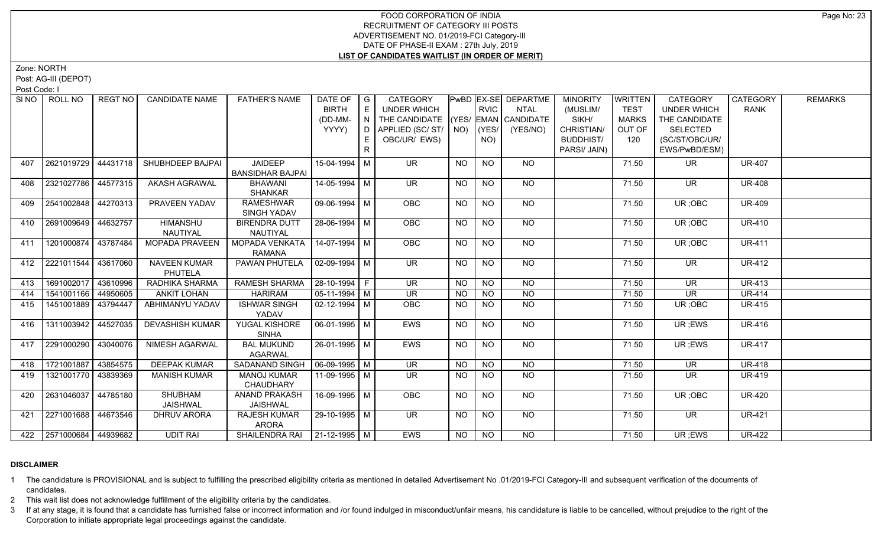# FOOD CORPORATION OF INDIA
## RECRUITMENT OF CATEGORY III POSTS
## ADVERTISEMENT NO. 01/2019-FCI Category-III
## DATE OF PHASE-II EXAM : 27th July, 2019
## LIST OF CANDIDATES WAITLIST (IN ORDER OF MERIT)

Zone: NORTH

Post: AG-III (DEPOT)

Post Code: I

| SI NO | ROLL NO | REGT NO | CANDIDATE NAME | FATHER'S NAME | DATE OF BIRTH (DD-MM-YYYY) | GENDER | CATEGORY UNDER WHICH THE CANDIDATE APPLIED (SC/ ST/ OBC/UR/ EWS) | PwBD (YES/ NO) | EX-SERVICEMAN (YES/ NO) | DEPARTMENTAL CANDIDATE (YES/NO) | MINORITY (MUSLIM/ SIKH/ CHRISTIAN/ BUDDHIST/ PARSI/ JAIN) | WRITTEN TEST MARKS OUT OF 120 | CATEGORY UNDER WHICH THE CANDIDATE SELECTED (SC/ST/OBC/UR/ EWS/PwBD/ESM) | CATEGORY RANK | REMARKS |
|---|---|---|---|---|---|---|---|---|---|---|---|---|---|---|---|
| 407 | 2621019729 | 44431718 | SHUBHDEEP BAJPAI | JAIDEEP BANSIDHAR BAJPAI | 15-04-1994 | M | UR | NO | NO | NO | | 71.50 | UR | UR-407 | |
| 408 | 2321027786 | 44577315 | AKASH AGRAWAL | BHAWANI SHANKAR | 14-05-1994 | M | UR | NO | NO | NO | | 71.50 | UR | UR-408 | |
| 409 | 2541002848 | 44270313 | PRAVEEN YADAV | RAMESHWAR SINGH YADAV | 09-06-1994 | M | OBC | NO | NO | NO | | 71.50 | UR ;OBC | UR-409 | |
| 410 | 2691009649 | 44632757 | HIMANSHU NAUTIYAL | BIRENDRA DUTT NAUTIYAL | 28-06-1994 | M | OBC | NO | NO | NO | | 71.50 | UR ;OBC | UR-410 | |
| 411 | 1201000874 | 43787484 | MOPADA PRAVEEN | MOPADA VENKATA RAMANA | 14-07-1994 | M | OBC | NO | NO | NO | | 71.50 | UR ;OBC | UR-411 | |
| 412 | 2221011544 | 43617060 | NAVEEN KUMAR PHUTELA | PAWAN PHUTELA | 02-09-1994 | M | UR | NO | NO | NO | | 71.50 | UR | UR-412 | |
| 413 | 1691002017 | 43610996 | RADHIKA SHARMA | RAMESH SHARMA | 28-10-1994 | F | UR | NO | NO | NO | | 71.50 | UR | UR-413 | |
| 414 | 1541001166 | 44950605 | ANKIT LOHAN | HARIRAM | 05-11-1994 | M | UR | NO | NO | NO | | 71.50 | UR | UR-414 | |
| 415 | 1451001889 | 43794447 | ABHIMANYU YADAV | ISHWAR SINGH YADAV | 02-12-1994 | M | OBC | NO | NO | NO | | 71.50 | UR ;OBC | UR-415 | |
| 416 | 1311003942 | 44527035 | DEVASHISH KUMAR | YUGAL KISHORE SINHA | 06-01-1995 | M | EWS | NO | NO | NO | | 71.50 | UR ;EWS | UR-416 | |
| 417 | 2291000290 | 43040076 | NIMESH AGARWAL | BAL MUKUND AGARWAL | 26-01-1995 | M | EWS | NO | NO | NO | | 71.50 | UR ;EWS | UR-417 | |
| 418 | 1721001887 | 43854575 | DEEPAK KUMAR | SADANAND SINGH | 06-09-1995 | M | UR | NO | NO | NO | | 71.50 | UR | UR-418 | |
| 419 | 1321001770 | 43839369 | MANISH KUMAR | MANOJ KUMAR CHAUDHARY | 11-09-1995 | M | UR | NO | NO | NO | | 71.50 | UR | UR-419 | |
| 420 | 2631046037 | 44785180 | SHUBHAM JAISHWAL | ANAND PRAKASH JAISHWAL | 16-09-1995 | M | OBC | NO | NO | NO | | 71.50 | UR ;OBC | UR-420 | |
| 421 | 2271001688 | 44673546 | DHRUV ARORA | RAJESH KUMAR ARORA | 29-10-1995 | M | UR | NO | NO | NO | | 71.50 | UR | UR-421 | |
| 422 | 2571000684 | 44939682 | UDIT RAI | SHAILENDRA RAI | 21-12-1995 | M | EWS | NO | NO | NO | | 71.50 | UR ;EWS | UR-422 | |

**DISCLAIMER**

1 The candidature is PROVISIONAL and is subject to fulfilling the prescribed eligibility criteria as mentioned in detailed Advertisement No .01/2019-FCI Category-III and subsequent verification of the documents of candidates.

2 This wait list does not acknowledge fulfillment of the eligibility criteria by the candidates.

3 If at any stage, it is found that a candidate has furnished false or incorrect information and /or found indulged in misconduct/unfair means, his candidature is liable to be cancelled, without prejudice to the right of the Corporation to initiate appropriate legal proceedings against the candidate.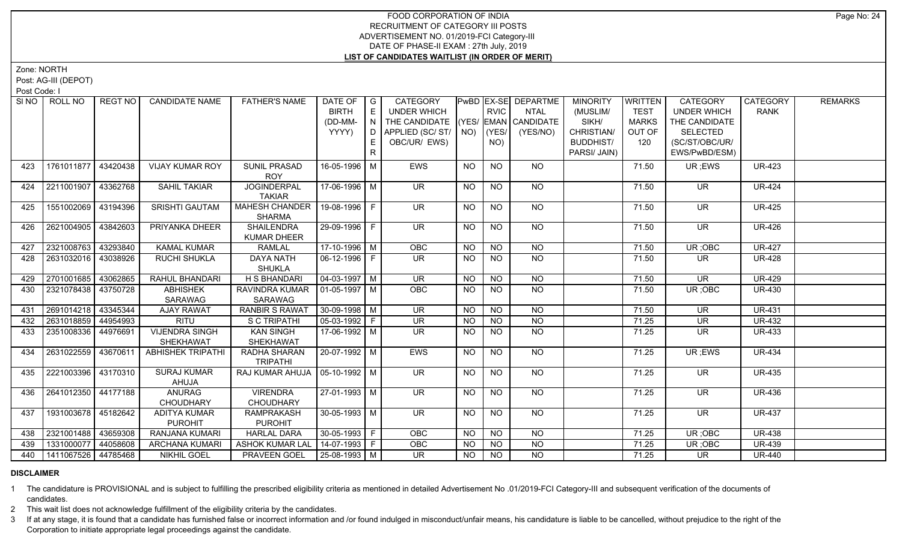# FOOD CORPORATION OF INDIA
## RECRUITMENT OF CATEGORY III POSTS
### ADVERTISEMENT NO. 01/2019-FCI Category-III
### DATE OF PHASE-II EXAM : 27th July, 2019
### LIST OF CANDIDATES WAITLIST (IN ORDER OF MERIT)

Zone: NORTH

Post: AG-III (DEPOT)

Post Code: I

| Sl NO | ROLL NO | REGT NO | CANDIDATE NAME | FATHER'S NAME | DATE OF BIRTH (DD-MM-YYYY) | GENDER | CATEGORY UNDER WHICH THE CANDIDATE APPLIED (SC/ ST/ OBC/UR/ EWS) | PwBD (YES/ NO) | EX-SERVICEMAN (YES/ NO) | DEPARTMENTAL CANDIDATE (YES/NO) | MINORITY (MUSLIM/ SIKH/ CHRISTIAN/ BUDDHIST/ PARSI/ JAIN) | WRITTEN TEST MARKS OUT OF 120 | CATEGORY UNDER WHICH THE CANDIDATE SELECTED (SC/ST/OBC/UR/ EWS/PwBD/ESM) | CATEGORY RANK | REMARKS |
|---|---|---|---|---|---|---|---|---|---|---|---|---|---|---|---|
| 423 | 1761011877 | 43420438 | VIJAY KUMAR ROY | SUNIL PRASAD ROY | 16-05-1996 | M | EWS | NO | NO | NO | | 71.50 | UR ;EWS | UR-423 | |
| 424 | 2211001907 | 43362768 | SAHIL TAKIAR | JOGINDERPAL TAKIAR | 17-06-1996 | M | UR | NO | NO | NO | | 71.50 | UR | UR-424 | |
| 425 | 1551002069 | 43194396 | SRISHTI GAUTAM | MAHESH CHANDER SHARMA | 19-08-1996 | F | UR | NO | NO | NO | | 71.50 | UR | UR-425 | |
| 426 | 2621004905 | 43842603 | PRIYANKA DHEER | SHAILENDRA KUMAR DHEER | 29-09-1996 | F | UR | NO | NO | NO | | 71.50 | UR | UR-426 | |
| 427 | 2321008763 | 43293840 | KAMAL KUMAR | RAMLAL | 17-10-1996 | M | OBC | NO | NO | NO | | 71.50 | UR ;OBC | UR-427 | |
| 428 | 2631032016 | 43038926 | RUCHI SHUKLA | DAYA NATH SHUKLA | 06-12-1996 | F | UR | NO | NO | NO | | 71.50 | UR | UR-428 | |
| 429 | 2701001685 | 43062865 | RAHUL BHANDARI | H S BHANDARI | 04-03-1997 | M | UR | NO | NO | NO | | 71.50 | UR | UR-429 | |
| 430 | 2321078438 | 43750728 | ABHISHEK SARAWAG | RAVINDRA KUMAR SARAWAG | 01-05-1997 | M | OBC | NO | NO | NO | | 71.50 | UR ;OBC | UR-430 | |
| 431 | 2691014218 | 43345344 | AJAY RAWAT | RANBIR S RAWAT | 30-09-1998 | M | UR | NO | NO | NO | | 71.50 | UR | UR-431 | |
| 432 | 2631018859 | 44954993 | RITU | S C TRIPATHI | 05-03-1992 | F | UR | NO | NO | NO | | 71.25 | UR | UR-432 | |
| 433 | 2351008336 | 44976691 | VIJENDRA SINGH SHEKHAWAT | KAN SINGH SHEKHAWAT | 17-06-1992 | M | UR | NO | NO | NO | | 71.25 | UR | UR-433 | |
| 434 | 2631022559 | 43670611 | ABHISHEK TRIPATHI | RADHA SHARAN TRIPATHI | 20-07-1992 | M | EWS | NO | NO | NO | | 71.25 | UR ;EWS | UR-434 | |
| 435 | 2221003396 | 43170310 | SURAJ KUMAR AHUJA | RAJ KUMAR AHUJA | 05-10-1992 | M | UR | NO | NO | NO | | 71.25 | UR | UR-435 | |
| 436 | 2641012350 | 44177188 | ANURAG CHOUDHARY | VIRENDRA CHOUDHARY | 27-01-1993 | M | UR | NO | NO | NO | | 71.25 | UR | UR-436 | |
| 437 | 1931003678 | 45182642 | ADITYA KUMAR PUROHIT | RAMPRAKASH PUROHIT | 30-05-1993 | M | UR | NO | NO | NO | | 71.25 | UR | UR-437 | |
| 438 | 2321001488 | 43659308 | RANJANA KUMARI | HARLAL DARA | 30-05-1993 | F | OBC | NO | NO | NO | | 71.25 | UR ;OBC | UR-438 | |
| 439 | 1331000077 | 44058608 | ARCHANA KUMARI | ASHOK KUMAR LAL | 14-07-1993 | F | OBC | NO | NO | NO | | 71.25 | UR ;OBC | UR-439 | |
| 440 | 1411067526 | 44785468 | NIKHIL GOEL | PRAVEEN GOEL | 25-08-1993 | M | UR | NO | NO | NO | | 71.25 | UR | UR-440 | |

**DISCLAIMER**

1 The candidature is PROVISIONAL and is subject to fulfilling the prescribed eligibility criteria as mentioned in detailed Advertisement No .01/2019-FCI Category-III and subsequent verification of the documents of candidates.

2 This wait list does not acknowledge fulfillment of the eligibility criteria by the candidates.

3 If at any stage, it is found that a candidate has furnished false or incorrect information and /or found indulged in misconduct/unfair means, his candidature is liable to be cancelled, without prejudice to the right of the Corporation to initiate appropriate legal proceedings against the candidate.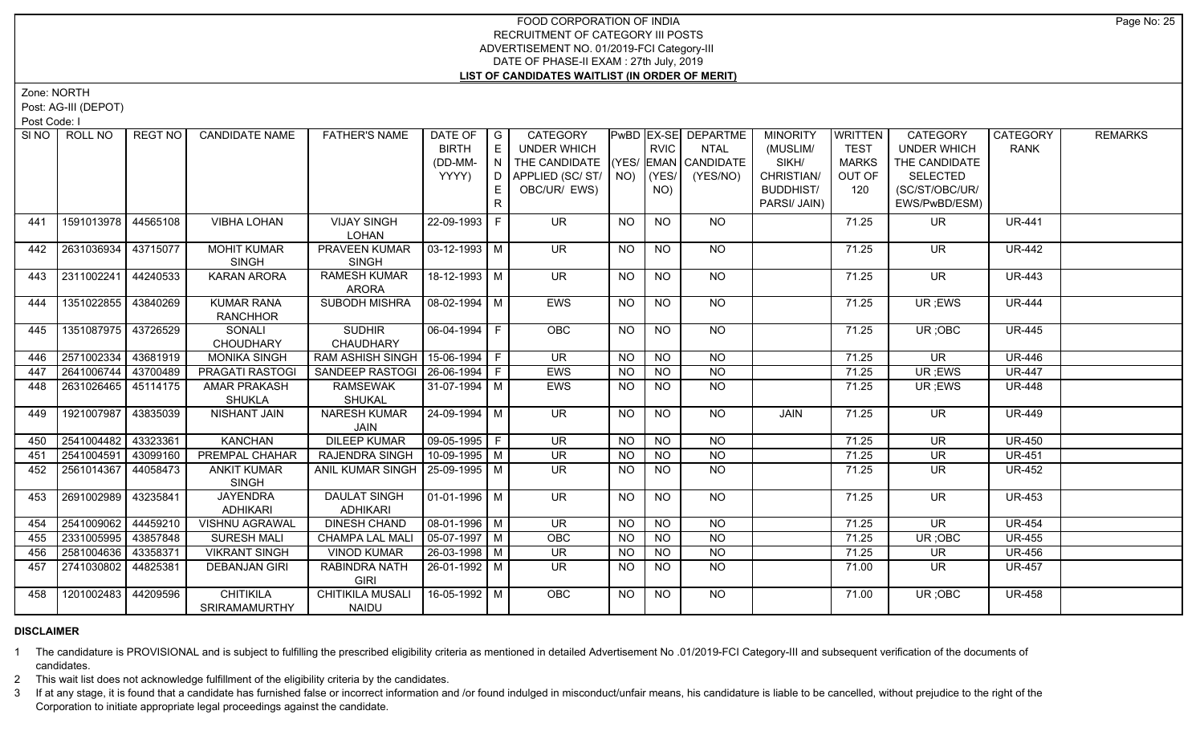# FOOD CORPORATION OF INDIA
## RECRUITMENT OF CATEGORY III POSTS
## ADVERTISEMENT NO. 01/2019-FCI Category-III
## DATE OF PHASE-II EXAM : 27th July, 2019
## LIST OF CANDIDATES WAITLIST (IN ORDER OF MERIT)

Zone: NORTH

Post: AG-III (DEPOT)

Post Code: I

| SI NO | ROLL NO | REGT NO | CANDIDATE NAME | FATHER'S NAME | DATE OF BIRTH (DD-MM-YYYY) | GENDER | CATEGORY UNDER WHICH THE CANDIDATE APPLIED (SC/ ST/ OBC/UR/ EWS) | PwBD (YES/ NO) | EX-SERVICEMAN (YES/ NO) | DEPARTMENTAL CANDIDATE (YES/NO) | MINORITY (MUSLIM/ SIKH/ CHRISTIAN/ BUDDHIST/ PARSI/ JAIN) | WRITTEN TEST MARKS OUT OF 120 | CATEGORY UNDER WHICH THE CANDIDATE SELECTED (SC/ST/OBC/UR/ EWS/PwBD/ESM) | CATEGORY RANK | REMARKS |
|---|---|---|---|---|---|---|---|---|---|---|---|---|---|---|---|
| 441 | 1591013978 | 44565108 | VIBHA LOHAN | VIJAY SINGH LOHAN | 22-09-1993 | F | UR | NO | NO | NO | | 71.25 | UR | UR-441 | |
| 442 | 2631036934 | 43715077 | MOHIT KUMAR SINGH | PRAVEEN KUMAR SINGH | 03-12-1993 | M | UR | NO | NO | NO | | 71.25 | UR | UR-442 | |
| 443 | 2311002241 | 44240533 | KARAN ARORA | RAMESH KUMAR ARORA | 18-12-1993 | M | UR | NO | NO | NO | | 71.25 | UR | UR-443 | |
| 444 | 1351022855 | 43840269 | KUMAR RANA RANCHHOR | SUBODH MISHRA | 08-02-1994 | M | EWS | NO | NO | NO | | 71.25 | UR ;EWS | UR-444 | |
| 445 | 1351087975 | 43726529 | SONALI CHOUDHARY | SUDHIR CHAUDHARY | 06-04-1994 | F | OBC | NO | NO | NO | | 71.25 | UR ;OBC | UR-445 | |
| 446 | 2571002334 | 43681919 | MONIKA SINGH | RAM ASHISH SINGH | 15-06-1994 | F | UR | NO | NO | NO | | 71.25 | UR | UR-446 | |
| 447 | 2641006744 | 43700489 | PRAGATI RASTOGI | SANDEEP RASTOGI | 26-06-1994 | F | EWS | NO | NO | NO | | 71.25 | UR ;EWS | UR-447 | |
| 448 | 2631026465 | 45114175 | AMAR PRAKASH SHUKLA | RAMSEWAK SHUKAL | 31-07-1994 | M | EWS | NO | NO | NO | | 71.25 | UR ;EWS | UR-448 | |
| 449 | 1921007987 | 43835039 | NISHANT JAIN | NARESH KUMAR JAIN | 24-09-1994 | M | UR | NO | NO | NO | JAIN | 71.25 | UR | UR-449 | |
| 450 | 2541004482 | 43323361 | KANCHAN | DILEEP KUMAR | 09-05-1995 | F | UR | NO | NO | NO | | 71.25 | UR | UR-450 | |
| 451 | 2541004591 | 43099160 | PREMPAL CHAHAR | RAJENDRA SINGH | 10-09-1995 | M | UR | NO | NO | NO | | 71.25 | UR | UR-451 | |
| 452 | 2561014367 | 44058473 | ANKIT KUMAR SINGH | ANIL KUMAR SINGH | 25-09-1995 | M | UR | NO | NO | NO | | 71.25 | UR | UR-452 | |
| 453 | 2691002989 | 43235841 | JAYENDRA ADHIKARI | DAULAT SINGH ADHIKARI | 01-01-1996 | M | UR | NO | NO | NO | | 71.25 | UR | UR-453 | |
| 454 | 2541009062 | 44459210 | VISHNU AGRAWAL | DINESH CHAND | 08-01-1996 | M | UR | NO | NO | NO | | 71.25 | UR | UR-454 | |
| 455 | 2331005995 | 43857848 | SURESH MALI | CHAMPA LAL MALI | 05-07-1997 | M | OBC | NO | NO | NO | | 71.25 | UR ;OBC | UR-455 | |
| 456 | 2581004636 | 43358371 | VIKRANT SINGH | VINOD KUMAR | 26-03-1998 | M | UR | NO | NO | NO | | 71.25 | UR | UR-456 | |
| 457 | 2741030802 | 44825381 | DEBANJAN GIRI | RABINDRA NATH GIRI | 26-01-1992 | M | UR | NO | NO | NO | | 71.00 | UR | UR-457 | |
| 458 | 1201002483 | 44209596 | CHITIKILA SRIRAMAMURTHY | CHITIKILA MUSALI NAIDU | 16-05-1992 | M | OBC | NO | NO | NO | | 71.00 | UR ;OBC | UR-458 | |

**DISCLAIMER**

1 The candidature is PROVISIONAL and is subject to fulfilling the prescribed eligibility criteria as mentioned in detailed Advertisement No .01/2019-FCI Category-III and subsequent verification of the documents of candidates.

2 This wait list does not acknowledge fulfillment of the eligibility criteria by the candidates.

3 If at any stage, it is found that a candidate has furnished false or incorrect information and /or found indulged in misconduct/unfair means, his candidature is liable to be cancelled, without prejudice to the right of the Corporation to initiate appropriate legal proceedings against the candidate.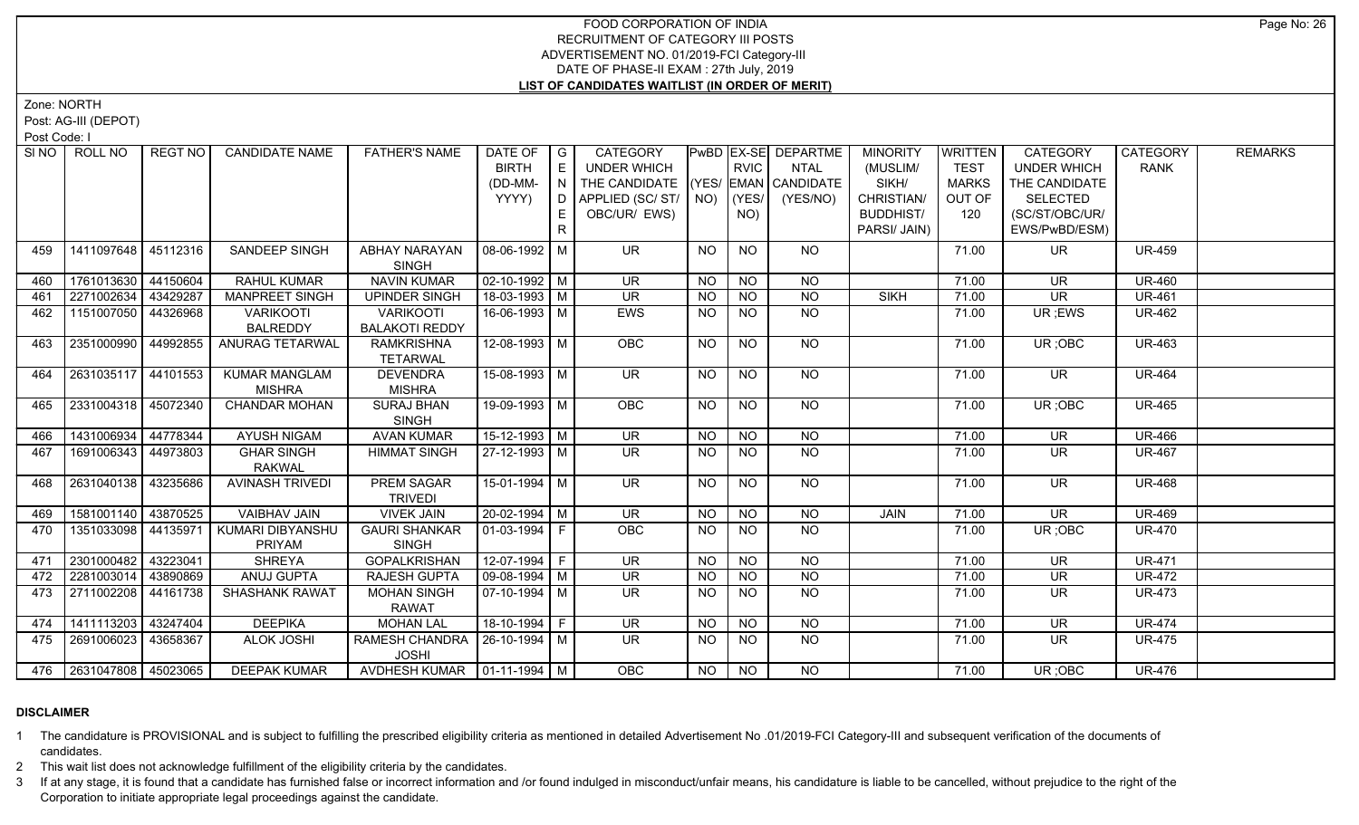# FOOD CORPORATION OF INDIA
## RECRUITMENT OF CATEGORY III POSTS
## ADVERTISEMENT NO. 01/2019-FCI Category-III
## DATE OF PHASE-II EXAM : 27th July, 2019
## LIST OF CANDIDATES WAITLIST (IN ORDER OF MERIT)

Zone: NORTH

Post: AG-III (DEPOT)

Post Code: I

| SI NO | ROLL NO | REGT NO | CANDIDATE NAME | FATHER'S NAME | DATE OF BIRTH (DD-MM-YYYY) | GENDER | CATEGORY UNDER WHICH THE CANDIDATE APPLIED (SC/ ST/ OBC/UR/ EWS) | PwBD (YES/ NO) | EX-SERVICEMAN (YES/ NO) | DEPARTMENTAL CANDIDATE (YES/NO) | MINORITY (MUSLIM/ SIKH/ CHRISTIAN/ BUDDHIST/ PARSI/ JAIN) | WRITTEN TEST MARKS OUT OF 120 | CATEGORY UNDER WHICH THE CANDIDATE SELECTED (SC/ST/OBC/UR/ EWS/PwBD/ESM) | CATEGORY RANK | REMARKS |
|---|---|---|---|---|---|---|---|---|---|---|---|---|---|---|---|
| 459 | 1411097648 | 45112316 | SANDEEP SINGH | ABHAY NARAYAN SINGH | 08-06-1992 | M | UR | NO | NO | NO | | 71.00 | UR | UR-459 | |
| 460 | 1761013630 | 44150604 | RAHUL KUMAR | NAVIN KUMAR | 02-10-1992 | M | UR | NO | NO | NO | | 71.00 | UR | UR-460 | |
| 461 | 2271002634 | 43429287 | MANPREET SINGH | UPINDER SINGH | 18-03-1993 | M | UR | NO | NO | NO | SIKH | 71.00 | UR | UR-461 | |
| 462 | 1151007050 | 44326968 | VARIKOOTI BALREDDY | VARIKOOTI BALAKOTI REDDY | 16-06-1993 | M | EWS | NO | NO | NO | | 71.00 | UR ;EWS | UR-462 | |
| 463 | 2351000990 | 44992855 | ANURAG TETARWAL | RAMKRISHNA TETARWAL | 12-08-1993 | M | OBC | NO | NO | NO | | 71.00 | UR ;OBC | UR-463 | |
| 464 | 2631035117 | 44101553 | KUMAR MANGLAM MISHRA | DEVENDRA MISHRA | 15-08-1993 | M | UR | NO | NO | NO | | 71.00 | UR | UR-464 | |
| 465 | 2331004318 | 45072340 | CHANDAR MOHAN | SURAJ BHAN SINGH | 19-09-1993 | M | OBC | NO | NO | NO | | 71.00 | UR ;OBC | UR-465 | |
| 466 | 1431006934 | 44778344 | AYUSH NIGAM | AVAN KUMAR | 15-12-1993 | M | UR | NO | NO | NO | | 71.00 | UR | UR-466 | |
| 467 | 1691006343 | 44973803 | GHAR SINGH RAKWAL | HIMMAT SINGH | 27-12-1993 | M | UR | NO | NO | NO | | 71.00 | UR | UR-467 | |
| 468 | 2631040138 | 43235686 | AVINASH TRIVEDI | PREM SAGAR TRIVEDI | 15-01-1994 | M | UR | NO | NO | NO | | 71.00 | UR | UR-468 | |
| 469 | 1581001140 | 43870525 | VAIBHAV JAIN | VIVEK JAIN | 20-02-1994 | M | UR | NO | NO | NO | JAIN | 71.00 | UR | UR-469 | |
| 470 | 1351033098 | 44135971 | KUMARI DIBYANSHU PRIYAM | GAURI SHANKAR SINGH | 01-03-1994 | F | OBC | NO | NO | NO | | 71.00 | UR ;OBC | UR-470 | |
| 471 | 2301000482 | 43223041 | SHREYA | GOPALKRISHAN | 12-07-1994 | F | UR | NO | NO | NO | | 71.00 | UR | UR-471 | |
| 472 | 2281003014 | 43890869 | ANUJ GUPTA | RAJESH GUPTA | 09-08-1994 | M | UR | NO | NO | NO | | 71.00 | UR | UR-472 | |
| 473 | 2711002208 | 44161738 | SHASHANK RAWAT | MOHAN SINGH RAWAT | 07-10-1994 | M | UR | NO | NO | NO | | 71.00 | UR | UR-473 | |
| 474 | 1411113203 | 43247404 | DEEPIKA | MOHAN LAL | 18-10-1994 | F | UR | NO | NO | NO | | 71.00 | UR | UR-474 | |
| 475 | 2691006023 | 43658367 | ALOK JOSHI | RAMESH CHANDRA JOSHI | 26-10-1994 | M | UR | NO | NO | NO | | 71.00 | UR | UR-475 | |
| 476 | 2631047808 | 45023065 | DEEPAK KUMAR | AVDHESH KUMAR | 01-11-1994 | M | OBC | NO | NO | NO | | 71.00 | UR ;OBC | UR-476 | |

**DISCLAIMER**

1 The candidature is PROVISIONAL and is subject to fulfilling the prescribed eligibility criteria as mentioned in detailed Advertisement No .01/2019-FCI Category-III and subsequent verification of the documents of candidates.

2 This wait list does not acknowledge fulfillment of the eligibility criteria by the candidates.

3 If at any stage, it is found that a candidate has furnished false or incorrect information and /or found indulged in misconduct/unfair means, his candidature is liable to be cancelled, without prejudice to the right of the Corporation to initiate appropriate legal proceedings against the candidate.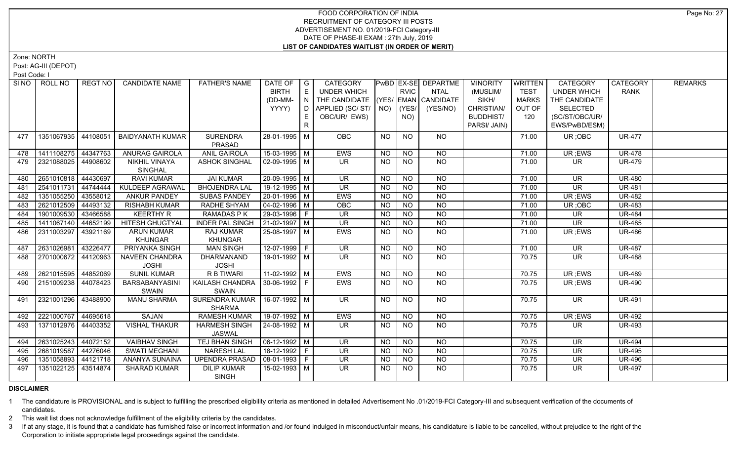# FOOD CORPORATION OF INDIA
## RECRUITMENT OF CATEGORY III POSTS
## ADVERTISEMENT NO. 01/2019-FCI Category-III
## DATE OF PHASE-II EXAM : 27th July, 2019
## LIST OF CANDIDATES WAITLIST (IN ORDER OF MERIT)

Zone: NORTH

Post: AG-III (DEPOT)

Post Code: I

| SI NO | ROLL NO | REGT NO | CANDIDATE NAME | FATHER'S NAME | DATE OF BIRTH (DD-MM-YYYY) | GENDER | CATEGORY UNDER WHICH THE CANDIDATE APPLIED (SC/ ST/ OBC/UR/ EWS) | PwBD (YES/ NO) | EX-SERVICEMAN (YES/ NO) | DEPARTMENTAL CANDIDATE (YES/NO) | MINORITY (MUSLIM/ SIKH/ CHRISTIAN/ BUDDHIST/ PARSI/ JAIN) | WRITTEN TEST MARKS OUT OF 120 | CATEGORY UNDER WHICH THE CANDIDATE SELECTED (SC/ST/OBC/UR/ EWS/PwBD/ESM) | CATEGORY RANK | REMARKS |
|---|---|---|---|---|---|---|---|---|---|---|---|---|---|---|---|
| 477 | 1351067935 | 44108051 | BAIDYANATH KUMAR | SURENDRA PRASAD | 28-01-1995 | M | OBC | NO | NO | NO | | 71.00 | UR ;OBC | UR-477 | |
| 478 | 1411108275 | 44347763 | ANURAG GAIROLA | ANIL GAIROLA | 15-03-1995 | M | EWS | NO | NO | NO | | 71.00 | UR ;EWS | UR-478 | |
| 479 | 2321088025 | 44908602 | NIKHIL VINAYA SINGHAL | ASHOK SINGHAL | 02-09-1995 | M | UR | NO | NO | NO | | 71.00 | UR | UR-479 | |
| 480 | 2651010818 | 44430697 | RAVI KUMAR | JAI KUMAR | 20-09-1995 | M | UR | NO | NO | NO | | 71.00 | UR | UR-480 | |
| 481 | 2541011731 | 44744444 | KULDEEP AGRAWAL | BHOJENDRA LAL | 19-12-1995 | M | UR | NO | NO | NO | | 71.00 | UR | UR-481 | |
| 482 | 1351055250 | 43558012 | ANKUR PANDEY | SUBAS PANDEY | 20-01-1996 | M | EWS | NO | NO | NO | | 71.00 | UR ;EWS | UR-482 | |
| 483 | 2621012509 | 44493132 | RISHABH KUMAR | RADHE SHYAM | 04-02-1996 | M | OBC | NO | NO | NO | | 71.00 | UR ;OBC | UR-483 | |
| 484 | 1901009530 | 43466588 | KEERTHY R | RAMADAS P K | 29-03-1996 | F | UR | NO | NO | NO | | 71.00 | UR | UR-484 | |
| 485 | 1411067140 | 44652199 | HITESH GHUGTYAL | INDER PAL SINGH | 21-02-1997 | M | UR | NO | NO | NO | | 71.00 | UR | UR-485 | |
| 486 | 2311003297 | 43921169 | ARUN KUMAR KHUNGAR | RAJ KUMAR KHUNGAR | 25-08-1997 | M | EWS | NO | NO | NO | | 71.00 | UR ;EWS | UR-486 | |
| 487 | 2631026981 | 43226477 | PRIYANKA SINGH | MAN SINGH | 12-07-1999 | F | UR | NO | NO | NO | | 71.00 | UR | UR-487 | |
| 488 | 2701000672 | 44120963 | NAVEEN CHANDRA JOSHI | DHARMANAND JOSHI | 19-01-1992 | M | UR | NO | NO | NO | | 70.75 | UR | UR-488 | |
| 489 | 2621015595 | 44852069 | SUNIL KUMAR | R B TIWARI | 11-02-1992 | M | EWS | NO | NO | NO | | 70.75 | UR ;EWS | UR-489 | |
| 490 | 2151009238 | 44078423 | BARSABANYASINI SWAIN | KAILASH CHANDRA SWAIN | 30-06-1992 | F | EWS | NO | NO | NO | | 70.75 | UR ;EWS | UR-490 | |
| 491 | 2321001296 | 43488900 | MANU SHARMA | SURENDRA KUMAR SHARMA | 16-07-1992 | M | UR | NO | NO | NO | | 70.75 | UR | UR-491 | |
| 492 | 2221000767 | 44695618 | SAJAN | RAMESH KUMAR | 19-07-1992 | M | EWS | NO | NO | NO | | 70.75 | UR ;EWS | UR-492 | |
| 493 | 1371012976 | 44403352 | VISHAL THAKUR | HARMESH SINGH JASWAL | 24-08-1992 | M | UR | NO | NO | NO | | 70.75 | UR | UR-493 | |
| 494 | 2631025243 | 44072152 | VAIBHAV SINGH | TEJ BHAN SINGH | 06-12-1992 | M | UR | NO | NO | NO | | 70.75 | UR | UR-494 | |
| 495 | 2681019587 | 44276046 | SWATI MEGHANI | NARESH LAL | 18-12-1992 | F | UR | NO | NO | NO | | 70.75 | UR | UR-495 | |
| 496 | 1351058893 | 44121718 | ANANYA SUNAINA | UPENDRA PRASAD | 08-01-1993 | F | UR | NO | NO | NO | | 70.75 | UR | UR-496 | |
| 497 | 1351022125 | 43514874 | SHARAD KUMAR | DILIP KUMAR SINGH | 15-02-1993 | M | UR | NO | NO | NO | | 70.75 | UR | UR-497 | |

**DISCLAIMER**

1 The candidature is PROVISIONAL and is subject to fulfilling the prescribed eligibility criteria as mentioned in detailed Advertisement No .01/2019-FCI Category-III and subsequent verification of the documents of candidates.

2 This wait list does not acknowledge fulfillment of the eligibility criteria by the candidates.

3 If at any stage, it is found that a candidate has furnished false or incorrect information and /or found indulged in misconduct/unfair means, his candidature is liable to be cancelled, without prejudice to the right of the Corporation to initiate appropriate legal proceedings against the candidate.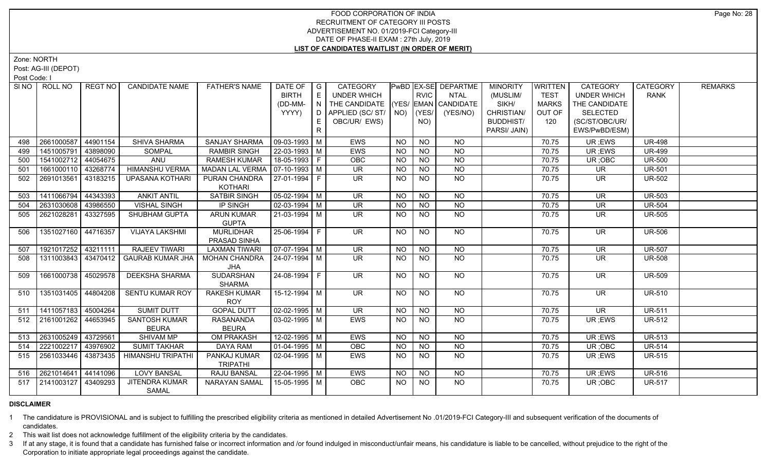# FOOD CORPORATION OF INDIA
## RECRUITMENT OF CATEGORY III POSTS
### ADVERTISEMENT NO. 01/2019-FCI Category-III
### DATE OF PHASE-II EXAM : 27th July, 2019
### LIST OF CANDIDATES WAITLIST (IN ORDER OF MERIT)

Zone: NORTH

Post: AG-III (DEPOT)

Post Code: I

| SI NO | ROLL NO | REGT NO | CANDIDATE NAME | FATHER'S NAME | DATE OF BIRTH (DD-MM-YYYY) | GENDER | CATEGORY UNDER WHICH THE CANDIDATE APPLIED (SC/ ST/ OBC/UR/ EWS) | PwBD (YES/ NO) | EX-SERVICEMAN (YES/ NO) | DEPARTMENTAL CANDIDATE (YES/NO) | MINORITY (MUSLIM/ SIKH/ CHRISTIAN/ BUDDHIST/ PARSI/ JAIN) | WRITTEN TEST MARKS OUT OF 120 | CATEGORY UNDER WHICH THE CANDIDATE SELECTED (SC/ST/OBC/UR/ EWS/PwBD/ESM) | CATEGORY RANK | REMARKS |
|---|---|---|---|---|---|---|---|---|---|---|---|---|---|---|---|
| 498 | 2661000587 | 44901154 | SHIVA SHARMA | SANJAY SHARMA | 09-03-1993 | M | EWS | NO | NO | NO | | 70.75 | UR ;EWS | UR-498 | |
| 499 | 1451005791 | 43898090 | SOMPAL | RAMBIR SINGH | 22-03-1993 | M | EWS | NO | NO | NO | | 70.75 | UR ;EWS | UR-499 | |
| 500 | 1541002712 | 44054675 | ANU | RAMESH KUMAR | 18-05-1993 | F | OBC | NO | NO | NO | | 70.75 | UR ;OBC | UR-500 | |
| 501 | 1661000110 | 43268774 | HIMANSHU VERMA | MADAN LAL VERMA | 07-10-1993 | M | UR | NO | NO | NO | | 70.75 | UR | UR-501 | |
| 502 | 2691013561 | 43183215 | UPASANA KOTHARI | PURAN CHANDRA KOTHARI | 27-01-1994 | F | UR | NO | NO | NO | | 70.75 | UR | UR-502 | |
| 503 | 1411066794 | 44343393 | ANKIT ANTIL | SATBIR SINGH | 05-02-1994 | M | UR | NO | NO | NO | | 70.75 | UR | UR-503 | |
| 504 | 2631030608 | 43986550 | VISHAL SINGH | IP SINGH | 02-03-1994 | M | UR | NO | NO | NO | | 70.75 | UR | UR-504 | |
| 505 | 2621028281 | 43327595 | SHUBHAM GUPTA | ARUN KUMAR GUPTA | 21-03-1994 | M | UR | NO | NO | NO | | 70.75 | UR | UR-505 | |
| 506 | 1351027160 | 44716357 | VIJAYA LAKSHMI | MURLIDHAR PRASAD SINHA | 25-06-1994 | F | UR | NO | NO | NO | | 70.75 | UR | UR-506 | |
| 507 | 1921017252 | 43211111 | RAJEEV TIWARI | LAXMAN TIWARI | 07-07-1994 | M | UR | NO | NO | NO | | 70.75 | UR | UR-507 | |
| 508 | 1311003843 | 43470412 | GAURAB KUMAR JHA | MOHAN CHANDRA JHA | 24-07-1994 | M | UR | NO | NO | NO | | 70.75 | UR | UR-508 | |
| 509 | 1661000738 | 45029578 | DEEKSHA SHARMA | SUDARSHAN SHARMA | 24-08-1994 | F | UR | NO | NO | NO | | 70.75 | UR | UR-509 | |
| 510 | 1351031405 | 44804208 | SENTU KUMAR ROY | RAKESH KUMAR ROY | 15-12-1994 | M | UR | NO | NO | NO | | 70.75 | UR | UR-510 | |
| 511 | 1411057183 | 45004264 | SUMIT DUTT | GOPAL DUTT | 02-02-1995 | M | UR | NO | NO | NO | | 70.75 | UR | UR-511 | |
| 512 | 2161001262 | 44653945 | SANTOSH KUMAR BEURA | RASANANDA BEURA | 03-02-1995 | M | EWS | NO | NO | NO | | 70.75 | UR ;EWS | UR-512 | |
| 513 | 2631005249 | 43729561 | SHIVAM MP | OM PRAKASH | 12-02-1995 | M | EWS | NO | NO | NO | | 70.75 | UR ;EWS | UR-513 | |
| 514 | 2221002217 | 43976902 | SUMIT TAKHAR | DAYA RAM | 01-04-1995 | M | OBC | NO | NO | NO | | 70.75 | UR ;OBC | UR-514 | |
| 515 | 2561033446 | 43873435 | HIMANSHU TRIPATHI | PANKAJ KUMAR TRIPATHI | 02-04-1995 | M | EWS | NO | NO | NO | | 70.75 | UR ;EWS | UR-515 | |
| 516 | 2621014641 | 44141096 | LOVY BANSAL | RAJU BANSAL | 22-04-1995 | M | EWS | NO | NO | NO | | 70.75 | UR ;EWS | UR-516 | |
| 517 | 2141003127 | 43409293 | JITENDRA KUMAR SAMAL | NARAYAN SAMAL | 15-05-1995 | M | OBC | NO | NO | NO | | 70.75 | UR ;OBC | UR-517 | |

**DISCLAIMER**

1 The candidature is PROVISIONAL and is subject to fulfilling the prescribed eligibility criteria as mentioned in detailed Advertisement No .01/2019-FCI Category-III and subsequent verification of the documents of candidates.

2 This wait list does not acknowledge fulfillment of the eligibility criteria by the candidates.

3 If at any stage, it is found that a candidate has furnished false or incorrect information and /or found indulged in misconduct/unfair means, his candidature is liable to be cancelled, without prejudice to the right of the Corporation to initiate appropriate legal proceedings against the candidate.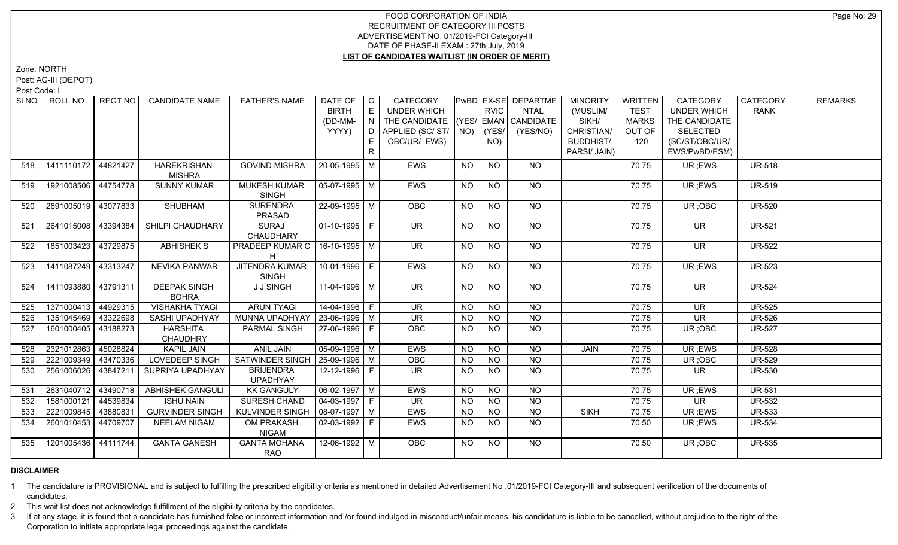# FOOD CORPORATION OF INDIA
## RECRUITMENT OF CATEGORY III POSTS
### ADVERTISEMENT NO. 01/2019-FCI Category-III
### DATE OF PHASE-II EXAM : 27th July, 2019
### LIST OF CANDIDATES WAITLIST (IN ORDER OF MERIT)

Zone: NORTH

Post: AG-III (DEPOT)

Post Code: I

| SI NO | ROLL NO | REGT NO | CANDIDATE NAME | FATHER'S NAME | DATE OF BIRTH (DD-MM-YYYY) | GENDER | CATEGORY UNDER WHICH THE CANDIDATE APPLIED (SC/ ST/ OBC/UR/ EWS) | PwBD (YES/ NO) | EX-SERVICEMAN (YES/ NO) | DEPARTMENTAL CANDIDATE (YES/NO) | MINORITY (MUSLIM/ SIKH/ CHRISTIAN/ BUDDHIST/ PARSI/ JAIN) | WRITTEN TEST MARKS OUT OF 120 | CATEGORY UNDER WHICH THE CANDIDATE SELECTED (SC/ST/OBC/UR/ EWS/PwBD/ESM) | CATEGORY RANK | REMARKS |
|---|---|---|---|---|---|---|---|---|---|---|---|---|---|---|---|
| 518 | 1411110172 | 44821427 | HAREKRISHAN MISHRA | GOVIND MISHRA | 20-05-1995 | M | EWS | NO | NO | NO | | 70.75 | UR ;EWS | UR-518 | |
| 519 | 1921008506 | 44754778 | SUNNY KUMAR | MUKESH KUMAR SINGH | 05-07-1995 | M | EWS | NO | NO | NO | | 70.75 | UR ;EWS | UR-519 | |
| 520 | 2691005019 | 43077833 | SHUBHAM | SURENDRA PRASAD | 22-09-1995 | M | OBC | NO | NO | NO | | 70.75 | UR ;OBC | UR-520 | |
| 521 | 2641015008 | 43394384 | SHILPI CHAUDHARY | SURAJ CHAUDHARY | 01-10-1995 | F | UR | NO | NO | NO | | 70.75 | UR | UR-521 | |
| 522 | 1851003423 | 43729875 | ABHISHEK S | PRADEEP KUMAR C H | 16-10-1995 | M | UR | NO | NO | NO | | 70.75 | UR | UR-522 | |
| 523 | 1411087249 | 43313247 | NEVIKA PANWAR | JITENDRA KUMAR SINGH | 10-01-1996 | F | EWS | NO | NO | NO | | 70.75 | UR ;EWS | UR-523 | |
| 524 | 1411093880 | 43791311 | DEEPAK SINGH BOHRA | J J SINGH | 11-04-1996 | M | UR | NO | NO | NO | | 70.75 | UR | UR-524 | |
| 525 | 1371000413 | 44929315 | VISHAKHA TYAGI | ARUN TYAGI | 14-04-1996 | F | UR | NO | NO | NO | | 70.75 | UR | UR-525 | |
| 526 | 1351045469 | 43322698 | SASHI UPADHYAY | MUNNA UPADHYAY | 23-06-1996 | M | UR | NO | NO | NO | | 70.75 | UR | UR-526 | |
| 527 | 1601000405 | 43188273 | HARSHITA CHAUDHRY | PARMAL SINGH | 27-06-1996 | F | OBC | NO | NO | NO | | 70.75 | UR ;OBC | UR-527 | |
| 528 | 2321012863 | 45028824 | KAPIL JAIN | ANIL JAIN | 05-09-1996 | M | EWS | NO | NO | NO | JAIN | 70.75 | UR ;EWS | UR-528 | |
| 529 | 2221009349 | 43470336 | LOVEDEEP SINGH | SATWINDER SINGH | 25-09-1996 | M | OBC | NO | NO | NO | | 70.75 | UR ;OBC | UR-529 | |
| 530 | 2561006026 | 43847211 | SUPRIYA UPADHYAY | BRIJENDRA UPADHYAY | 12-12-1996 | F | UR | NO | NO | NO | | 70.75 | UR | UR-530 | |
| 531 | 2631040712 | 43490718 | ABHISHEK GANGULI | KK GANGULY | 06-02-1997 | M | EWS | NO | NO | NO | | 70.75 | UR ;EWS | UR-531 | |
| 532 | 1581000121 | 44539834 | ISHU NAIN | SURESH CHAND | 04-03-1997 | F | UR | NO | NO | NO | | 70.75 | UR | UR-532 | |
| 533 | 2221009845 | 43880831 | GURVINDER SINGH | KULVINDER SINGH | 08-07-1997 | M | EWS | NO | NO | NO | SIKH | 70.75 | UR ;EWS | UR-533 | |
| 534 | 2601010453 | 44709707 | NEELAM NIGAM | OM PRAKASH NIGAM | 02-03-1992 | F | EWS | NO | NO | NO | | 70.50 | UR ;EWS | UR-534 | |
| 535 | 1201005436 | 44111744 | GANTA GANESH | GANTA MOHANA RAO | 12-06-1992 | M | OBC | NO | NO | NO | | 70.50 | UR ;OBC | UR-535 | |

**DISCLAIMER**

1. The candidature is PROVISIONAL and is subject to fulfilling the prescribed eligibility criteria as mentioned in detailed Advertisement No .01/2019-FCI Category-III and subsequent verification of the documents of candidates.
2. This wait list does not acknowledge fulfillment of the eligibility criteria by the candidates.
3. If at any stage, it is found that a candidate has furnished false or incorrect information and /or found indulged in misconduct/unfair means, his candidature is liable to be cancelled, without prejudice to the right of the Corporation to initiate appropriate legal proceedings against the candidate.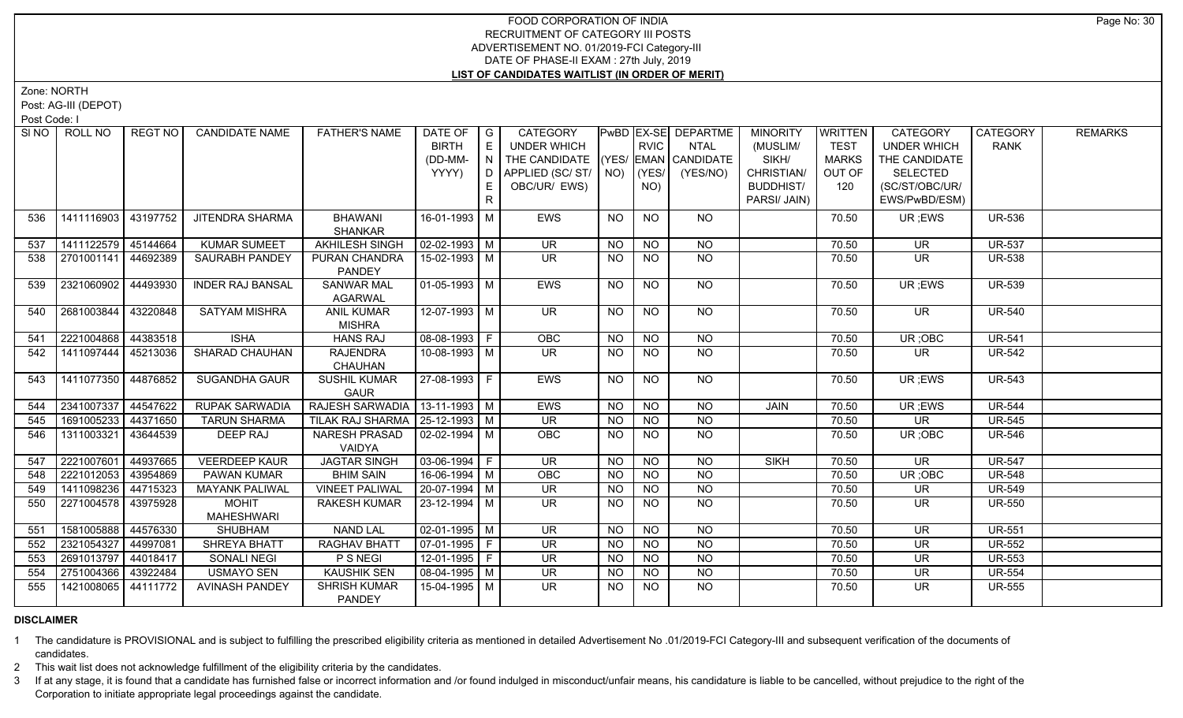# FOOD CORPORATION OF INDIA
## RECRUITMENT OF CATEGORY III POSTS
### ADVERTISEMENT NO. 01/2019-FCI Category-III
### DATE OF PHASE-II EXAM : 27th July, 2019
### LIST OF CANDIDATES WAITLIST (IN ORDER OF MERIT)

Zone: NORTH

Post: AG-III (DEPOT)

Post Code: I

| SI NO | ROLL NO | REGT NO | CANDIDATE NAME | FATHER'S NAME | DATE OF BIRTH (DD-MM-YYYY) | GENDER | CATEGORY UNDER WHICH THE CANDIDATE APPLIED (SC/ ST/ OBC/UR/ EWS) | PwBD (YES/ NO) | EX-SERVICEMAN (YES/ NO) | DEPARTMENTAL CANDIDATE (YES/NO) | MINORITY (MUSLIM/ SIKH/ CHRISTIAN/ BUDDHIST/ PARSI/ JAIN) | WRITTEN TEST MARKS OUT OF 120 | CATEGORY UNDER WHICH THE CANDIDATE SELECTED (SC/ST/OBC/UR/ EWS/PwBD/ESM) | CATEGORY RANK | REMARKS |
|---|---|---|---|---|---|---|---|---|---|---|---|---|---|---|---|
| 536 | 1411116903 | 43197752 | JITENDRA SHARMA | BHAWANI SHANKAR | 16-01-1993 | M | EWS | NO | NO | NO | | 70.50 | UR ;EWS | UR-536 | |
| 537 | 1411122579 | 45144664 | KUMAR SUMEET | AKHILESH SINGH | 02-02-1993 | M | UR | NO | NO | NO | | 70.50 | UR | UR-537 | |
| 538 | 2701001141 | 44692389 | SAURABH PANDEY | PURAN CHANDRA PANDEY | 15-02-1993 | M | UR | NO | NO | NO | | 70.50 | UR | UR-538 | |
| 539 | 2321060902 | 44493930 | INDER RAJ BANSAL | SANWAR MAL AGARWAL | 01-05-1993 | M | EWS | NO | NO | NO | | 70.50 | UR ;EWS | UR-539 | |
| 540 | 2681003844 | 43220848 | SATYAM MISHRA | ANIL KUMAR MISHRA | 12-07-1993 | M | UR | NO | NO | NO | | 70.50 | UR | UR-540 | |
| 541 | 2221004868 | 44383518 | ISHA | HANS RAJ | 08-08-1993 | F | OBC | NO | NO | NO | | 70.50 | UR ;OBC | UR-541 | |
| 542 | 1411097444 | 45213036 | SHARAD CHAUHAN | RAJENDRA CHAUHAN | 10-08-1993 | M | UR | NO | NO | NO | | 70.50 | UR | UR-542 | |
| 543 | 1411077350 | 44876852 | SUGANDHA GAUR | SUSHIL KUMAR GAUR | 27-08-1993 | F | EWS | NO | NO | NO | | 70.50 | UR ;EWS | UR-543 | |
| 544 | 2341007337 | 44547622 | RUPAK SARWADIA | RAJESH SARWADIA | 13-11-1993 | M | EWS | NO | NO | NO | JAIN | 70.50 | UR ;EWS | UR-544 | |
| 545 | 1691005233 | 44371650 | TARUN SHARMA | TILAK RAJ SHARMA | 25-12-1993 | M | UR | NO | NO | NO | | 70.50 | UR | UR-545 | |
| 546 | 1311003321 | 43644539 | DEEP RAJ | NARESH PRASAD VAIDYA | 02-02-1994 | M | OBC | NO | NO | NO | | 70.50 | UR ;OBC | UR-546 | |
| 547 | 2221007601 | 44937665 | VEERDEEP KAUR | JAGTAR SINGH | 03-06-1994 | F | UR | NO | NO | NO | SIKH | 70.50 | UR | UR-547 | |
| 548 | 2221012053 | 43954869 | PAWAN KUMAR | BHIM SAIN | 16-06-1994 | M | OBC | NO | NO | NO | | 70.50 | UR ;OBC | UR-548 | |
| 549 | 1411098236 | 44715323 | MAYANK PALIWAL | VINEET PALIWAL | 20-07-1994 | M | UR | NO | NO | NO | | 70.50 | UR | UR-549 | |
| 550 | 2271004578 | 43975928 | MOHIT MAHESHWARI | RAKESH KUMAR | 23-12-1994 | M | UR | NO | NO | NO | | 70.50 | UR | UR-550 | |
| 551 | 1581005888 | 44576330 | SHUBHAM | NAND LAL | 02-01-1995 | M | UR | NO | NO | NO | | 70.50 | UR | UR-551 | |
| 552 | 2321054327 | 44997081 | SHREYA BHATT | RAGHAV BHATT | 07-01-1995 | F | UR | NO | NO | NO | | 70.50 | UR | UR-552 | |
| 553 | 2691013797 | 44018417 | SONALI NEGI | P S NEGI | 12-01-1995 | F | UR | NO | NO | NO | | 70.50 | UR | UR-553 | |
| 554 | 2751004366 | 43922484 | USMAYO SEN | KAUSHIK SEN | 08-04-1995 | M | UR | NO | NO | NO | | 70.50 | UR | UR-554 | |
| 555 | 1421008065 | 44111772 | AVINASH PANDEY | SHRISH KUMAR PANDEY | 15-04-1995 | M | UR | NO | NO | NO | | 70.50 | UR | UR-555 | |

**DISCLAIMER**

1 The candidature is PROVISIONAL and is subject to fulfilling the prescribed eligibility criteria as mentioned in detailed Advertisement No .01/2019-FCI Category-III and subsequent verification of the documents of candidates.

2 This wait list does not acknowledge fulfillment of the eligibility criteria by the candidates.

3 If at any stage, it is found that a candidate has furnished false or incorrect information and /or found indulged in misconduct/unfair means, his candidature is liable to be cancelled, without prejudice to the right of the Corporation to initiate appropriate legal proceedings against the candidate.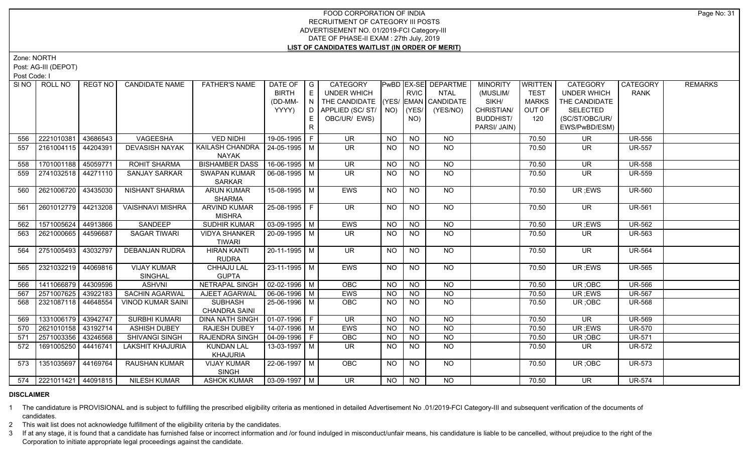# FOOD CORPORATION OF INDIA
## RECRUITMENT OF CATEGORY III POSTS
## ADVERTISEMENT NO. 01/2019-FCI Category-III
## DATE OF PHASE-II EXAM : 27th July, 2019
## LIST OF CANDIDATES WAITLIST (IN ORDER OF MERIT)

Zone: NORTH

Post: AG-III (DEPOT)

Post Code: I

| SI NO | ROLL NO | REGT NO | CANDIDATE NAME | FATHER'S NAME | DATE OF BIRTH (DD-MM-YYYY) | GENDER | CATEGORY UNDER WHICH THE CANDIDATE APPLIED (SC/ ST/ OBC/UR/ EWS) | PwBD (YES/ NO) | EX-SERVICEMAN (YES/ NO) | DEPARTMENTAL CANDIDATE (YES/NO) | MINORITY (MUSLIM/ SIKH/ CHRISTIAN/ BUDDHIST/ PARSI/ JAIN) | WRITTEN TEST MARKS OUT OF 120 | CATEGORY UNDER WHICH THE CANDIDATE SELECTED (SC/ST/OBC/UR/ EWS/PwBD/ESM) | CATEGORY RANK | REMARKS |
|---|---|---|---|---|---|---|---|---|---|---|---|---|---|---|---|
| 556 | 2221010381 | 43686543 | VAGEESHA | VED NIDHI | 19-05-1995 | F | UR | NO | NO | NO | | 70.50 | UR | UR-556 | |
| 557 | 2161004115 | 44204391 | DEVASISH NAYAK | KAILASH CHANDRA NAYAK | 24-05-1995 | M | UR | NO | NO | NO | | 70.50 | UR | UR-557 | |
| 558 | 1701001188 | 45059771 | ROHIT SHARMA | BISHAMBER DASS | 16-06-1995 | M | UR | NO | NO | NO | | 70.50 | UR | UR-558 | |
| 559 | 2741032518 | 44271110 | SANJAY SARKAR | SWAPAN KUMAR SARKAR | 06-08-1995 | M | UR | NO | NO | NO | | 70.50 | UR | UR-559 | |
| 560 | 2621006720 | 43435030 | NISHANT SHARMA | ARUN KUMAR SHARMA | 15-08-1995 | M | EWS | NO | NO | NO | | 70.50 | UR ;EWS | UR-560 | |
| 561 | 2601012779 | 44213208 | VAISHNAVI MISHRA | ARVIND KUMAR MISHRA | 25-08-1995 | F | UR | NO | NO | NO | | 70.50 | UR | UR-561 | |
| 562 | 1571005624 | 44913866 | SANDEEP | SUDHIR KUMAR | 03-09-1995 | M | EWS | NO | NO | NO | | 70.50 | UR ;EWS | UR-562 | |
| 563 | 2621000665 | 44596687 | SAGAR TIWARI | VIDYA SHANKER TIWARI | 20-09-1995 | M | UR | NO | NO | NO | | 70.50 | UR | UR-563 | |
| 564 | 2751005493 | 43032797 | DEBANJAN RUDRA | HIRAN KANTI RUDRA | 20-11-1995 | M | UR | NO | NO | NO | | 70.50 | UR | UR-564 | |
| 565 | 2321032219 | 44069816 | VIJAY KUMAR SINGHAL | CHHAJU LAL GUPTA | 23-11-1995 | M | EWS | NO | NO | NO | | 70.50 | UR ;EWS | UR-565 | |
| 566 | 1411066879 | 44309596 | ASHVNI | NETRAPAL SINGH | 02-02-1996 | M | OBC | NO | NO | NO | | 70.50 | UR ;OBC | UR-566 | |
| 567 | 2571007625 | 43922183 | SACHIN AGARWAL | AJEET AGARWAL | 06-06-1996 | M | EWS | NO | NO | NO | | 70.50 | UR ;EWS | UR-567 | |
| 568 | 2321087118 | 44648554 | VINOD KUMAR SAINI | SUBHASH CHANDRA SAINI | 25-06-1996 | M | OBC | NO | NO | NO | | 70.50 | UR ;OBC | UR-568 | |
| 569 | 1331006179 | 43942747 | SURBHI KUMARI | DINA NATH SINGH | 01-07-1996 | F | UR | NO | NO | NO | | 70.50 | UR | UR-569 | |
| 570 | 2621010158 | 43192714 | ASHISH DUBEY | RAJESH DUBEY | 14-07-1996 | M | EWS | NO | NO | NO | | 70.50 | UR ;EWS | UR-570 | |
| 571 | 2571003356 | 43246568 | SHIVANGI SINGH | RAJENDRA SINGH | 04-09-1996 | F | OBC | NO | NO | NO | | 70.50 | UR ;OBC | UR-571 | |
| 572 | 1691005250 | 44416741 | LAKSHIT KHAJURIA | KUNDAN LAL KHAJURIA | 13-03-1997 | M | UR | NO | NO | NO | | 70.50 | UR | UR-572 | |
| 573 | 1351035697 | 44169764 | RAUSHAN KUMAR | VIJAY KUMAR SINGH | 22-06-1997 | M | OBC | NO | NO | NO | | 70.50 | UR ;OBC | UR-573 | |
| 574 | 2221011421 | 44091815 | NILESH KUMAR | ASHOK KUMAR | 03-09-1997 | M | UR | NO | NO | NO | | 70.50 | UR | UR-574 | |

**DISCLAIMER**

1 The candidature is PROVISIONAL and is subject to fulfilling the prescribed eligibility criteria as mentioned in detailed Advertisement No .01/2019-FCI Category-III and subsequent verification of the documents of candidates.

2 This wait list does not acknowledge fulfillment of the eligibility criteria by the candidates.

3 If at any stage, it is found that a candidate has furnished false or incorrect information and /or found indulged in misconduct/unfair means, his candidature is liable to be cancelled, without prejudice to the right of the Corporation to initiate appropriate legal proceedings against the candidate.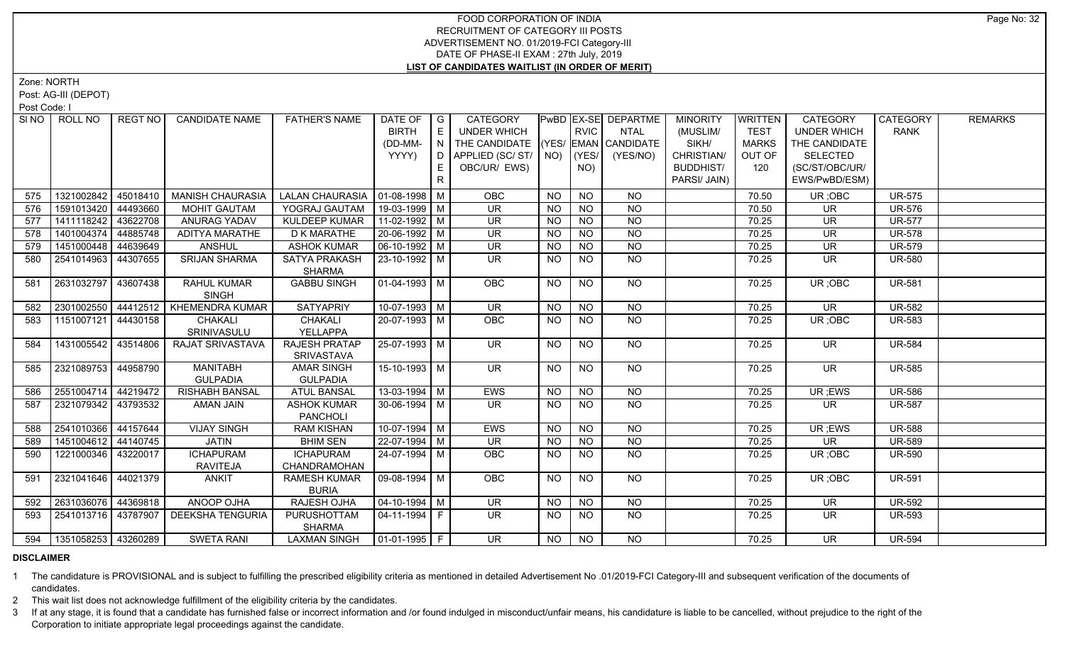# FOOD CORPORATION OF INDIA
## RECRUITMENT OF CATEGORY III POSTS
### ADVERTISEMENT NO. 01/2019-FCI Category-III
### DATE OF PHASE-II EXAM : 27th July, 2019
### LIST OF CANDIDATES WAITLIST (IN ORDER OF MERIT)

Zone: NORTH

Post: AG-III (DEPOT)

Post Code: I

| Sl NO | ROLL NO | REGT NO | CANDIDATE NAME | FATHER'S NAME | DATE OF BIRTH (DD-MM-YYYY) | GENDER | CATEGORY UNDER WHICH THE CANDIDATE APPLIED (SC/ ST/ OBC/UR/ EWS) | PwBD (YES/ NO) | EX-SERVICEMAN (YES/ NO) | DEPARTMENTAL CANDIDATE (YES/NO) | MINORITY (MUSLIM/ SIKH/ CHRISTIAN/ BUDDHIST/ PARSI/ JAIN) | WRITTEN TEST MARKS OUT OF 120 | CATEGORY UNDER WHICH THE CANDIDATE SELECTED (SC/ST/OBC/UR/ EWS/PwBD/ESM) | CATEGORY RANK | REMARKS |
|---|---|---|---|---|---|---|---|---|---|---|---|---|---|---|---|
| 575 | 1321002842 | 45018410 | MANISH CHAURASIA | LALAN CHAURASIA | 01-08-1998 | M | OBC | NO | NO | NO | | 70.50 | UR ;OBC | UR-575 | |
| 576 | 1591013420 | 44493660 | MOHIT GAUTAM | YOGRAJ GAUTAM | 19-03-1999 | M | UR | NO | NO | NO | | 70.50 | UR | UR-576 | |
| 577 | 1411118242 | 43622708 | ANURAG YADAV | KULDEEP KUMAR | 11-02-1992 | M | UR | NO | NO | NO | | 70.25 | UR | UR-577 | |
| 578 | 1401004374 | 44885748 | ADITYA MARATHE | D K MARATHE | 20-06-1992 | M | UR | NO | NO | NO | | 70.25 | UR | UR-578 | |
| 579 | 1451000448 | 44639649 | ANSHUL | ASHOK KUMAR | 06-10-1992 | M | UR | NO | NO | NO | | 70.25 | UR | UR-579 | |
| 580 | 2541014963 | 44307655 | SRIJAN SHARMA | SATYA PRAKASH SHARMA | 23-10-1992 | M | UR | NO | NO | NO | | 70.25 | UR | UR-580 | |
| 581 | 2631032797 | 43607438 | RAHUL KUMAR SINGH | GABBU SINGH | 01-04-1993 | M | OBC | NO | NO | NO | | 70.25 | UR ;OBC | UR-581 | |
| 582 | 2301002550 | 44412512 | KHEMENDRA KUMAR | SATYAPRIY | 10-07-1993 | M | UR | NO | NO | NO | | 70.25 | UR | UR-582 | |
| 583 | 1151007121 | 44430158 | CHAKALI SRINIVASULU | CHAKALI YELLAPPA | 20-07-1993 | M | OBC | NO | NO | NO | | 70.25 | UR ;OBC | UR-583 | |
| 584 | 1431005542 | 43514806 | RAJAT SRIVASTAVA | RAJESH PRATAP SRIVASTAVA | 25-07-1993 | M | UR | NO | NO | NO | | 70.25 | UR | UR-584 | |
| 585 | 2321089753 | 44958790 | MANITABH GULPADIA | AMAR SINGH GULPADIA | 15-10-1993 | M | UR | NO | NO | NO | | 70.25 | UR | UR-585 | |
| 586 | 2551004714 | 44219472 | RISHABH BANSAL | ATUL BANSAL | 13-03-1994 | M | EWS | NO | NO | NO | | 70.25 | UR ;EWS | UR-586 | |
| 587 | 2321079342 | 43793532 | AMAN JAIN | ASHOK KUMAR PANCHOLI | 30-06-1994 | M | UR | NO | NO | NO | | 70.25 | UR | UR-587 | |
| 588 | 2541010366 | 44157644 | VIJAY SINGH | RAM KISHAN | 10-07-1994 | M | EWS | NO | NO | NO | | 70.25 | UR ;EWS | UR-588 | |
| 589 | 1451004612 | 44140745 | JATIN | BHIM SEN | 22-07-1994 | M | UR | NO | NO | NO | | 70.25 | UR | UR-589 | |
| 590 | 1221000346 | 43220017 | ICHAPURAM RAVITEJA | ICHAPURAM CHANDRAMOHAN | 24-07-1994 | M | OBC | NO | NO | NO | | 70.25 | UR ;OBC | UR-590 | |
| 591 | 2321041646 | 44021379 | ANKIT | RAMESH KUMAR BURIA | 09-08-1994 | M | OBC | NO | NO | NO | | 70.25 | UR ;OBC | UR-591 | |
| 592 | 2631036076 | 44369818 | ANOOP OJHA | RAJESH OJHA | 04-10-1994 | M | UR | NO | NO | NO | | 70.25 | UR | UR-592 | |
| 593 | 2541013716 | 43787907 | DEEKSHA TENGURIA | PURUSHOTTAM SHARMA | 04-11-1994 | F | UR | NO | NO | NO | | 70.25 | UR | UR-593 | |
| 594 | 1351058253 | 43260289 | SWETA RANI | LAXMAN SINGH | 01-01-1995 | F | UR | NO | NO | NO | | 70.25 | UR | UR-594 | |

**DISCLAIMER**

1 The candidature is PROVISIONAL and is subject to fulfilling the prescribed eligibility criteria as mentioned in detailed Advertisement No .01/2019-FCI Category-III and subsequent verification of the documents of candidates.

2 This wait list does not acknowledge fulfillment of the eligibility criteria by the candidates.

3 If at any stage, it is found that a candidate has furnished false or incorrect information and /or found indulged in misconduct/unfair means, his candidature is liable to be cancelled, without prejudice to the right of the Corporation to initiate appropriate legal proceedings against the candidate.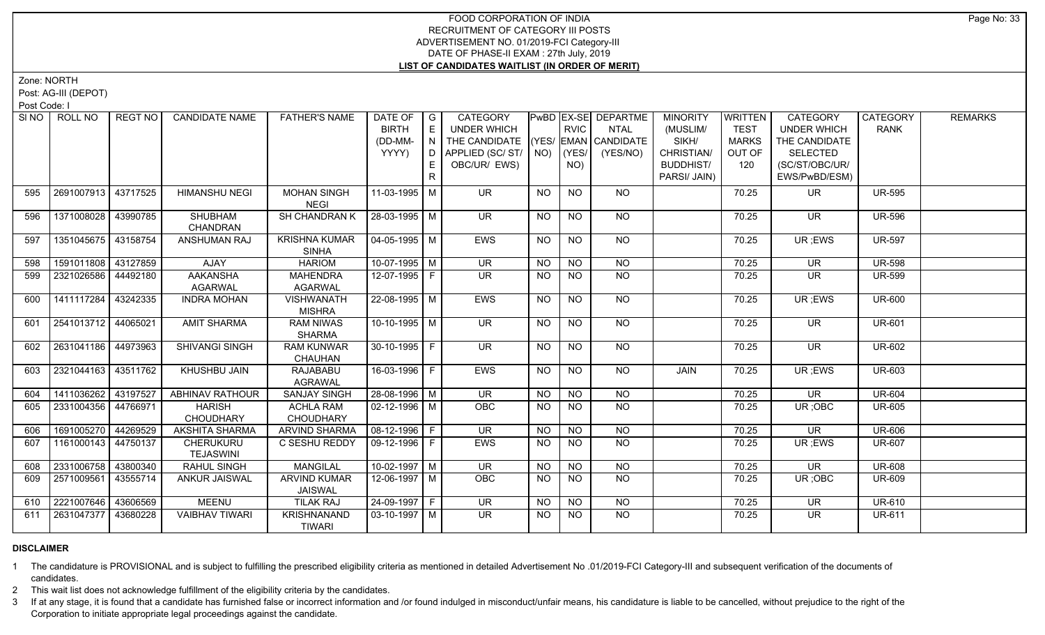# FOOD CORPORATION OF INDIA
## RECRUITMENT OF CATEGORY III POSTS
## ADVERTISEMENT NO. 01/2019-FCI Category-III
## DATE OF PHASE-II EXAM : 27th July, 2019
## LIST OF CANDIDATES WAITLIST (IN ORDER OF MERIT)

Zone: NORTH

Post: AG-III (DEPOT)

Post Code: I

| SI NO | ROLL NO | REGT NO | CANDIDATE NAME | FATHER'S NAME | DATE OF BIRTH (DD-MM-YYYY) | GENDER | CATEGORY UNDER WHICH THE CANDIDATE APPLIED (SC/ ST/ OBC/UR/ EWS) | PwBD (YES/ NO) | EX-SERVICEMAN (YES/ NO) | DEPARTMENTAL CANDIDATE (YES/NO) | MINORITY (MUSLIM/ SIKH/ CHRISTIAN/ BUDDHIST/ PARSI/ JAIN) | WRITTEN TEST MARKS OUT OF 120 | CATEGORY UNDER WHICH THE CANDIDATE SELECTED (SC/ST/OBC/UR/ EWS/PwBD/ESM) | CATEGORY RANK | REMARKS |
|---|---|---|---|---|---|---|---|---|---|---|---|---|---|---|---|
| 595 | 2691007913 | 43717525 | HIMANSHU NEGI | MOHAN SINGH NEGI | 11-03-1995 | M | UR | NO | NO | NO | | 70.25 | UR | UR-595 | |
| 596 | 1371008028 | 43990785 | SHUBHAM CHANDRAN | SH CHANDRAN K | 28-03-1995 | M | UR | NO | NO | NO | | 70.25 | UR | UR-596 | |
| 597 | 1351045675 | 43158754 | ANSHUMAN RAJ | KRISHNA KUMAR SINHA | 04-05-1995 | M | EWS | NO | NO | NO | | 70.25 | UR ;EWS | UR-597 | |
| 598 | 1591011808 | 43127859 | AJAY | HARIOM | 10-07-1995 | M | UR | NO | NO | NO | | 70.25 | UR | UR-598 | |
| 599 | 2321026586 | 44492180 | AAKANSHA AGARWAL | MAHENDRA AGARWAL | 12-07-1995 | F | UR | NO | NO | NO | | 70.25 | UR | UR-599 | |
| 600 | 1411117284 | 43242335 | INDRA MOHAN | VISHWANATH MISHRA | 22-08-1995 | M | EWS | NO | NO | NO | | 70.25 | UR ;EWS | UR-600 | |
| 601 | 2541013712 | 44065021 | AMIT SHARMA | RAM NIWAS SHARMA | 10-10-1995 | M | UR | NO | NO | NO | | 70.25 | UR | UR-601 | |
| 602 | 2631041186 | 44973963 | SHIVANGI SINGH | RAM KUNWAR CHAUHAN | 30-10-1995 | F | UR | NO | NO | NO | | 70.25 | UR | UR-602 | |
| 603 | 2321044163 | 43511762 | KHUSHBU JAIN | RAJABABU AGRAWAL | 16-03-1996 | F | EWS | NO | NO | NO | JAIN | 70.25 | UR ;EWS | UR-603 | |
| 604 | 1411036262 | 43197527 | ABHINAV RATHOUR | SANJAY SINGH | 28-08-1996 | M | UR | NO | NO | NO | | 70.25 | UR | UR-604 | |
| 605 | 2331004356 | 44766971 | HARISH CHOUDHARY | ACHLA RAM CHOUDHARY | 02-12-1996 | M | OBC | NO | NO | NO | | 70.25 | UR ;OBC | UR-605 | |
| 606 | 1691005270 | 44269529 | AKSHITA SHARMA | ARVIND SHARMA | 08-12-1996 | F | UR | NO | NO | NO | | 70.25 | UR | UR-606 | |
| 607 | 1161000143 | 44750137 | CHERUKURU TEJASWINI | C SESHU REDDY | 09-12-1996 | F | EWS | NO | NO | NO | | 70.25 | UR ;EWS | UR-607 | |
| 608 | 2331006758 | 43800340 | RAHUL SINGH | MANGILAL | 10-02-1997 | M | UR | NO | NO | NO | | 70.25 | UR | UR-608 | |
| 609 | 2571009561 | 43555714 | ANKUR JAISWAL | ARVIND KUMAR JAISWAL | 12-06-1997 | M | OBC | NO | NO | NO | | 70.25 | UR ;OBC | UR-609 | |
| 610 | 2221007646 | 43606569 | MEENU | TILAK RAJ | 24-09-1997 | F | UR | NO | NO | NO | | 70.25 | UR | UR-610 | |
| 611 | 2631047377 | 43680228 | VAIBHAV TIWARI | KRISHNANAND TIWARI | 03-10-1997 | M | UR | NO | NO | NO | | 70.25 | UR | UR-611 | |

**DISCLAIMER**

1 The candidature is PROVISIONAL and is subject to fulfilling the prescribed eligibility criteria as mentioned in detailed Advertisement No .01/2019-FCI Category-III and subsequent verification of the documents of candidates.

2 This wait list does not acknowledge fulfillment of the eligibility criteria by the candidates.

3 If at any stage, it is found that a candidate has furnished false or incorrect information and /or found indulged in misconduct/unfair means, his candidature is liable to be cancelled, without prejudice to the right of the Corporation to initiate appropriate legal proceedings against the candidate.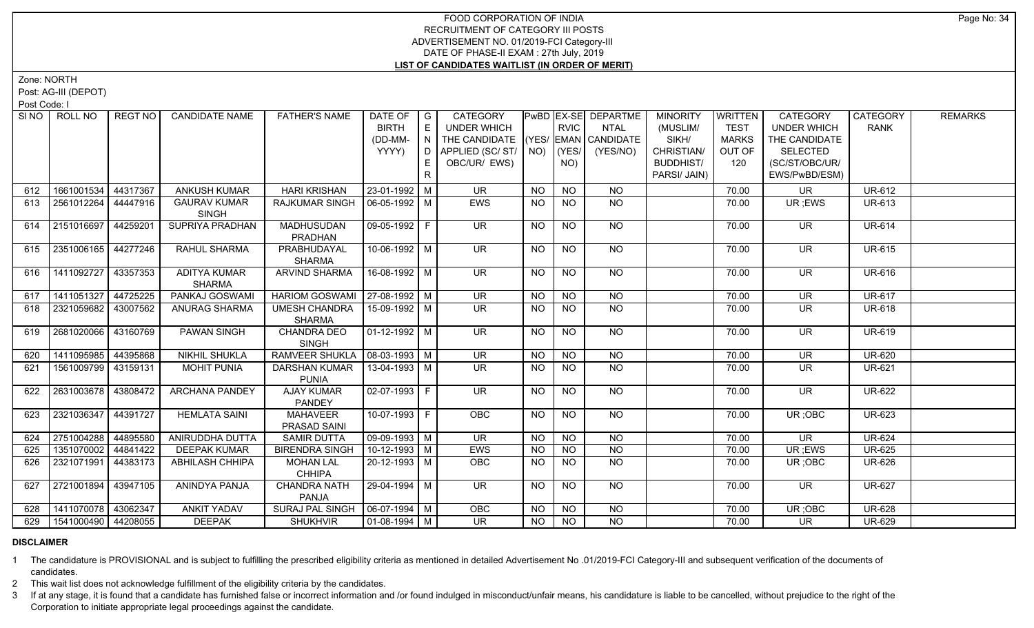# FOOD CORPORATION OF INDIA
## RECRUITMENT OF CATEGORY III POSTS
### ADVERTISEMENT NO. 01/2019-FCI Category-III
### DATE OF PHASE-II EXAM : 27th July, 2019
### LIST OF CANDIDATES WAITLIST (IN ORDER OF MERIT)

Zone: NORTH

Post: AG-III (DEPOT)

Post Code: I

| SI NO | ROLL NO | REGT NO | CANDIDATE NAME | FATHER'S NAME | DATE OF BIRTH (DD-MM-YYYY) | GENDER | CATEGORY UNDER WHICH THE CANDIDATE APPLIED (SC/ ST/ OBC/UR/ EWS) | PwBD (YES/ NO) | EX-SERVICEMAN (YES/ NO) | DEPARTMENTAL CANDIDATE (YES/NO) | MINORITY (MUSLIM/ SIKH/ CHRISTIAN/ BUDDHIST/ PARSI/ JAIN) | WRITTEN TEST MARKS OUT OF 120 | CATEGORY UNDER WHICH THE CANDIDATE SELECTED (SC/ST/OBC/UR/ EWS/PwBD/ESM) | CATEGORY RANK | REMARKS |
|---|---|---|---|---|---|---|---|---|---|---|---|---|---|---|---|
| 612 | 1661001534 | 44317367 | ANKUSH KUMAR | HARI KRISHAN | 23-01-1992 | M | UR | NO | NO | NO | | 70.00 | UR | UR-612 | |
| 613 | 2561012264 | 44447916 | GAURAV KUMAR SINGH | RAJKUMAR SINGH | 06-05-1992 | M | EWS | NO | NO | NO | | 70.00 | UR ;EWS | UR-613 | |
| 614 | 2151016697 | 44259201 | SUPRIYA PRADHAN | MADHUSUDAN PRADHAN | 09-05-1992 | F | UR | NO | NO | NO | | 70.00 | UR | UR-614 | |
| 615 | 2351006165 | 44277246 | RAHUL SHARMA | PRABHUDAYAL SHARMA | 10-06-1992 | M | UR | NO | NO | NO | | 70.00 | UR | UR-615 | |
| 616 | 1411092727 | 43357353 | ADITYA KUMAR SHARMA | ARVIND SHARMA | 16-08-1992 | M | UR | NO | NO | NO | | 70.00 | UR | UR-616 | |
| 617 | 1411051327 | 44725225 | PANKAJ GOSWAMI | HARIOM GOSWAMI | 27-08-1992 | M | UR | NO | NO | NO | | 70.00 | UR | UR-617 | |
| 618 | 2321059682 | 43007562 | ANURAG SHARMA | UMESH CHANDRA SHARMA | 15-09-1992 | M | UR | NO | NO | NO | | 70.00 | UR | UR-618 | |
| 619 | 2681020066 | 43160769 | PAWAN SINGH | CHANDRA DEO SINGH | 01-12-1992 | M | UR | NO | NO | NO | | 70.00 | UR | UR-619 | |
| 620 | 1411095985 | 44395868 | NIKHIL SHUKLA | RAMVEER SHUKLA | 08-03-1993 | M | UR | NO | NO | NO | | 70.00 | UR | UR-620 | |
| 621 | 1561009799 | 43159131 | MOHIT PUNIA | DARSHAN KUMAR PUNIA | 13-04-1993 | M | UR | NO | NO | NO | | 70.00 | UR | UR-621 | |
| 622 | 2631003678 | 43808472 | ARCHANA PANDEY | AJAY KUMAR PANDEY | 02-07-1993 | F | UR | NO | NO | NO | | 70.00 | UR | UR-622 | |
| 623 | 2321036347 | 44391727 | HEMLATA SAINI | MAHAVEER PRASAD SAINI | 10-07-1993 | F | OBC | NO | NO | NO | | 70.00 | UR ;OBC | UR-623 | |
| 624 | 2751004288 | 44895580 | ANIRUDDHA DUTTA | SAMIR DUTTA | 09-09-1993 | M | UR | NO | NO | NO | | 70.00 | UR | UR-624 | |
| 625 | 1351070002 | 44841422 | DEEPAK KUMAR | BIRENDRA SINGH | 10-12-1993 | M | EWS | NO | NO | NO | | 70.00 | UR ;EWS | UR-625 | |
| 626 | 2321071991 | 44383173 | ABHILASH CHHIPA | MOHAN LAL CHHIPA | 20-12-1993 | M | OBC | NO | NO | NO | | 70.00 | UR ;OBC | UR-626 | |
| 627 | 2721001894 | 43947105 | ANINDYA PANJA | CHANDRA NATH PANJA | 29-04-1994 | M | UR | NO | NO | NO | | 70.00 | UR | UR-627 | |
| 628 | 1411070078 | 43062347 | ANKIT YADAV | SURAJ PAL SINGH | 06-07-1994 | M | OBC | NO | NO | NO | | 70.00 | UR ;OBC | UR-628 | |
| 629 | 1541000490 | 44208055 | DEEPAK | SHUKHVIR | 01-08-1994 | M | UR | NO | NO | NO | | 70.00 | UR | UR-629 | |

**DISCLAIMER**

1 The candidature is PROVISIONAL and is subject to fulfilling the prescribed eligibility criteria as mentioned in detailed Advertisement No .01/2019-FCI Category-III and subsequent verification of the documents of candidates.

2 This wait list does not acknowledge fulfillment of the eligibility criteria by the candidates.

3 If at any stage, it is found that a candidate has furnished false or incorrect information and /or found indulged in misconduct/unfair means, his candidature is liable to be cancelled, without prejudice to the right of the Corporation to initiate appropriate legal proceedings against the candidate.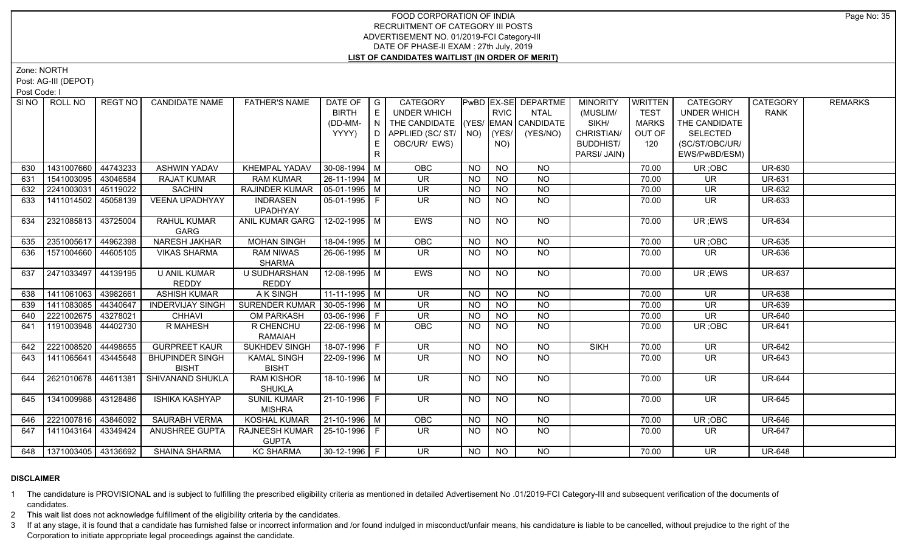# FOOD CORPORATION OF INDIA
## RECRUITMENT OF CATEGORY III POSTS
## ADVERTISEMENT NO. 01/2019-FCI Category-III
## DATE OF PHASE-II EXAM : 27th July, 2019
## LIST OF CANDIDATES WAITLIST (IN ORDER OF MERIT)

Zone: NORTH

Post: AG-III (DEPOT)

Post Code: I

| SI NO | ROLL NO | REGT NO | CANDIDATE NAME | FATHER'S NAME | DATE OF BIRTH (DD-MM-YYYY) | GENDER | CATEGORY UNDER WHICH THE CANDIDATE APPLIED (SC/ ST/ OBC/UR/ EWS) | PwBD (YES/ NO) | EX-SERVICEMAN (YES/ NO) | DEPARTMENTAL CANDIDATE (YES/NO) | MINORITY (MUSLIM/ SIKH/ CHRISTIAN/ BUDDHIST/ PARSI/ JAIN) | WRITTEN TEST MARKS OUT OF 120 | CATEGORY UNDER WHICH THE CANDIDATE SELECTED (SC/ST/OBC/UR/ EWS/PwBD/ESM) | CATEGORY RANK | REMARKS |
|---|---|---|---|---|---|---|---|---|---|---|---|---|---|---|---|
| 630 | 1431007660 | 44743233 | ASHWIN YADAV | KHEMPAL YADAV | 30-08-1994 | M | OBC | NO | NO | NO | | 70.00 | UR ;OBC | UR-630 | |
| 631 | 1541003095 | 43046584 | RAJAT KUMAR | RAM KUMAR | 26-11-1994 | M | UR | NO | NO | NO | | 70.00 | UR | UR-631 | |
| 632 | 2241003031 | 45119022 | SACHIN | RAJINDER KUMAR | 05-01-1995 | M | UR | NO | NO | NO | | 70.00 | UR | UR-632 | |
| 633 | 1411014502 | 45058139 | VEENA UPADHYAY | INDRASEN UPADHYAY | 05-01-1995 | F | UR | NO | NO | NO | | 70.00 | UR | UR-633 | |
| 634 | 2321085813 | 43725004 | RAHUL KUMAR GARG | ANIL KUMAR GARG | 12-02-1995 | M | EWS | NO | NO | NO | | 70.00 | UR ;EWS | UR-634 | |
| 635 | 2351005617 | 44962398 | NARESH JAKHAR | MOHAN SINGH | 18-04-1995 | M | OBC | NO | NO | NO | | 70.00 | UR ;OBC | UR-635 | |
| 636 | 1571004660 | 44605105 | VIKAS SHARMA | RAM NIWAS SHARMA | 26-06-1995 | M | UR | NO | NO | NO | | 70.00 | UR | UR-636 | |
| 637 | 2471033497 | 44139195 | U ANIL KUMAR REDDY | U SUDHARSHAN REDDY | 12-08-1995 | M | EWS | NO | NO | NO | | 70.00 | UR ;EWS | UR-637 | |
| 638 | 1411061063 | 43982661 | ASHISH KUMAR | A K SINGH | 11-11-1995 | M | UR | NO | NO | NO | | 70.00 | UR | UR-638 | |
| 639 | 1411083085 | 44340647 | INDERVIJAY SINGH | SURENDER KUMAR | 30-05-1996 | M | UR | NO | NO | NO | | 70.00 | UR | UR-639 | |
| 640 | 2221002675 | 43278021 | CHHAVI | OM PARKASH | 03-06-1996 | F | UR | NO | NO | NO | | 70.00 | UR | UR-640 | |
| 641 | 1191003948 | 44402730 | R MAHESH | R CHENCHU RAMAIAH | 22-06-1996 | M | OBC | NO | NO | NO | | 70.00 | UR ;OBC | UR-641 | |
| 642 | 2221008520 | 44498655 | GURPREET KAUR | SUKHDEV SINGH | 18-07-1996 | F | UR | NO | NO | NO | SIKH | 70.00 | UR | UR-642 | |
| 643 | 1411065641 | 43445648 | BHUPINDER SINGH BISHT | KAMAL SINGH BISHT | 22-09-1996 | M | UR | NO | NO | NO | | 70.00 | UR | UR-643 | |
| 644 | 2621010678 | 44611381 | SHIVANAND SHUKLA | RAM KISHOR SHUKLA | 18-10-1996 | M | UR | NO | NO | NO | | 70.00 | UR | UR-644 | |
| 645 | 1341009988 | 43128486 | ISHIKA KASHYAP | SUNIL KUMAR MISHRA | 21-10-1996 | F | UR | NO | NO | NO | | 70.00 | UR | UR-645 | |
| 646 | 2221007816 | 43846092 | SAURABH VERMA | KOSHAL KUMAR | 21-10-1996 | M | OBC | NO | NO | NO | | 70.00 | UR ;OBC | UR-646 | |
| 647 | 1411043164 | 43349424 | ANUSHREE GUPTA | RAJNEESH KUMAR GUPTA | 25-10-1996 | F | UR | NO | NO | NO | | 70.00 | UR | UR-647 | |
| 648 | 1371003405 | 43136692 | SHAINA SHARMA | KC SHARMA | 30-12-1996 | F | UR | NO | NO | NO | | 70.00 | UR | UR-648 | |

**DISCLAIMER**

1 The candidature is PROVISIONAL and is subject to fulfilling the prescribed eligibility criteria as mentioned in detailed Advertisement No .01/2019-FCI Category-III and subsequent verification of the documents of candidates.

2 This wait list does not acknowledge fulfillment of the eligibility criteria by the candidates.

3 If at any stage, it is found that a candidate has furnished false or incorrect information and /or found indulged in misconduct/unfair means, his candidature is liable to be cancelled, without prejudice to the right of the Corporation to initiate appropriate legal proceedings against the candidate.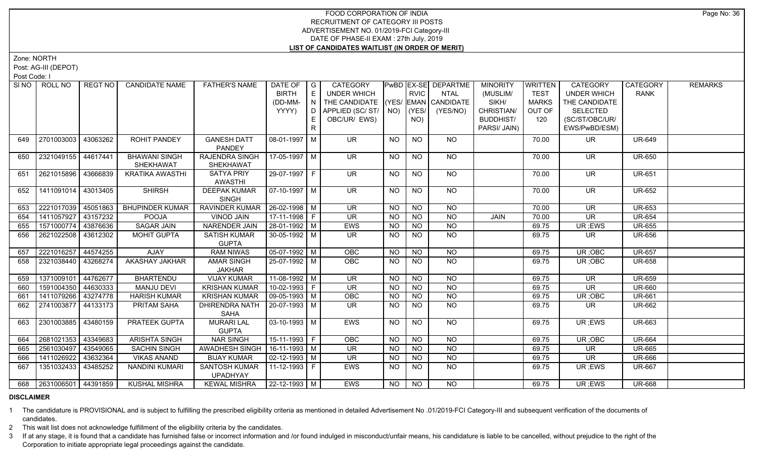# FOOD CORPORATION OF INDIA
## RECRUITMENT OF CATEGORY III POSTS
### ADVERTISEMENT NO. 01/2019-FCI Category-III
### DATE OF PHASE-II EXAM : 27th July, 2019
### LIST OF CANDIDATES WAITLIST (IN ORDER OF MERIT)

Zone: NORTH

Post: AG-III (DEPOT)

Post Code: I

| SI NO | ROLL NO | REGT NO | CANDIDATE NAME | FATHER'S NAME | DATE OF BIRTH (DD-MM-YYYY) | GENDER | CATEGORY UNDER WHICH THE CANDIDATE APPLIED (SC/ST/OBC/UR/EWS) | PwBD (YES/NO) | EX-SERVICEMAN (YES/NO) | DEPARTMENTAL CANDIDATE (YES/NO) | MINORITY (MUSLIM/SIKH/CHRISTIAN/BUDDHIST/PARSI/JAIN) | WRITTEN TEST MARKS OUT OF 120 | CATEGORY UNDER WHICH THE CANDIDATE SELECTED (SC/ST/OBC/UR/EWS/PwBD/ESM) | CATEGORY RANK | REMARKS |
|---|---|---|---|---|---|---|---|---|---|---|---|---|---|---|---|
| 649 | 2701003003 | 43063262 | ROHIT PANDEY | GANESH DATT PANDEY | 08-01-1997 | M | UR | NO | NO | NO | | 70.00 | UR | UR-649 | |
| 650 | 2321049155 | 44617441 | BHAWANI SINGH SHEKHAWAT | RAJENDRA SINGH SHEKHAWAT | 17-05-1997 | M | UR | NO | NO | NO | | 70.00 | UR | UR-650 | |
| 651 | 2621015896 | 43666839 | KRATIKA AWASTHI | SATYA PRIY AWASTHI | 29-07-1997 | F | UR | NO | NO | NO | | 70.00 | UR | UR-651 | |
| 652 | 1411091014 | 43013405 | SHIRSH | DEEPAK KUMAR SINGH | 07-10-1997 | M | UR | NO | NO | NO | | 70.00 | UR | UR-652 | |
| 653 | 2221017039 | 45051863 | BHUPINDER KUMAR | RAVINDER KUMAR | 26-02-1998 | M | UR | NO | NO | NO | | 70.00 | UR | UR-653 | |
| 654 | 1411057927 | 43157232 | POOJA | VINOD JAIN | 17-11-1998 | F | UR | NO | NO | NO | JAIN | 70.00 | UR | UR-654 | |
| 655 | 1571000774 | 43876636 | SAGAR JAIN | NARENDER JAIN | 28-01-1992 | M | EWS | NO | NO | NO | | 69.75 | UR ;EWS | UR-655 | |
| 656 | 2621022508 | 43612302 | MOHIT GUPTA | SATISH KUMAR GUPTA | 30-05-1992 | M | UR | NO | NO | NO | | 69.75 | UR | UR-656 | |
| 657 | 2221016257 | 44574255 | AJAY | RAM NIWAS | 05-07-1992 | M | OBC | NO | NO | NO | | 69.75 | UR ;OBC | UR-657 | |
| 658 | 2321038440 | 43268274 | AKASHAY JAKHAR | AMAR SINGH JAKHAR | 25-07-1992 | M | OBC | NO | NO | NO | | 69.75 | UR ;OBC | UR-658 | |
| 659 | 1371009101 | 44762677 | BHARTENDU | VIJAY KUMAR | 11-08-1992 | M | UR | NO | NO | NO | | 69.75 | UR | UR-659 | |
| 660 | 1591004350 | 44630333 | MANJU DEVI | KRISHAN KUMAR | 10-02-1993 | F | UR | NO | NO | NO | | 69.75 | UR | UR-660 | |
| 661 | 1411079266 | 43274778 | HARISH KUMAR | KRISHAN KUMAR | 09-05-1993 | M | OBC | NO | NO | NO | | 69.75 | UR ;OBC | UR-661 | |
| 662 | 2741003877 | 44133173 | PRITAM SAHA | DHIRENDRA NATH SAHA | 20-07-1993 | M | UR | NO | NO | NO | | 69.75 | UR | UR-662 | |
| 663 | 2301003885 | 43480159 | PRATEEK GUPTA | MURARI LAL GUPTA | 03-10-1993 | M | EWS | NO | NO | NO | | 69.75 | UR ;EWS | UR-663 | |
| 664 | 2681021353 | 43349683 | ARISHTA SINGH | NAR SINGH | 15-11-1993 | F | OBC | NO | NO | NO | | 69.75 | UR ;OBC | UR-664 | |
| 665 | 2561030497 | 43549065 | SACHIN SINGH | AWADHESH SINGH | 16-11-1993 | M | UR | NO | NO | NO | | 69.75 | UR | UR-665 | |
| 666 | 1411026922 | 43632364 | VIKAS ANAND | BIJAY KUMAR | 02-12-1993 | M | UR | NO | NO | NO | | 69.75 | UR | UR-666 | |
| 667 | 1351032433 | 43485252 | NANDINI KUMARI | SANTOSH KUMAR UPADHYAY | 11-12-1993 | F | EWS | NO | NO | NO | | 69.75 | UR ;EWS | UR-667 | |
| 668 | 2631006501 | 44391859 | KUSHAL MISHRA | KEWAL MISHRA | 22-12-1993 | M | EWS | NO | NO | NO | | 69.75 | UR ;EWS | UR-668 | |

**DISCLAIMER**

1 The candidature is PROVISIONAL and is subject to fulfilling the prescribed eligibility criteria as mentioned in detailed Advertisement No .01/2019-FCI Category-III and subsequent verification of the documents of candidates.

2 This wait list does not acknowledge fulfillment of the eligibility criteria by the candidates.

3 If at any stage, it is found that a candidate has furnished false or incorrect information and /or found indulged in misconduct/unfair means, his candidature is liable to be cancelled, without prejudice to the right of the Corporation to initiate appropriate legal proceedings against the candidate.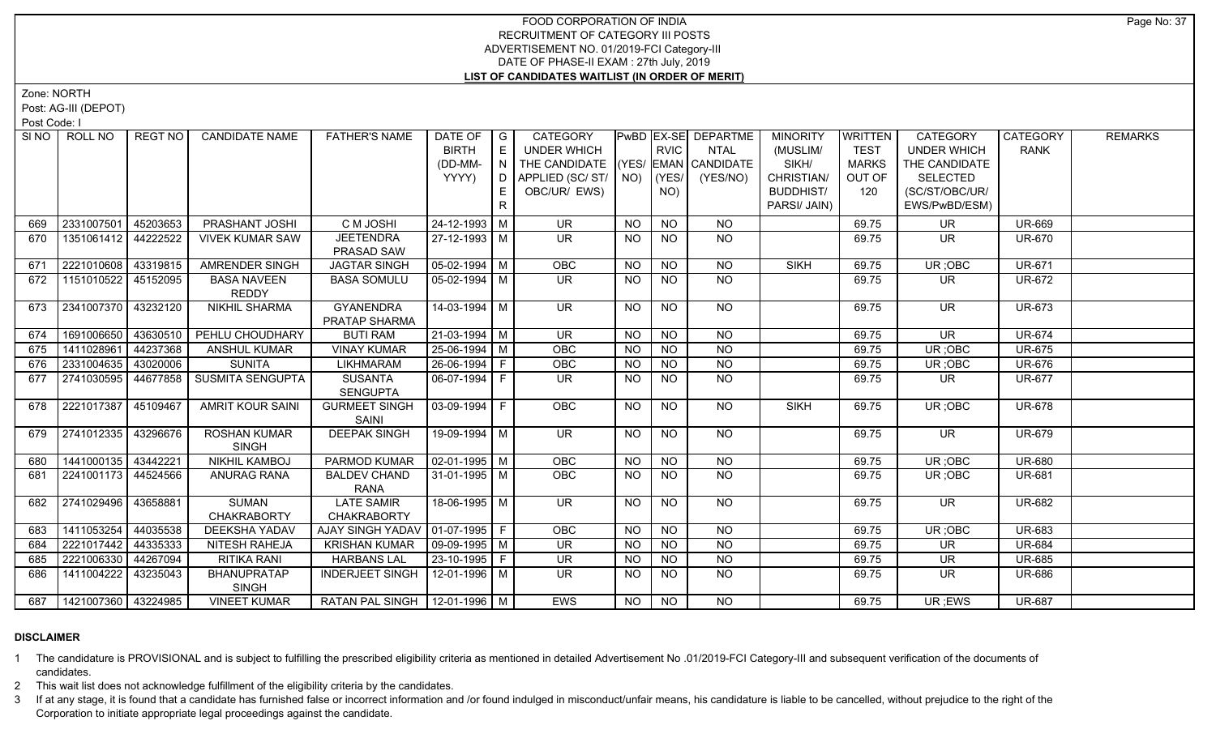FOOD CORPORATION OF INDIA
RECRUITMENT OF CATEGORY III POSTS
ADVERTISEMENT NO. 01/2019-FCI Category-III
DATE OF PHASE-II EXAM : 27th July, 2019
**LIST OF CANDIDATES WAITLIST (IN ORDER OF MERIT)**

Zone: NORTH

Post: AG-III (DEPOT)

Post Code: I

| SI NO | ROLL NO | REGT NO | CANDIDATE NAME | FATHER'S NAME | DATE OF BIRTH (DD-MM-YYYY) | GENDER | CATEGORY UNDER WHICH THE CANDIDATE APPLIED (SC/ ST/ OBC/UR/ EWS) | PwBD (YES/ NO) | EX-SERVICEMAN (YES/ NO) | DEPARTMENTAL CANDIDATE (YES/NO) | MINORITY (MUSLIM/ SIKH/ CHRISTIAN/ BUDDHIST/ PARSI/ JAIN) | WRITTEN TEST MARKS OUT OF 120 | CATEGORY UNDER WHICH THE CANDIDATE SELECTED (SC/ST/OBC/UR/ EWS/PwBD/ESM) | CATEGORY RANK | REMARKS |
|---|---|---|---|---|---|---|---|---|---|---|---|---|---|---|---|
| 669 | 2331007501 | 45203653 | PRASHANT JOSHI | C M JOSHI | 24-12-1993 | M | UR | NO | NO | NO | | 69.75 | UR | UR-669 | |
| 670 | 1351061412 | 44222522 | VIVEK KUMAR SAW | JEETENDRA PRASAD SAW | 27-12-1993 | M | UR | NO | NO | NO | | 69.75 | UR | UR-670 | |
| 671 | 2221010608 | 43319815 | AMRENDER SINGH | JAGTAR SINGH | 05-02-1994 | M | OBC | NO | NO | NO | SIKH | 69.75 | UR ;OBC | UR-671 | |
| 672 | 1151010522 | 45152095 | BASA NAVEEN REDDY | BASA SOMULU | 05-02-1994 | M | UR | NO | NO | NO | | 69.75 | UR | UR-672 | |
| 673 | 2341007370 | 43232120 | NIKHIL SHARMA | GYANENDRA PRATAP SHARMA | 14-03-1994 | M | UR | NO | NO | NO | | 69.75 | UR | UR-673 | |
| 674 | 1691006650 | 43630510 | PEHLU CHOUDHARY | BUTI RAM | 21-03-1994 | M | UR | NO | NO | NO | | 69.75 | UR | UR-674 | |
| 675 | 1411028961 | 44237368 | ANSHUL KUMAR | VINAY KUMAR | 25-06-1994 | M | OBC | NO | NO | NO | | 69.75 | UR ;OBC | UR-675 | |
| 676 | 2331004635 | 43020006 | SUNITA | LIKHMARAM | 26-06-1994 | F | OBC | NO | NO | NO | | 69.75 | UR ;OBC | UR-676 | |
| 677 | 2741030595 | 44677858 | SUSMITA SENGUPTA | SUSANTA SENGUPTA | 06-07-1994 | F | UR | NO | NO | NO | | 69.75 | UR | UR-677 | |
| 678 | 2221017387 | 45109467 | AMRIT KOUR SAINI | GURMEET SINGH SAINI | 03-09-1994 | F | OBC | NO | NO | NO | SIKH | 69.75 | UR ;OBC | UR-678 | |
| 679 | 2741012335 | 43296676 | ROSHAN KUMAR SINGH | DEEPAK SINGH | 19-09-1994 | M | UR | NO | NO | NO | | 69.75 | UR | UR-679 | |
| 680 | 1441000135 | 43442221 | NIKHIL KAMBOJ | PARMOD KUMAR | 02-01-1995 | M | OBC | NO | NO | NO | | 69.75 | UR ;OBC | UR-680 | |
| 681 | 2241001173 | 44524566 | ANURAG RANA | BALDEV CHAND RANA | 31-01-1995 | M | OBC | NO | NO | NO | | 69.75 | UR ;OBC | UR-681 | |
| 682 | 2741029496 | 43658881 | SUMAN CHAKRABORTY | LATE SAMIR CHAKRABORTY | 18-06-1995 | M | UR | NO | NO | NO | | 69.75 | UR | UR-682 | |
| 683 | 1411053254 | 44035538 | DEEKSHA YADAV | AJAY SINGH YADAV | 01-07-1995 | F | OBC | NO | NO | NO | | 69.75 | UR ;OBC | UR-683 | |
| 684 | 2221017442 | 44335333 | NITESH RAHEJA | KRISHAN KUMAR | 09-09-1995 | M | UR | NO | NO | NO | | 69.75 | UR | UR-684 | |
| 685 | 2221006330 | 44267094 | RITIKA RANI | HARBANS LAL | 23-10-1995 | F | UR | NO | NO | NO | | 69.75 | UR | UR-685 | |
| 686 | 1411004222 | 43235043 | BHANUPRATAP SINGH | INDERJEET SINGH | 12-01-1996 | M | UR | NO | NO | NO | | 69.75 | UR | UR-686 | |
| 687 | 1421007360 | 43224985 | VINEET KUMAR | RATAN PAL SINGH | 12-01-1996 | M | EWS | NO | NO | NO | | 69.75 | UR ;EWS | UR-687 | |

**DISCLAIMER**

1 The candidature is PROVISIONAL and is subject to fulfilling the prescribed eligibility criteria as mentioned in detailed Advertisement No .01/2019-FCI Category-III and subsequent verification of the documents of candidates.

2 This wait list does not acknowledge fulfillment of the eligibility criteria by the candidates.

3 If at any stage, it is found that a candidate has furnished false or incorrect information and /or found indulged in misconduct/unfair means, his candidature is liable to be cancelled, without prejudice to the right of the Corporation to initiate appropriate legal proceedings against the candidate.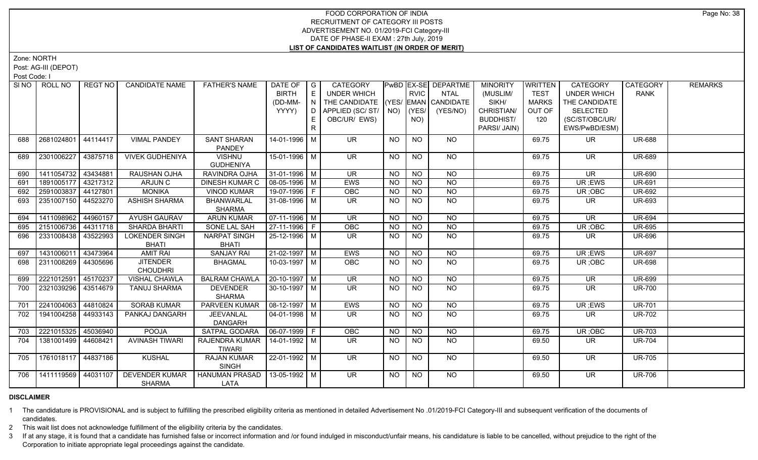# FOOD CORPORATION OF INDIA
## RECRUITMENT OF CATEGORY III POSTS
## ADVERTISEMENT NO. 01/2019-FCI Category-III
## DATE OF PHASE-II EXAM : 27th July, 2019
## LIST OF CANDIDATES WAITLIST (IN ORDER OF MERIT)

Zone: NORTH

Post: AG-III (DEPOT)

Post Code: I

| Sl NO | ROLL NO | REGT NO | CANDIDATE NAME | FATHER'S NAME | DATE OF BIRTH (DD-MM-YYYY) | GENDER | CATEGORY UNDER WHICH THE CANDIDATE APPLIED (SC/ ST/ OBC/UR/ EWS) | PwBD (YES/ NO) | EX-SERVICEMAN (YES/ NO) | DEPARTMENTAL CANDIDATE (YES/NO) | MINORITY (MUSLIM/ SIKH/ CHRISTIAN/ BUDDHIST/ PARSI/ JAIN) | WRITTEN TEST MARKS OUT OF 120 | CATEGORY UNDER WHICH THE CANDIDATE SELECTED (SC/ST/OBC/UR/ EWS/PwBD/ESM) | CATEGORY RANK | REMARKS |
|---|---|---|---|---|---|---|---|---|---|---|---|---|---|---|---|
| 688 | 2681024801 | 44114417 | VIMAL PANDEY | SANT SHARAN PANDEY | 14-01-1996 | M | UR | NO | NO | NO | | 69.75 | UR | UR-688 | |
| 689 | 2301006227 | 43875718 | VIVEK GUDHENIYA | VISHNU GUDHENIYA | 15-01-1996 | M | UR | NO | NO | NO | | 69.75 | UR | UR-689 | |
| 690 | 1411054732 | 43434881 | RAUSHAN OJHA | RAVINDRA OJHA | 31-01-1996 | M | UR | NO | NO | NO | | 69.75 | UR | UR-690 | |
| 691 | 1891005177 | 43217312 | ARJUN C | DINESH KUMAR C | 08-05-1996 | M | EWS | NO | NO | NO | | 69.75 | UR ;EWS | UR-691 | |
| 692 | 2591003837 | 44127801 | MONIKA | VINOD KUMAR | 19-07-1996 | F | OBC | NO | NO | NO | | 69.75 | UR ;OBC | UR-692 | |
| 693 | 2351007150 | 44523270 | ASHISH SHARMA | BHANWARLAL SHARMA | 31-08-1996 | M | UR | NO | NO | NO | | 69.75 | UR | UR-693 | |
| 694 | 1411098962 | 44960157 | AYUSH GAURAV | ARUN KUMAR | 07-11-1996 | M | UR | NO | NO | NO | | 69.75 | UR | UR-694 | |
| 695 | 2151006736 | 44311718 | SHARDA BHARTI | SONE LAL SAH | 27-11-1996 | F | OBC | NO | NO | NO | | 69.75 | UR ;OBC | UR-695 | |
| 696 | 2331008438 | 43522993 | LOKENDER SINGH BHATI | NARPAT SINGH BHATI | 25-12-1996 | M | UR | NO | NO | NO | | 69.75 | UR | UR-696 | |
| 697 | 1431006011 | 43473964 | AMIT RAI | SANJAY RAI | 21-02-1997 | M | EWS | NO | NO | NO | | 69.75 | UR ;EWS | UR-697 | |
| 698 | 2311008269 | 44305696 | JITENDER CHOUDHRI | BHAGMAL | 10-03-1997 | M | OBC | NO | NO | NO | | 69.75 | UR ;OBC | UR-698 | |
| 699 | 2221012591 | 45170237 | VISHAL CHAWLA | BALRAM CHAWLA | 20-10-1997 | M | UR | NO | NO | NO | | 69.75 | UR | UR-699 | |
| 700 | 2321039296 | 43514679 | TANUJ SHARMA | DEVENDER SHARMA | 30-10-1997 | M | UR | NO | NO | NO | | 69.75 | UR | UR-700 | |
| 701 | 2241004063 | 44810824 | SORAB KUMAR | PARVEEN KUMAR | 08-12-1997 | M | EWS | NO | NO | NO | | 69.75 | UR ;EWS | UR-701 | |
| 702 | 1941004258 | 44933143 | PANKAJ DANGARH | JEEVANLAL DANGARH | 04-01-1998 | M | UR | NO | NO | NO | | 69.75 | UR | UR-702 | |
| 703 | 2221015325 | 45036940 | POOJA | SATPAL GODARA | 06-07-1999 | F | OBC | NO | NO | NO | | 69.75 | UR ;OBC | UR-703 | |
| 704 | 1381001499 | 44608421 | AVINASH TIWARI | RAJENDRA KUMAR TIWARI | 14-01-1992 | M | UR | NO | NO | NO | | 69.50 | UR | UR-704 | |
| 705 | 1761018117 | 44837186 | KUSHAL | RAJAN KUMAR SINGH | 22-01-1992 | M | UR | NO | NO | NO | | 69.50 | UR | UR-705 | |
| 706 | 1411119569 | 44031107 | DEVENDER KUMAR SHARMA | HANUMAN PRASAD LATA | 13-05-1992 | M | UR | NO | NO | NO | | 69.50 | UR | UR-706 | |

**DISCLAIMER**

1 The candidature is PROVISIONAL and is subject to fulfilling the prescribed eligibility criteria as mentioned in detailed Advertisement No .01/2019-FCI Category-III and subsequent verification of the documents of candidates.

2 This wait list does not acknowledge fulfillment of the eligibility criteria by the candidates.

3 If at any stage, it is found that a candidate has furnished false or incorrect information and /or found indulged in misconduct/unfair means, his candidature is liable to be cancelled, without prejudice to the right of the Corporation to initiate appropriate legal proceedings against the candidate.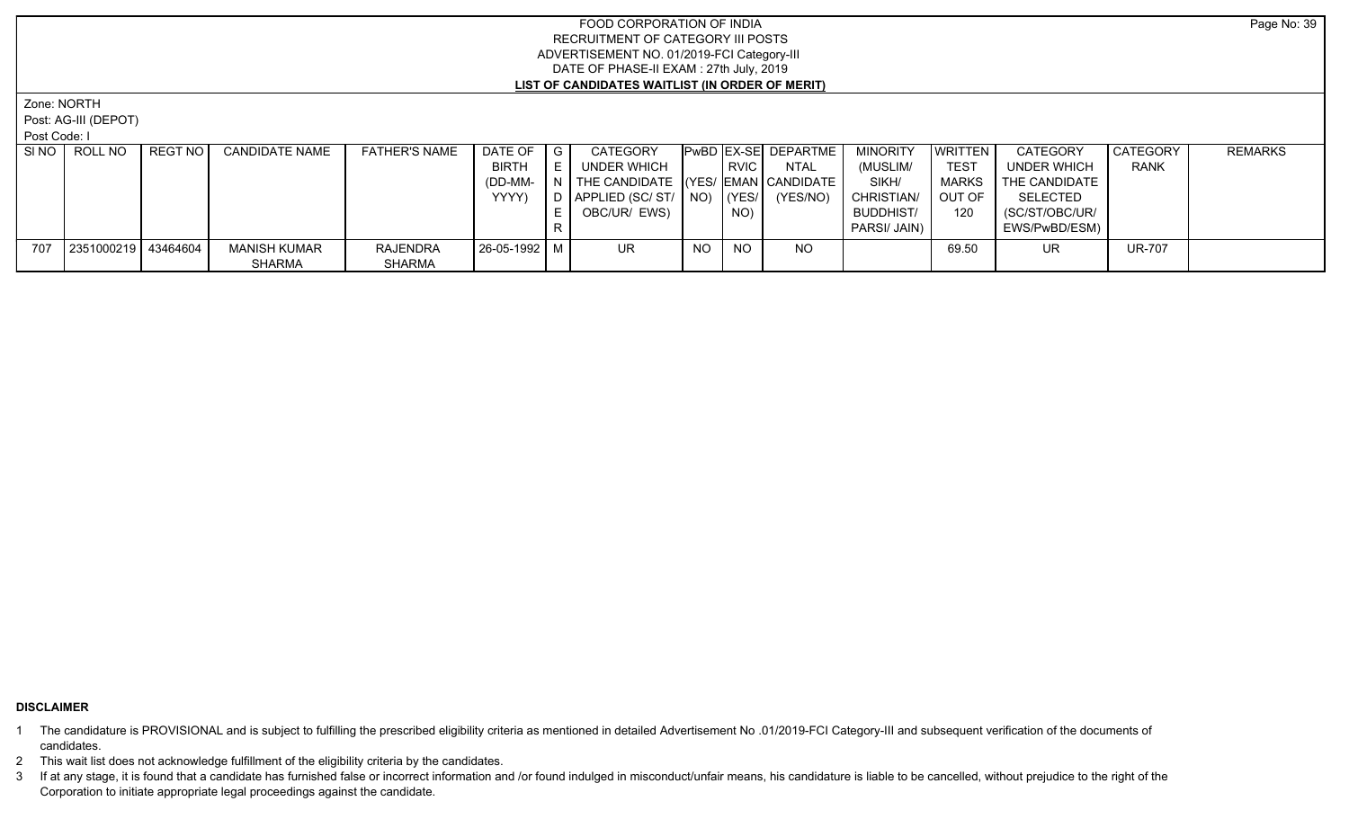# FOOD CORPORATION OF INDIA

RECRUITMENT OF CATEGORY III POSTS

ADVERTISEMENT NO. 01/2019-FCI Category-III

DATE OF PHASE-II EXAM : 27th July, 2019

**LIST OF CANDIDATES WAITLIST (IN ORDER OF MERIT)**

Zone: NORTH

Post: AG-III (DEPOT)

Post Code: I

| SI NO | ROLL NO | REGT NO | CANDIDATE NAME | FATHER'S NAME | DATE OF BIRTH (DD-MM-YYYY) | GENDER | CATEGORY UNDER WHICH THE CANDIDATE APPLIED (SC/ ST/ OBC/UR/ EWS) | PwBD (YES/ NO) | EX-SERVICEMAN (YES/ NO) | DEPARTMENTAL CANDIDATE (YES/NO) | MINORITY (MUSLIM/ SIKH/ CHRISTIAN/ BUDDHIST/ PARSI/ JAIN) | WRITTEN TEST MARKS OUT OF 120 | CATEGORY UNDER WHICH THE CANDIDATE SELECTED (SC/ST/OBC/UR/ EWS/PwBD/ESM) | CATEGORY RANK | REMARKS |
|---|---|---|---|---|---|---|---|---|---|---|---|---|---|---|---|
| 707 | 2351000219 | 43464604 | MANISH KUMAR SHARMA | RAJENDRA SHARMA | 26-05-1992 | M | UR | NO | NO | NO | | 69.50 | UR | UR-707 | |

**DISCLAIMER**

1. The candidature is PROVISIONAL and is subject to fulfilling the prescribed eligibility criteria as mentioned in detailed Advertisement No .01/2019-FCI Category-III and subsequent verification of the documents of candidates.
2. This wait list does not acknowledge fulfillment of the eligibility criteria by the candidates.
3. If at any stage, it is found that a candidate has furnished false or incorrect information and /or found indulged in misconduct/unfair means, his candidature is liable to be cancelled, without prejudice to the right of the Corporation to initiate appropriate legal proceedings against the candidate.